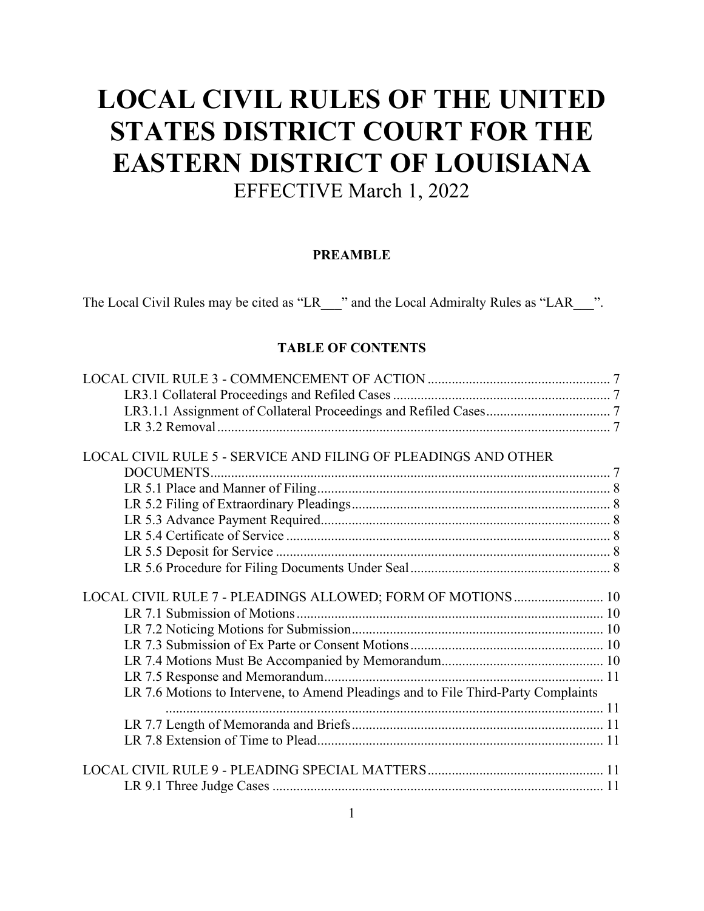# LOCAL CIVIL RULES OF THE UNITED STATES DISTRICT COURT FOR THE EASTERN DISTRICT OF LOUISIANA

EFFECTIVE March 1, 2022

**PREAMBLE**

The Local Civil Rules may be cited as "LR___" and the Local Admiralty Rules as "LAR___".

**TABLE OF CONTENTS**

LOCAL CIVIL RULE 3 - COMMENCEMENT OF ACTION ..................... 7
- LR3.1 Collateral Proceedings and Refiled Cases ..................... 7
- LR3.1.1 Assignment of Collateral Proceedings and Refiled Cases ..................... 7
- LR 3.2 Removal ..................... 7

LOCAL CIVIL RULE 5 - SERVICE AND FILING OF PLEADINGS AND OTHER DOCUMENTS ..................... 7
- LR 5.1 Place and Manner of Filing ..................... 8
- LR 5.2 Filing of Extraordinary Pleadings ..................... 8
- LR 5.3 Advance Payment Required ..................... 8
- LR 5.4 Certificate of Service ..................... 8
- LR 5.5 Deposit for Service ..................... 8
- LR 5.6 Procedure for Filing Documents Under Seal ..................... 8

LOCAL CIVIL RULE 7 - PLEADINGS ALLOWED; FORM OF MOTIONS ..................... 10
- LR 7.1 Submission of Motions ..................... 10
- LR 7.2 Noticing Motions for Submission ..................... 10
- LR 7.3 Submission of Ex Parte or Consent Motions ..................... 10
- LR 7.4 Motions Must Be Accompanied by Memorandum ..................... 10
- LR 7.5 Response and Memorandum ..................... 11
- LR 7.6 Motions to Intervene, to Amend Pleadings and to File Third-Party Complaints ..................... 11
- LR 7.7 Length of Memoranda and Briefs ..................... 11
- LR 7.8 Extension of Time to Plead ..................... 11

LOCAL CIVIL RULE 9 - PLEADING SPECIAL MATTERS ..................... 11
- LR 9.1 Three Judge Cases ..................... 11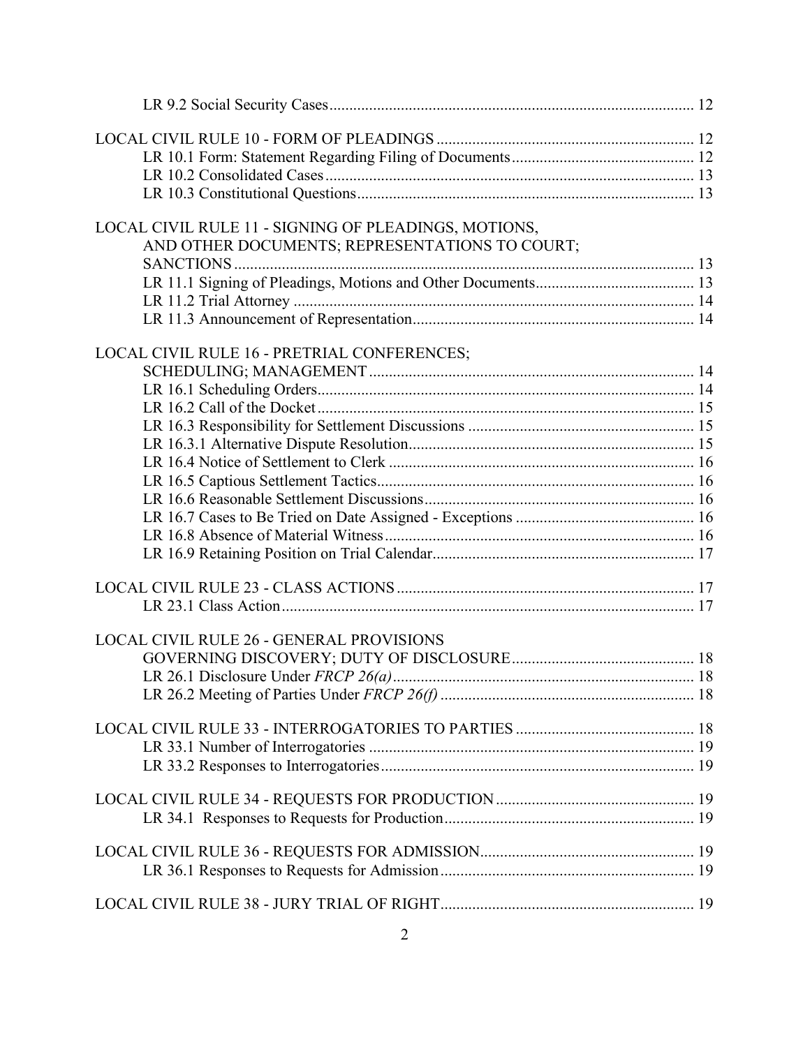LR 9.2 Social Security Cases ........ 12

LOCAL CIVIL RULE 10 - FORM OF PLEADINGS ........ 12
- LR 10.1 Form: Statement Regarding Filing of Documents ........ 12
- LR 10.2 Consolidated Cases ........ 13
- LR 10.3 Constitutional Questions ........ 13

LOCAL CIVIL RULE 11 - SIGNING OF PLEADINGS, MOTIONS, AND OTHER DOCUMENTS; REPRESENTATIONS TO COURT; SANCTIONS ........ 13
- LR 11.1 Signing of Pleadings, Motions and Other Documents ........ 13
- LR 11.2 Trial Attorney ........ 14
- LR 11.3 Announcement of Representation ........ 14

LOCAL CIVIL RULE 16 - PRETRIAL CONFERENCES; SCHEDULING; MANAGEMENT ........ 14
- LR 16.1 Scheduling Orders ........ 14
- LR 16.2 Call of the Docket ........ 15
- LR 16.3 Responsibility for Settlement Discussions ........ 15
- LR 16.3.1 Alternative Dispute Resolution ........ 15
- LR 16.4 Notice of Settlement to Clerk ........ 16
- LR 16.5 Captious Settlement Tactics ........ 16
- LR 16.6 Reasonable Settlement Discussions ........ 16
- LR 16.7 Cases to Be Tried on Date Assigned - Exceptions ........ 16
- LR 16.8 Absence of Material Witness ........ 16
- LR 16.9 Retaining Position on Trial Calendar ........ 17

LOCAL CIVIL RULE 23 - CLASS ACTIONS ........ 17
- LR 23.1 Class Action ........ 17

LOCAL CIVIL RULE 26 - GENERAL PROVISIONS GOVERNING DISCOVERY; DUTY OF DISCLOSURE ........ 18
- LR 26.1 Disclosure Under *FRCP 26(a)* ........ 18
- LR 26.2 Meeting of Parties Under *FRCP 26(f)* ........ 18

LOCAL CIVIL RULE 33 - INTERROGATORIES TO PARTIES ........ 18
- LR 33.1 Number of Interrogatories ........ 19
- LR 33.2 Responses to Interrogatories ........ 19

LOCAL CIVIL RULE 34 - REQUESTS FOR PRODUCTION ........ 19
- LR 34.1 Responses to Requests for Production ........ 19

LOCAL CIVIL RULE 36 - REQUESTS FOR ADMISSION ........ 19
- LR 36.1 Responses to Requests for Admission ........ 19

LOCAL CIVIL RULE 38 - JURY TRIAL OF RIGHT ........ 19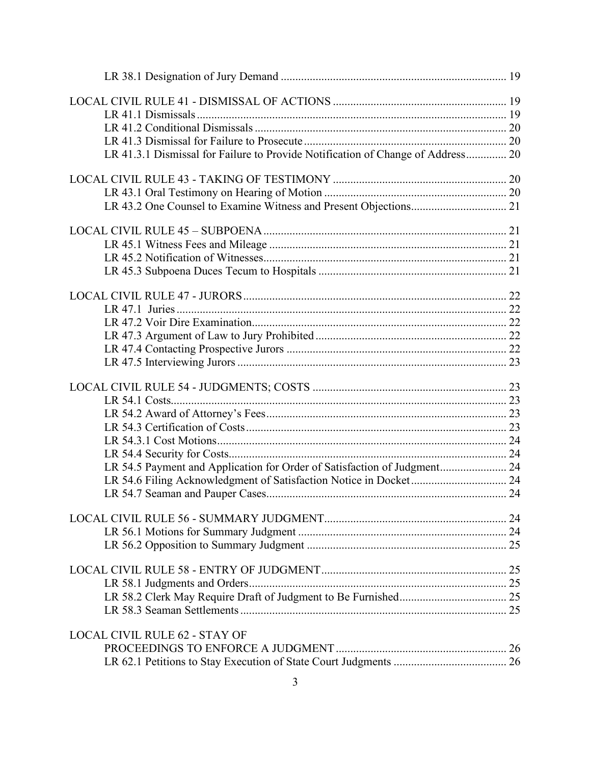LR 38.1 Designation of Jury Demand ............................................................................ 19

LOCAL CIVIL RULE 41 - DISMISSAL OF ACTIONS ........................................................... 19
- LR 41.1 Dismissals .......................................................................................................... 19
- LR 41.2 Conditional Dismissals ...................................................................................... 20
- LR 41.3 Dismissal for Failure to Prosecute ..................................................................... 20
- LR 41.3.1 Dismissal for Failure to Provide Notification of Change of Address ............. 20

LOCAL CIVIL RULE 43 - TAKING OF TESTIMONY ........................................................... 20
- LR 43.1 Oral Testimony on Hearing of Motion .............................................................. 20
- LR 43.2 One Counsel to Examine Witness and Present Objections ................................. 21

LOCAL CIVIL RULE 45 – SUBPOENA .................................................................................... 21
- LR 45.1 Witness Fees and Mileage .................................................................................. 21
- LR 45.2 Notification of Witnesses .................................................................................... 21
- LR 45.3 Subpoena Duces Tecum to Hospitals ................................................................. 21

LOCAL CIVIL RULE 47 - JURORS ........................................................................................... 22
- LR 47.1 Juries .................................................................................................................. 22
- LR 47.2 Voir Dire Examination ........................................................................................ 22
- LR 47.3 Argument of Law to Jury Prohibited ................................................................. 22
- LR 47.4 Contacting Prospective Jurors ........................................................................... 22
- LR 47.5 Interviewing Jurors ............................................................................................ 23

LOCAL CIVIL RULE 54 - JUDGMENTS; COSTS .................................................................. 23
- LR 54.1 Costs .................................................................................................................... 23
- LR 54.2 Award of Attorney's Fees .................................................................................. 23
- LR 54.3 Certification of Costs ......................................................................................... 23
- LR 54.3.1 Cost Motions ................................................................................................... 24
- LR 54.4 Security for Costs ............................................................................................... 24
- LR 54.5 Payment and Application for Order of Satisfaction of Judgment ....................... 24
- LR 54.6 Filing Acknowledgment of Satisfaction Notice in Docket ................................. 24
- LR 54.7 Seaman and Pauper Cases .................................................................................. 24

LOCAL CIVIL RULE 56 - SUMMARY JUDGMENT .............................................................. 24
- LR 56.1 Motions for Summary Judgment ........................................................................ 24
- LR 56.2 Opposition to Summary Judgment .................................................................... 25

LOCAL CIVIL RULE 58 - ENTRY OF JUDGMENT ............................................................... 25
- LR 58.1 Judgments and Orders ........................................................................................ 25
- LR 58.2 Clerk May Require Draft of Judgment to Be Furnished ..................................... 25
- LR 58.3 Seaman Settlements ........................................................................................... 25

LOCAL CIVIL RULE 62 - STAY OF PROCEEDINGS TO ENFORCE A JUDGMENT .......................................................... 26
- LR 62.1 Petitions to Stay Execution of State Court Judgments ....................................... 26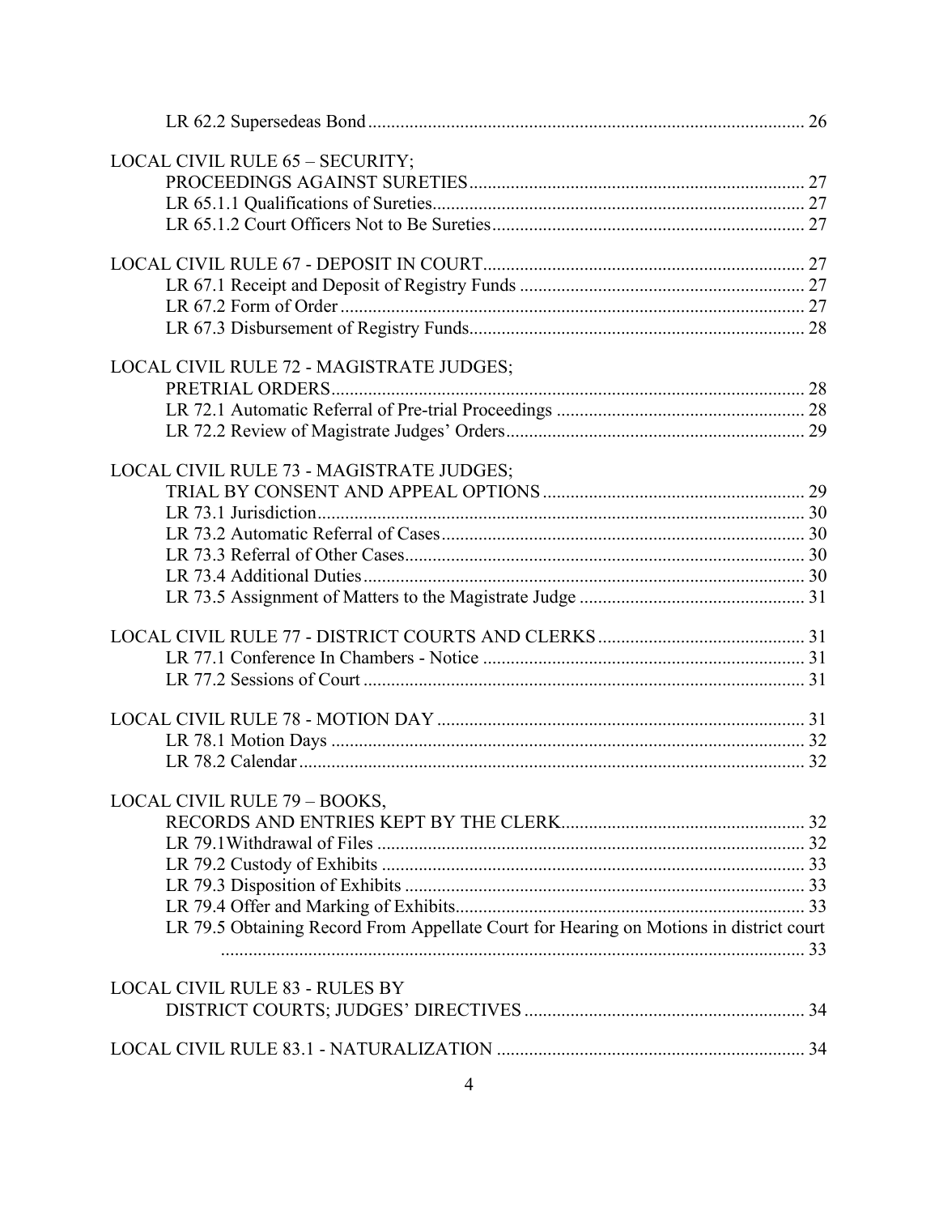LR 62.2 Supersedeas Bond ............................................................................................. 26

LOCAL CIVIL RULE 65 – SECURITY;
PROCEEDINGS AGAINST SURETIES ......................................................................... 27
LR 65.1.1 Qualifications of Sureties ................................................................................ 27
LR 65.1.2 Court Officers Not to Be Sureties ................................................................... 27

LOCAL CIVIL RULE 67 - DEPOSIT IN COURT ....................................................................... 27
LR 67.1 Receipt and Deposit of Registry Funds ............................................................. 27
LR 67.2 Form of Order .................................................................................................... 27
LR 67.3 Disbursement of Registry Funds ........................................................................ 28

LOCAL CIVIL RULE 72 - MAGISTRATE JUDGES;
PRETRIAL ORDERS ......................................................................................................... 28
LR 72.1 Automatic Referral of Pre-trial Proceedings ...................................................... 28
LR 72.2 Review of Magistrate Judges' Orders ................................................................ 29

LOCAL CIVIL RULE 73 - MAGISTRATE JUDGES;
TRIAL BY CONSENT AND APPEAL OPTIONS ......................................................... 29
LR 73.1 Jurisdiction ......................................................................................................... 30
LR 73.2 Automatic Referral of Cases .............................................................................. 30
LR 73.3 Referral of Other Cases ...................................................................................... 30
LR 73.4 Additional Duties ............................................................................................... 30
LR 73.5 Assignment of Matters to the Magistrate Judge ................................................. 31

LOCAL CIVIL RULE 77 - DISTRICT COURTS AND CLERKS ............................................. 31
LR 77.1 Conference In Chambers - Notice ..................................................................... 31
LR 77.2 Sessions of Court ............................................................................................... 31

LOCAL CIVIL RULE 78 - MOTION DAY ................................................................................ 31
LR 78.1 Motion Days ....................................................................................................... 32
LR 78.2 Calendar ............................................................................................................. 32

LOCAL CIVIL RULE 79 – BOOKS,
RECORDS AND ENTRIES KEPT BY THE CLERK ..................................................... 32
LR 79.1Withdrawal of Files ............................................................................................ 32
LR 79.2 Custody of Exhibits ........................................................................................... 33
LR 79.3 Disposition of Exhibits ...................................................................................... 33
LR 79.4 Offer and Marking of Exhibits ........................................................................... 33
LR 79.5 Obtaining Record From Appellate Court for Hearing on Motions in district court ............................................................................................................................... 33

LOCAL CIVIL RULE 83 - RULES BY
DISTRICT COURTS; JUDGES' DIRECTIVES ............................................................. 34

LOCAL CIVIL RULE 83.1 - NATURALIZATION ................................................................... 34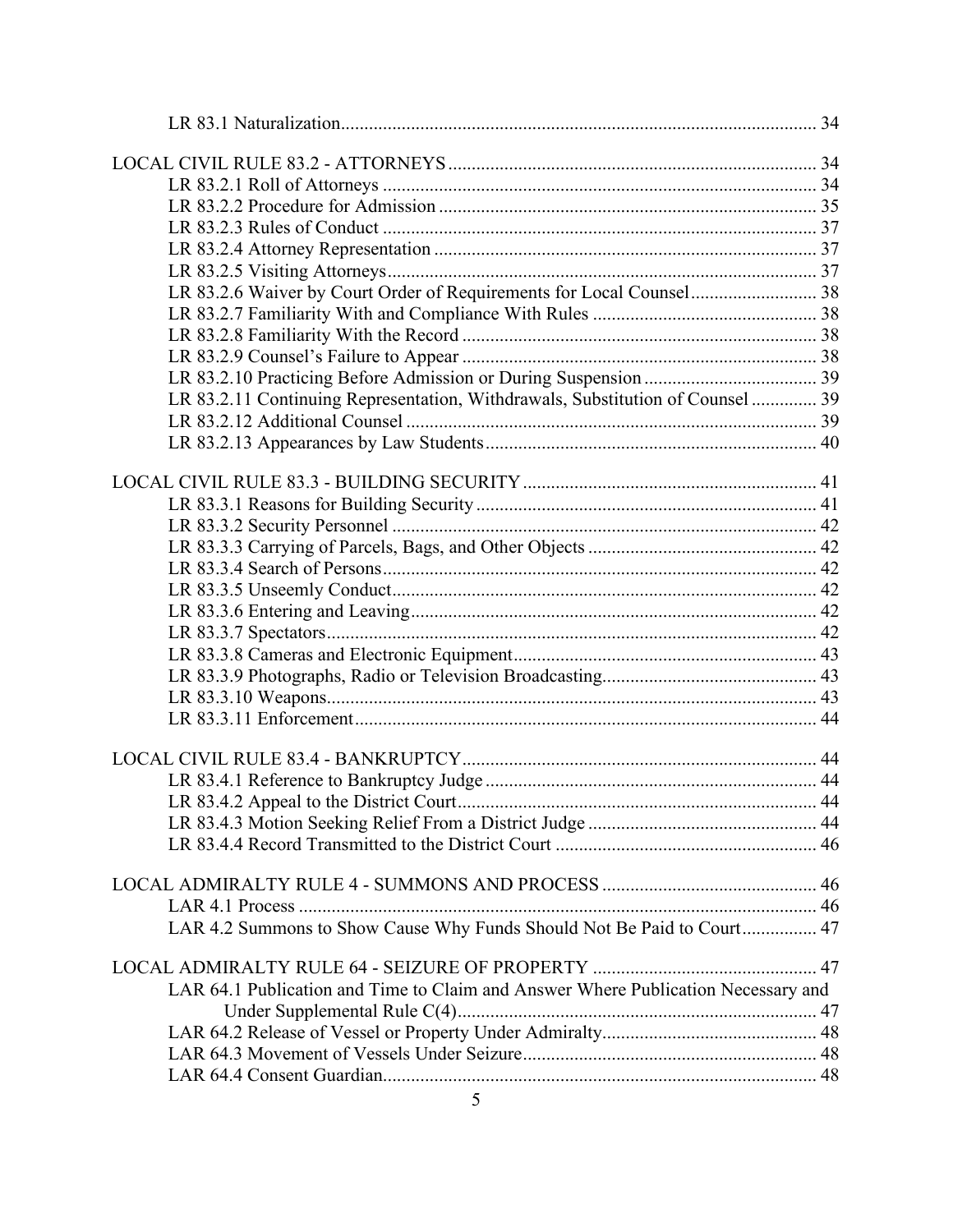LR 83.1 Naturalization ..... 34

LOCAL CIVIL RULE 83.2 - ATTORNEYS ..... 34
- LR 83.2.1 Roll of Attorneys ..... 34
- LR 83.2.2 Procedure for Admission ..... 35
- LR 83.2.3 Rules of Conduct ..... 37
- LR 83.2.4 Attorney Representation ..... 37
- LR 83.2.5 Visiting Attorneys ..... 37
- LR 83.2.6 Waiver by Court Order of Requirements for Local Counsel ..... 38
- LR 83.2.7 Familiarity With and Compliance With Rules ..... 38
- LR 83.2.8 Familiarity With the Record ..... 38
- LR 83.2.9 Counsel's Failure to Appear ..... 38
- LR 83.2.10 Practicing Before Admission or During Suspension ..... 39
- LR 83.2.11 Continuing Representation, Withdrawals, Substitution of Counsel ..... 39
- LR 83.2.12 Additional Counsel ..... 39
- LR 83.2.13 Appearances by Law Students ..... 40

LOCAL CIVIL RULE 83.3 - BUILDING SECURITY ..... 41
- LR 83.3.1 Reasons for Building Security ..... 41
- LR 83.3.2 Security Personnel ..... 42
- LR 83.3.3 Carrying of Parcels, Bags, and Other Objects ..... 42
- LR 83.3.4 Search of Persons ..... 42
- LR 83.3.5 Unseemly Conduct ..... 42
- LR 83.3.6 Entering and Leaving ..... 42
- LR 83.3.7 Spectators ..... 42
- LR 83.3.8 Cameras and Electronic Equipment ..... 43
- LR 83.3.9 Photographs, Radio or Television Broadcasting ..... 43
- LR 83.3.10 Weapons ..... 43
- LR 83.3.11 Enforcement ..... 44

LOCAL CIVIL RULE 83.4 - BANKRUPTCY ..... 44
- LR 83.4.1 Reference to Bankruptcy Judge ..... 44
- LR 83.4.2 Appeal to the District Court ..... 44
- LR 83.4.3 Motion Seeking Relief From a District Judge ..... 44
- LR 83.4.4 Record Transmitted to the District Court ..... 46

LOCAL ADMIRALTY RULE 4 - SUMMONS AND PROCESS ..... 46
- LAR 4.1 Process ..... 46
- LAR 4.2 Summons to Show Cause Why Funds Should Not Be Paid to Court ..... 47

LOCAL ADMIRALTY RULE 64 - SEIZURE OF PROPERTY ..... 47
- LAR 64.1 Publication and Time to Claim and Answer Where Publication Necessary and Under Supplemental Rule C(4) ..... 47
- LAR 64.2 Release of Vessel or Property Under Admiralty ..... 48
- LAR 64.3 Movement of Vessels Under Seizure ..... 48
- LAR 64.4 Consent Guardian ..... 48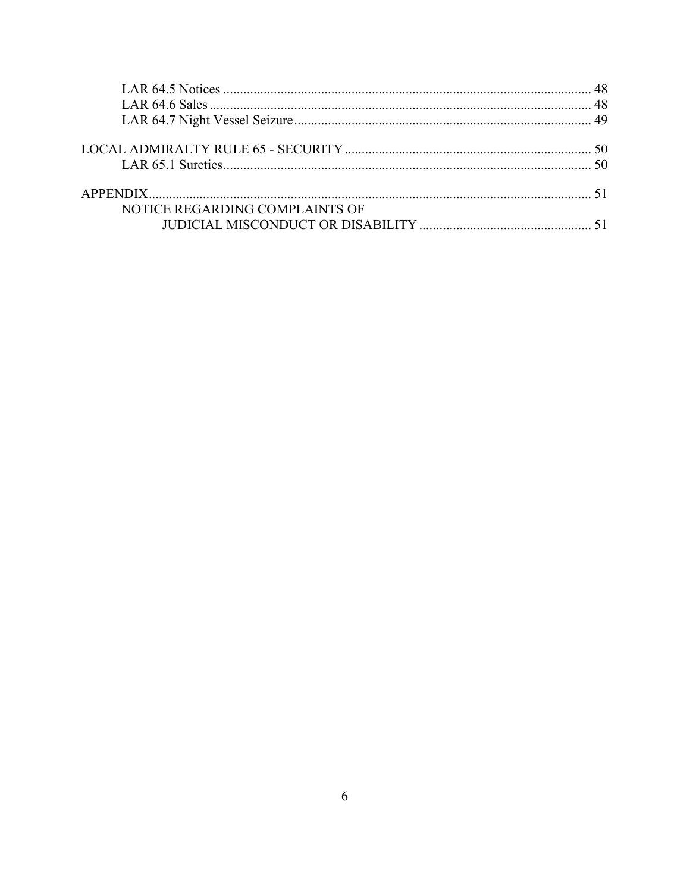LAR 64.5 Notices ............................................................................................................ 48
LAR 64.6 Sales ................................................................................................................ 48
LAR 64.7 Night Vessel Seizure ....................................................................................... 49

LOCAL ADMIRALTY RULE 65 - SECURITY ......................................................................... 50
LAR 65.1 Sureties ............................................................................................................ 50

APPENDIX ................................................................................................................................ 51
NOTICE REGARDING COMPLAINTS OF JUDICIAL MISCONDUCT OR DISABILITY ................................................... 51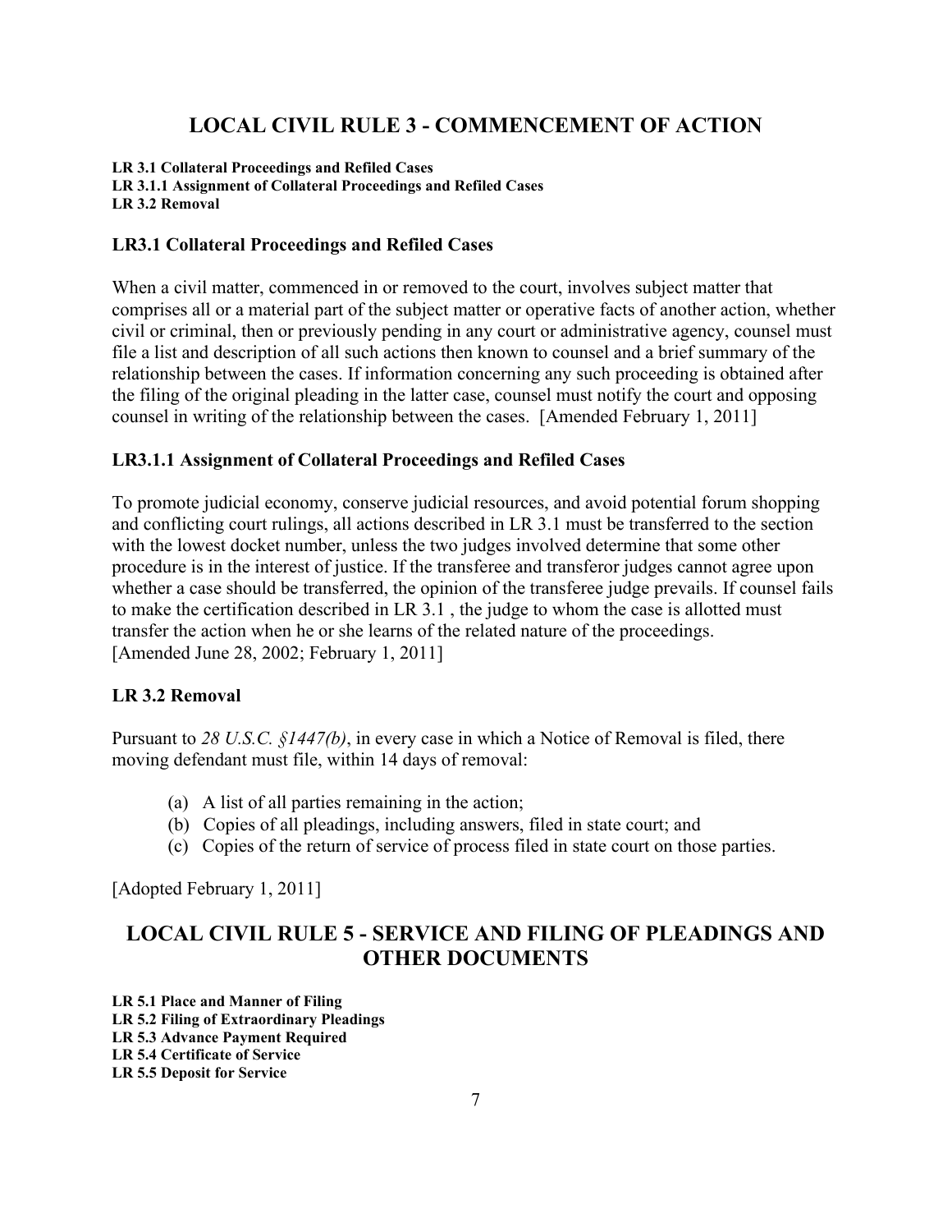# LOCAL CIVIL RULE 3 - COMMENCEMENT OF ACTION

**LR 3.1 Collateral Proceedings and Refiled Cases**
**LR 3.1.1 Assignment of Collateral Proceedings and Refiled Cases**
**LR 3.2 Removal**

### LR3.1 Collateral Proceedings and Refiled Cases

When a civil matter, commenced in or removed to the court, involves subject matter that comprises all or a material part of the subject matter or operative facts of another action, whether civil or criminal, then or previously pending in any court or administrative agency, counsel must file a list and description of all such actions then known to counsel and a brief summary of the relationship between the cases. If information concerning any such proceeding is obtained after the filing of the original pleading in the latter case, counsel must notify the court and opposing counsel in writing of the relationship between the cases. [Amended February 1, 2011]

### LR3.1.1 Assignment of Collateral Proceedings and Refiled Cases

To promote judicial economy, conserve judicial resources, and avoid potential forum shopping and conflicting court rulings, all actions described in LR 3.1 must be transferred to the section with the lowest docket number, unless the two judges involved determine that some other procedure is in the interest of justice. If the transferee and transferor judges cannot agree upon whether a case should be transferred, the opinion of the transferee judge prevails. If counsel fails to make the certification described in LR 3.1 , the judge to whom the case is allotted must transfer the action when he or she learns of the related nature of the proceedings.
[Amended June 28, 2002; February 1, 2011]

### LR 3.2 Removal

Pursuant to *28 U.S.C. §1447(b)*, in every case in which a Notice of Removal is filed, there moving defendant must file, within 14 days of removal:

- (a) A list of all parties remaining in the action;
- (b) Copies of all pleadings, including answers, filed in state court; and
- (c) Copies of the return of service of process filed in state court on those parties.

[Adopted February 1, 2011]

# LOCAL CIVIL RULE 5 - SERVICE AND FILING OF PLEADINGS AND OTHER DOCUMENTS

**LR 5.1 Place and Manner of Filing**
**LR 5.2 Filing of Extraordinary Pleadings**
**LR 5.3 Advance Payment Required**
**LR 5.4 Certificate of Service**
**LR 5.5 Deposit for Service**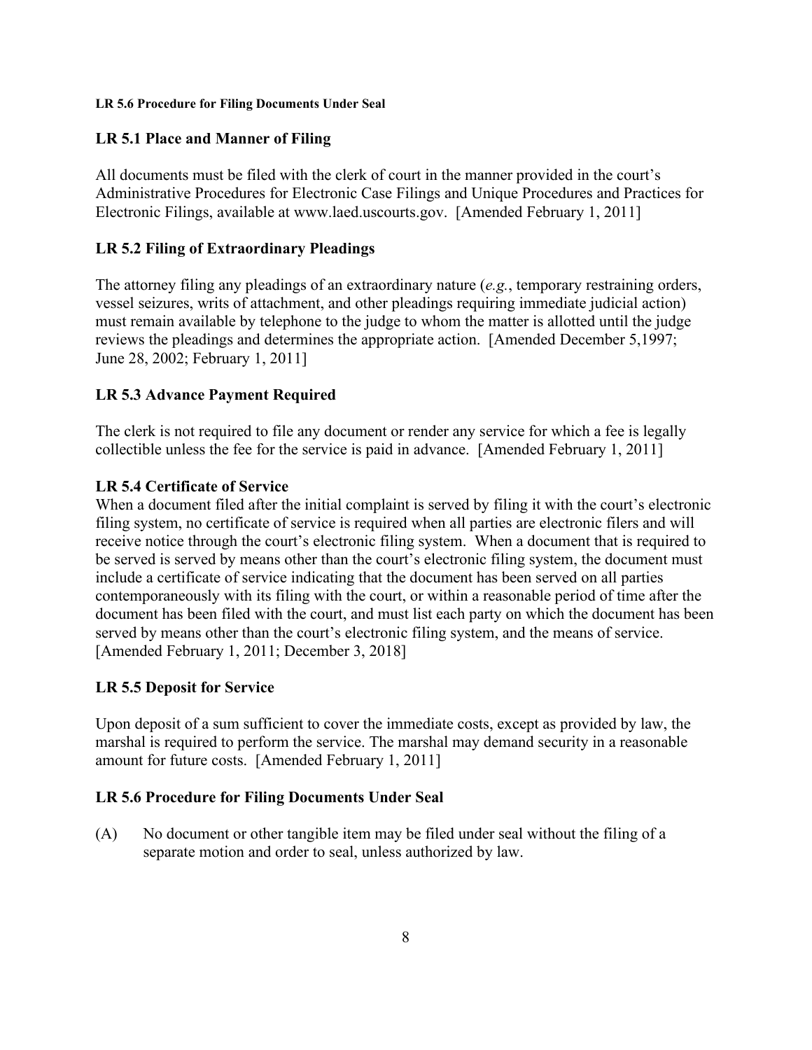**LR 5.6 Procedure for Filing Documents Under Seal**

## LR 5.1 Place and Manner of Filing

All documents must be filed with the clerk of court in the manner provided in the court's Administrative Procedures for Electronic Case Filings and Unique Procedures and Practices for Electronic Filings, available at www.laed.uscourts.gov. [Amended February 1, 2011]

## LR 5.2 Filing of Extraordinary Pleadings

The attorney filing any pleadings of an extraordinary nature (*e.g.*, temporary restraining orders, vessel seizures, writs of attachment, and other pleadings requiring immediate judicial action) must remain available by telephone to the judge to whom the matter is allotted until the judge reviews the pleadings and determines the appropriate action. [Amended December 5,1997; June 28, 2002; February 1, 2011]

## LR 5.3 Advance Payment Required

The clerk is not required to file any document or render any service for which a fee is legally collectible unless the fee for the service is paid in advance. [Amended February 1, 2011]

## LR 5.4 Certificate of Service

When a document filed after the initial complaint is served by filing it with the court's electronic filing system, no certificate of service is required when all parties are electronic filers and will receive notice through the court's electronic filing system. When a document that is required to be served is served by means other than the court's electronic filing system, the document must include a certificate of service indicating that the document has been served on all parties contemporaneously with its filing with the court, or within a reasonable period of time after the document has been filed with the court, and must list each party on which the document has been served by means other than the court's electronic filing system, and the means of service. [Amended February 1, 2011; December 3, 2018]

## LR 5.5 Deposit for Service

Upon deposit of a sum sufficient to cover the immediate costs, except as provided by law, the marshal is required to perform the service. The marshal may demand security in a reasonable amount for future costs. [Amended February 1, 2011]

## LR 5.6 Procedure for Filing Documents Under Seal

(A) No document or other tangible item may be filed under seal without the filing of a separate motion and order to seal, unless authorized by law.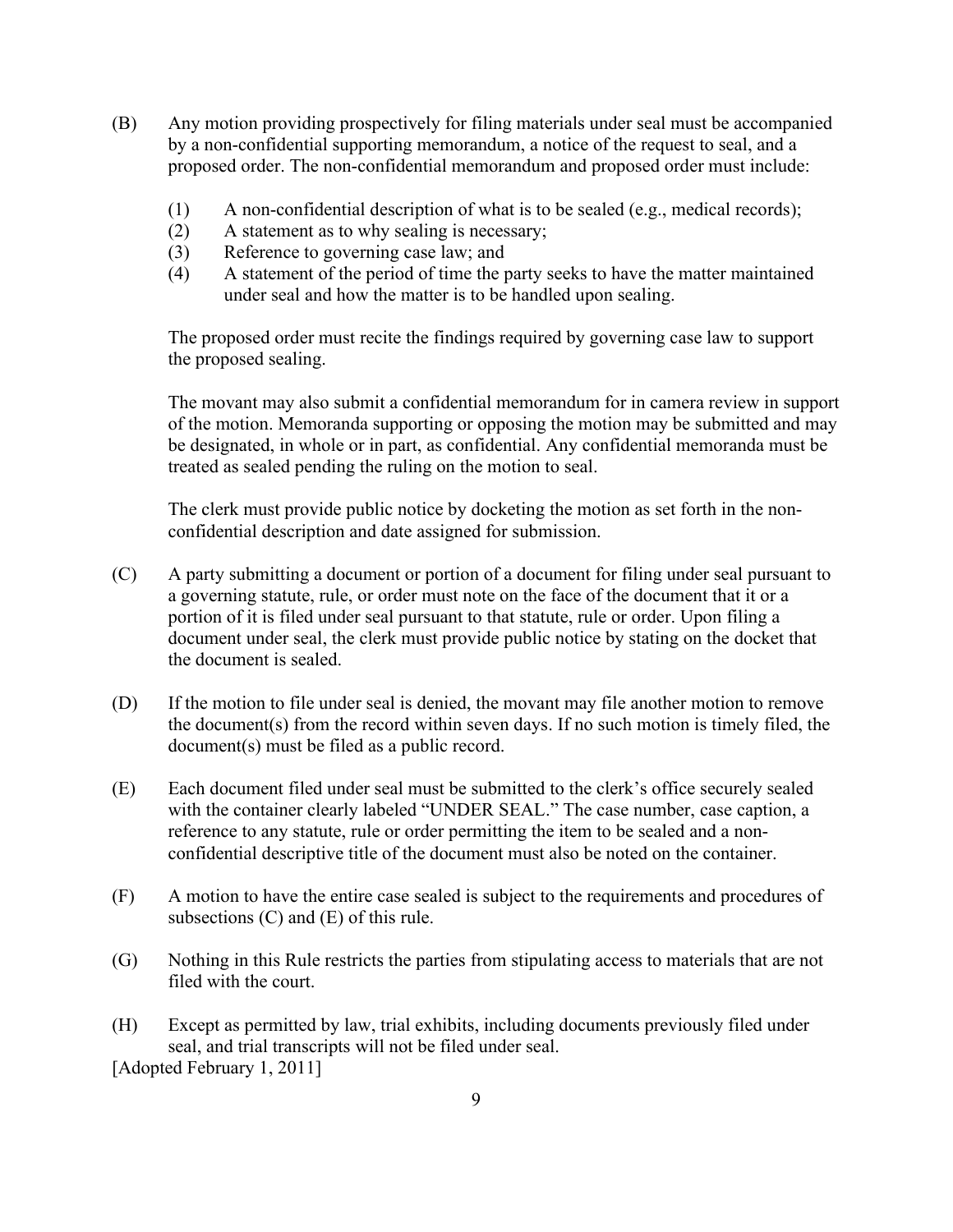(B) Any motion providing prospectively for filing materials under seal must be accompanied by a non-confidential supporting memorandum, a notice of the request to seal, and a proposed order. The non-confidential memorandum and proposed order must include:

  (1) A non-confidential description of what is to be sealed (e.g., medical records);
  (2) A statement as to why sealing is necessary;
  (3) Reference to governing case law; and
  (4) A statement of the period of time the party seeks to have the matter maintained under seal and how the matter is to be handled upon sealing.

  The proposed order must recite the findings required by governing case law to support the proposed sealing.

  The movant may also submit a confidential memorandum for in camera review in support of the motion. Memoranda supporting or opposing the motion may be submitted and may be designated, in whole or in part, as confidential. Any confidential memoranda must be treated as sealed pending the ruling on the motion to seal.

  The clerk must provide public notice by docketing the motion as set forth in the non-confidential description and date assigned for submission.

(C) A party submitting a document or portion of a document for filing under seal pursuant to a governing statute, rule, or order must note on the face of the document that it or a portion of it is filed under seal pursuant to that statute, rule or order. Upon filing a document under seal, the clerk must provide public notice by stating on the docket that the document is sealed.

(D) If the motion to file under seal is denied, the movant may file another motion to remove the document(s) from the record within seven days. If no such motion is timely filed, the document(s) must be filed as a public record.

(E) Each document filed under seal must be submitted to the clerk's office securely sealed with the container clearly labeled "UNDER SEAL." The case number, case caption, a reference to any statute, rule or order permitting the item to be sealed and a non-confidential descriptive title of the document must also be noted on the container.

(F) A motion to have the entire case sealed is subject to the requirements and procedures of subsections (C) and (E) of this rule.

(G) Nothing in this Rule restricts the parties from stipulating access to materials that are not filed with the court.

(H) Except as permitted by law, trial exhibits, including documents previously filed under seal, and trial transcripts will not be filed under seal.

[Adopted February 1, 2011]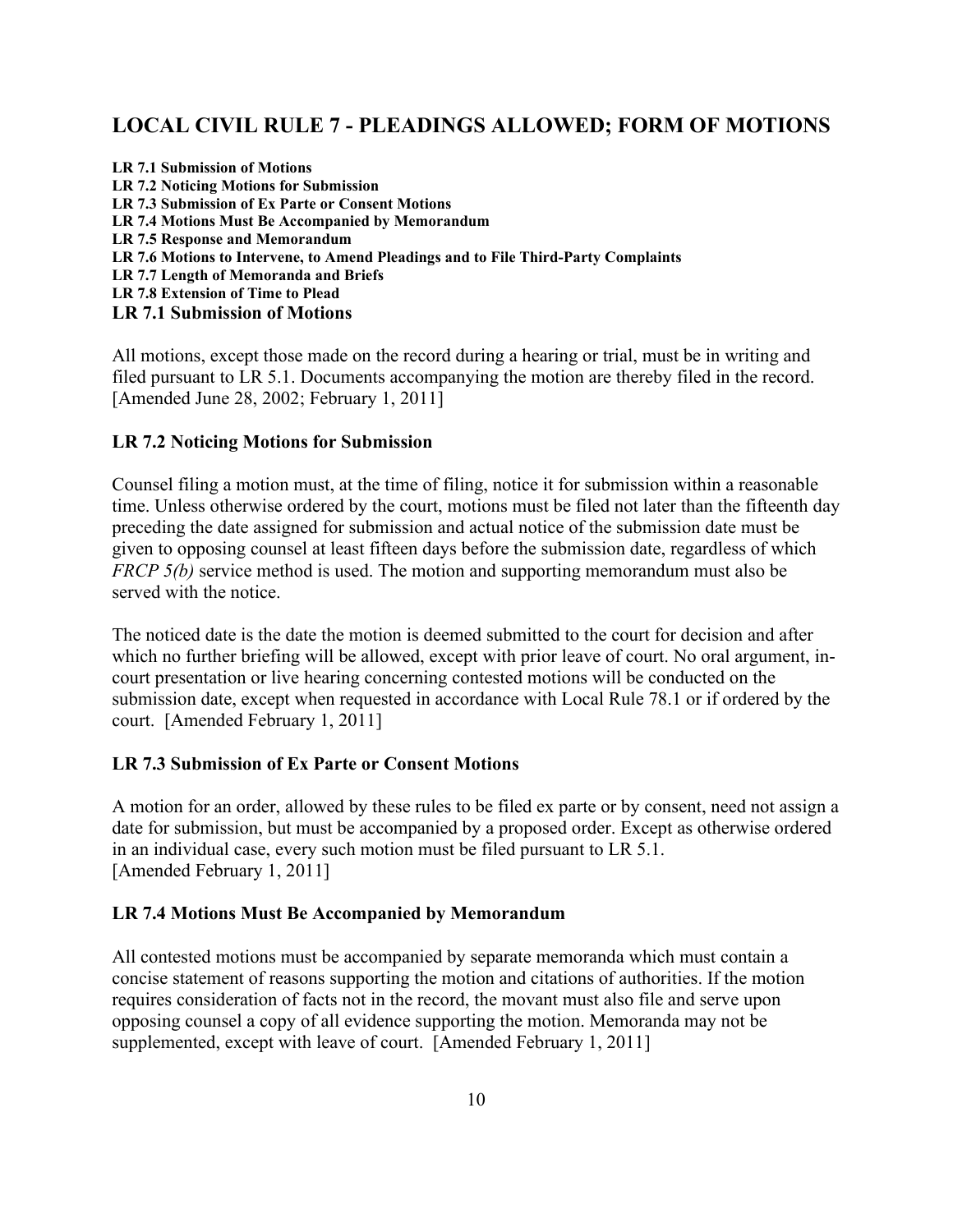## LOCAL CIVIL RULE 7 - PLEADINGS ALLOWED; FORM OF MOTIONS

**LR 7.1 Submission of Motions**
**LR 7.2 Noticing Motions for Submission**
**LR 7.3 Submission of Ex Parte or Consent Motions**
**LR 7.4 Motions Must Be Accompanied by Memorandum**
**LR 7.5 Response and Memorandum**
**LR 7.6 Motions to Intervene, to Amend Pleadings and to File Third-Party Complaints**
**LR 7.7 Length of Memoranda and Briefs**
**LR 7.8 Extension of Time to Plead**

### LR 7.1 Submission of Motions

All motions, except those made on the record during a hearing or trial, must be in writing and filed pursuant to LR 5.1. Documents accompanying the motion are thereby filed in the record. [Amended June 28, 2002; February 1, 2011]

### LR 7.2 Noticing Motions for Submission

Counsel filing a motion must, at the time of filing, notice it for submission within a reasonable time. Unless otherwise ordered by the court, motions must be filed not later than the fifteenth day preceding the date assigned for submission and actual notice of the submission date must be given to opposing counsel at least fifteen days before the submission date, regardless of which *FRCP 5(b)* service method is used. The motion and supporting memorandum must also be served with the notice.

The noticed date is the date the motion is deemed submitted to the court for decision and after which no further briefing will be allowed, except with prior leave of court. No oral argument, in-court presentation or live hearing concerning contested motions will be conducted on the submission date, except when requested in accordance with Local Rule 78.1 or if ordered by the court. [Amended February 1, 2011]

### LR 7.3 Submission of Ex Parte or Consent Motions

A motion for an order, allowed by these rules to be filed ex parte or by consent, need not assign a date for submission, but must be accompanied by a proposed order. Except as otherwise ordered in an individual case, every such motion must be filed pursuant to LR 5.1.
[Amended February 1, 2011]

### LR 7.4 Motions Must Be Accompanied by Memorandum

All contested motions must be accompanied by separate memoranda which must contain a concise statement of reasons supporting the motion and citations of authorities. If the motion requires consideration of facts not in the record, the movant must also file and serve upon opposing counsel a copy of all evidence supporting the motion. Memoranda may not be supplemented, except with leave of court. [Amended February 1, 2011]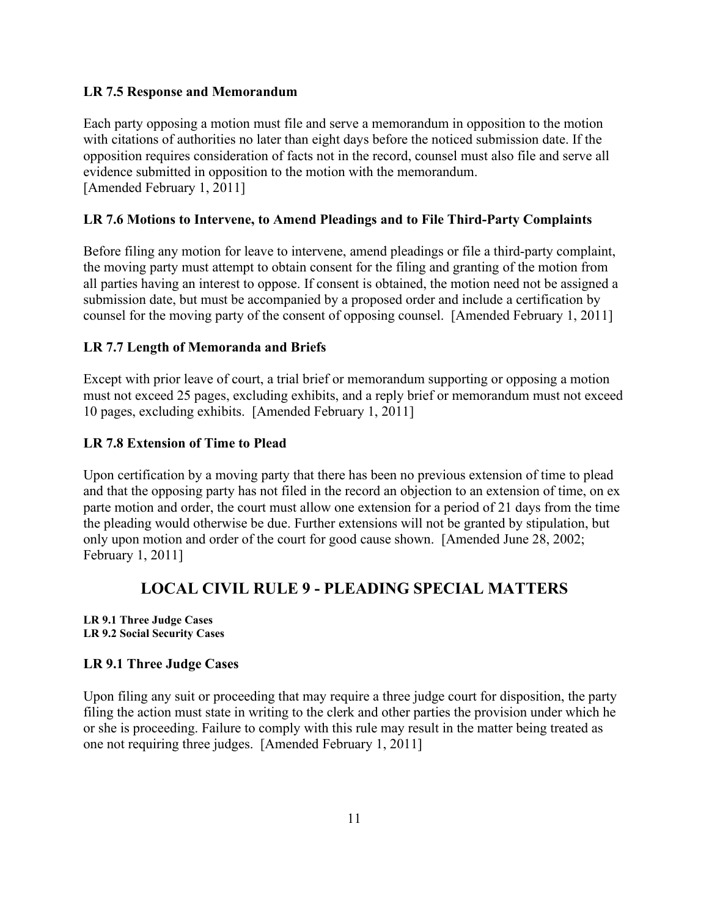### LR 7.5 Response and Memorandum

Each party opposing a motion must file and serve a memorandum in opposition to the motion with citations of authorities no later than eight days before the noticed submission date. If the opposition requires consideration of facts not in the record, counsel must also file and serve all evidence submitted in opposition to the motion with the memorandum.
[Amended February 1, 2011]

### LR 7.6 Motions to Intervene, to Amend Pleadings and to File Third-Party Complaints

Before filing any motion for leave to intervene, amend pleadings or file a third-party complaint, the moving party must attempt to obtain consent for the filing and granting of the motion from all parties having an interest to oppose. If consent is obtained, the motion need not be assigned a submission date, but must be accompanied by a proposed order and include a certification by counsel for the moving party of the consent of opposing counsel. [Amended February 1, 2011]

### LR 7.7 Length of Memoranda and Briefs

Except with prior leave of court, a trial brief or memorandum supporting or opposing a motion must not exceed 25 pages, excluding exhibits, and a reply brief or memorandum must not exceed 10 pages, excluding exhibits. [Amended February 1, 2011]

### LR 7.8 Extension of Time to Plead

Upon certification by a moving party that there has been no previous extension of time to plead and that the opposing party has not filed in the record an objection to an extension of time, on ex parte motion and order, the court must allow one extension for a period of 21 days from the time the pleading would otherwise be due. Further extensions will not be granted by stipulation, but only upon motion and order of the court for good cause shown. [Amended June 28, 2002; February 1, 2011]

## LOCAL CIVIL RULE 9 - PLEADING SPECIAL MATTERS

**LR 9.1 Three Judge Cases**
**LR 9.2 Social Security Cases**

### LR 9.1 Three Judge Cases

Upon filing any suit or proceeding that may require a three judge court for disposition, the party filing the action must state in writing to the clerk and other parties the provision under which he or she is proceeding. Failure to comply with this rule may result in the matter being treated as one not requiring three judges. [Amended February 1, 2011]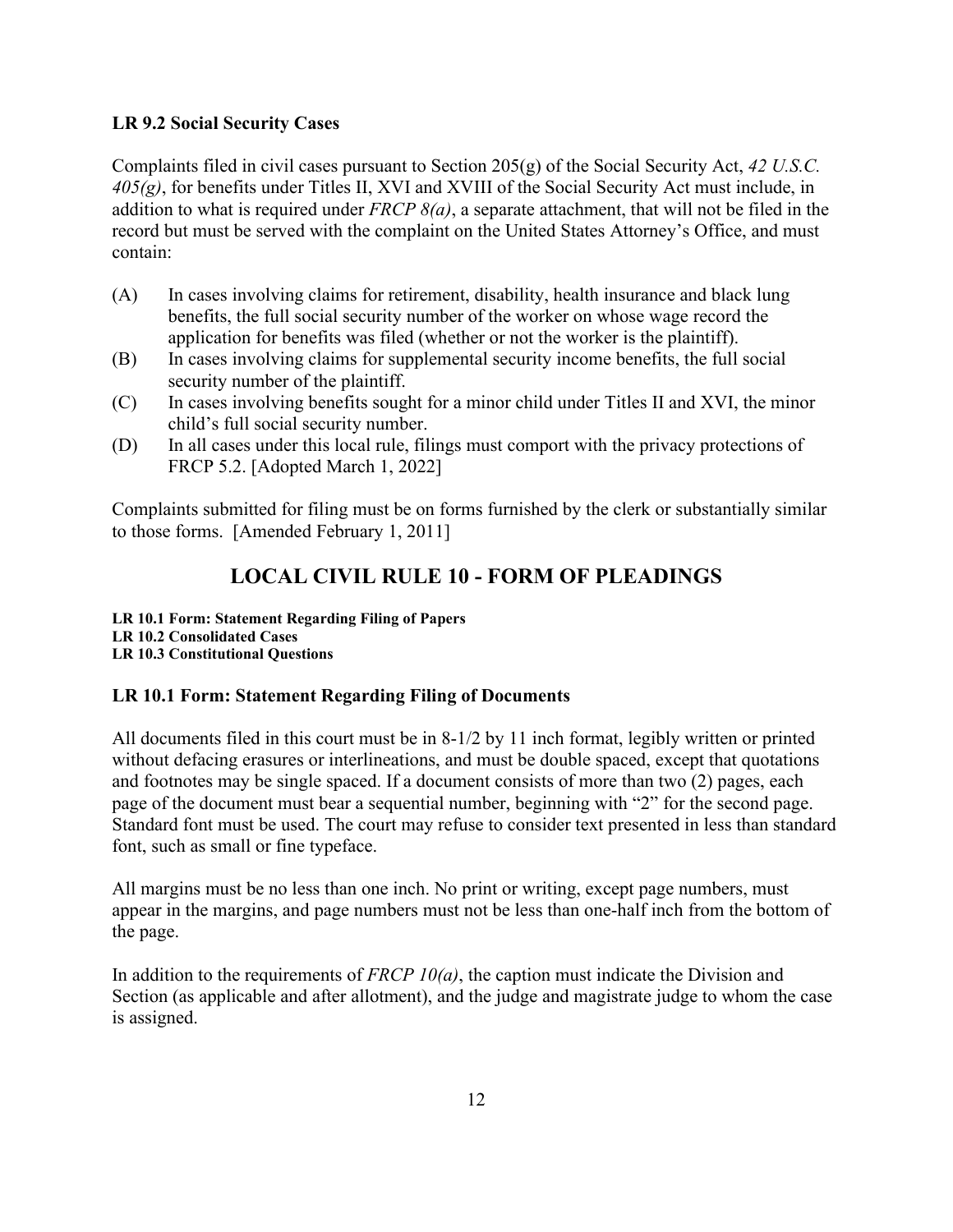### LR 9.2 Social Security Cases

Complaints filed in civil cases pursuant to Section 205(g) of the Social Security Act, *42 U.S.C. 405(g)*, for benefits under Titles II, XVI and XVIII of the Social Security Act must include, in addition to what is required under *FRCP 8(a)*, a separate attachment, that will not be filed in the record but must be served with the complaint on the United States Attorney's Office, and must contain:

(A) In cases involving claims for retirement, disability, health insurance and black lung benefits, the full social security number of the worker on whose wage record the application for benefits was filed (whether or not the worker is the plaintiff).

(B) In cases involving claims for supplemental security income benefits, the full social security number of the plaintiff.

(C) In cases involving benefits sought for a minor child under Titles II and XVI, the minor child's full social security number.

(D) In all cases under this local rule, filings must comport with the privacy protections of FRCP 5.2. [Adopted March 1, 2022]

Complaints submitted for filing must be on forms furnished by the clerk or substantially similar to those forms. [Amended February 1, 2011]

## LOCAL CIVIL RULE 10 - FORM OF PLEADINGS

**LR 10.1 Form: Statement Regarding Filing of Papers**
**LR 10.2 Consolidated Cases**
**LR 10.3 Constitutional Questions**

### LR 10.1 Form: Statement Regarding Filing of Documents

All documents filed in this court must be in 8-1/2 by 11 inch format, legibly written or printed without defacing erasures or interlineations, and must be double spaced, except that quotations and footnotes may be single spaced. If a document consists of more than two (2) pages, each page of the document must bear a sequential number, beginning with "2" for the second page. Standard font must be used. The court may refuse to consider text presented in less than standard font, such as small or fine typeface.

All margins must be no less than one inch. No print or writing, except page numbers, must appear in the margins, and page numbers must not be less than one-half inch from the bottom of the page.

In addition to the requirements of *FRCP 10(a)*, the caption must indicate the Division and Section (as applicable and after allotment), and the judge and magistrate judge to whom the case is assigned.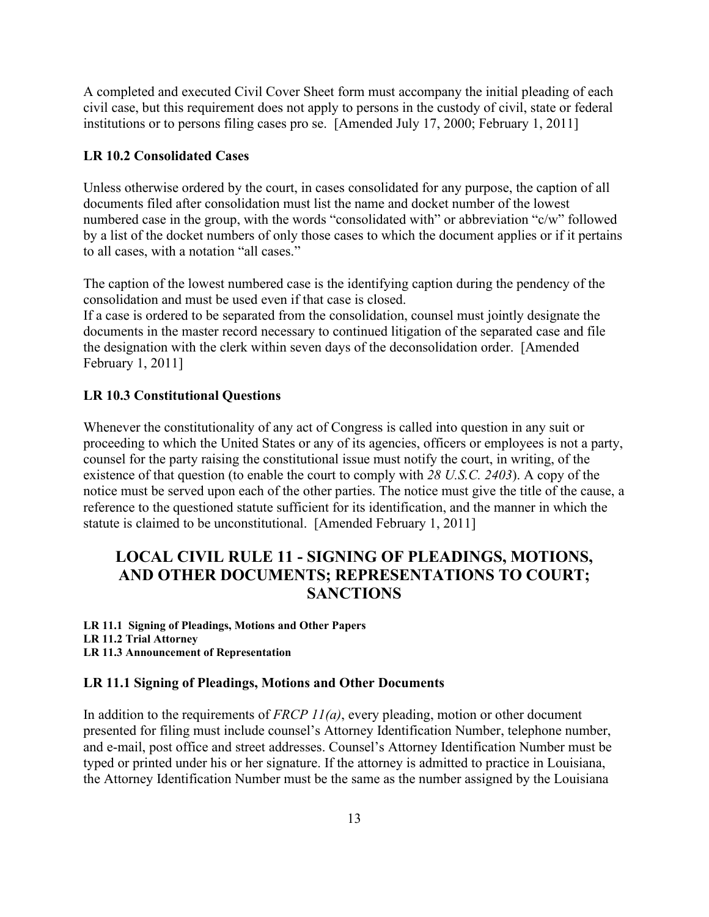A completed and executed Civil Cover Sheet form must accompany the initial pleading of each civil case, but this requirement does not apply to persons in the custody of civil, state or federal institutions or to persons filing cases pro se. [Amended July 17, 2000; February 1, 2011]

### LR 10.2 Consolidated Cases

Unless otherwise ordered by the court, in cases consolidated for any purpose, the caption of all documents filed after consolidation must list the name and docket number of the lowest numbered case in the group, with the words "consolidated with" or abbreviation "c/w" followed by a list of the docket numbers of only those cases to which the document applies or if it pertains to all cases, with a notation "all cases."

The caption of the lowest numbered case is the identifying caption during the pendency of the consolidation and must be used even if that case is closed.
If a case is ordered to be separated from the consolidation, counsel must jointly designate the documents in the master record necessary to continued litigation of the separated case and file the designation with the clerk within seven days of the deconsolidation order. [Amended February 1, 2011]

### LR 10.3 Constitutional Questions

Whenever the constitutionality of any act of Congress is called into question in any suit or proceeding to which the United States or any of its agencies, officers or employees is not a party, counsel for the party raising the constitutional issue must notify the court, in writing, of the existence of that question (to enable the court to comply with *28 U.S.C. 2403*). A copy of the notice must be served upon each of the other parties. The notice must give the title of the cause, a reference to the questioned statute sufficient for its identification, and the manner in which the statute is claimed to be unconstitutional. [Amended February 1, 2011]

## LOCAL CIVIL RULE 11 - SIGNING OF PLEADINGS, MOTIONS, AND OTHER DOCUMENTS; REPRESENTATIONS TO COURT; SANCTIONS

**LR 11.1 Signing of Pleadings, Motions and Other Papers**
**LR 11.2 Trial Attorney**
**LR 11.3 Announcement of Representation**

### LR 11.1 Signing of Pleadings, Motions and Other Documents

In addition to the requirements of *FRCP 11(a)*, every pleading, motion or other document presented for filing must include counsel's Attorney Identification Number, telephone number, and e-mail, post office and street addresses. Counsel's Attorney Identification Number must be typed or printed under his or her signature. If the attorney is admitted to practice in Louisiana, the Attorney Identification Number must be the same as the number assigned by the Louisiana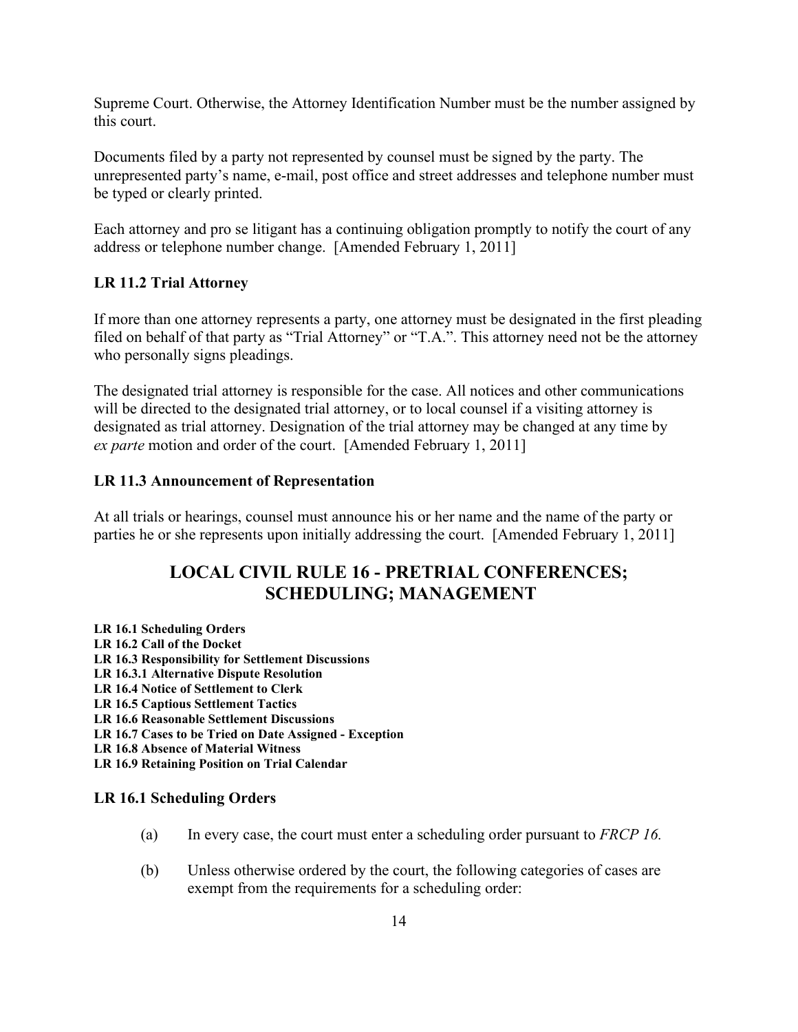Supreme Court. Otherwise, the Attorney Identification Number must be the number assigned by this court.

Documents filed by a party not represented by counsel must be signed by the party. The unrepresented party's name, e-mail, post office and street addresses and telephone number must be typed or clearly printed.

Each attorney and pro se litigant has a continuing obligation promptly to notify the court of any address or telephone number change. [Amended February 1, 2011]

### LR 11.2 Trial Attorney

If more than one attorney represents a party, one attorney must be designated in the first pleading filed on behalf of that party as "Trial Attorney" or "T.A.". This attorney need not be the attorney who personally signs pleadings.

The designated trial attorney is responsible for the case. All notices and other communications will be directed to the designated trial attorney, or to local counsel if a visiting attorney is designated as trial attorney. Designation of the trial attorney may be changed at any time by *ex parte* motion and order of the court. [Amended February 1, 2011]

### LR 11.3 Announcement of Representation

At all trials or hearings, counsel must announce his or her name and the name of the party or parties he or she represents upon initially addressing the court. [Amended February 1, 2011]

## LOCAL CIVIL RULE 16 - PRETRIAL CONFERENCES; SCHEDULING; MANAGEMENT

**LR 16.1 Scheduling Orders**
**LR 16.2 Call of the Docket**
**LR 16.3 Responsibility for Settlement Discussions**
**LR 16.3.1 Alternative Dispute Resolution**
**LR 16.4 Notice of Settlement to Clerk**
**LR 16.5 Captious Settlement Tactics**
**LR 16.6 Reasonable Settlement Discussions**
**LR 16.7 Cases to be Tried on Date Assigned - Exception**
**LR 16.8 Absence of Material Witness**
**LR 16.9 Retaining Position on Trial Calendar**

### LR 16.1 Scheduling Orders

(a) In every case, the court must enter a scheduling order pursuant to *FRCP 16.*

(b) Unless otherwise ordered by the court, the following categories of cases are exempt from the requirements for a scheduling order: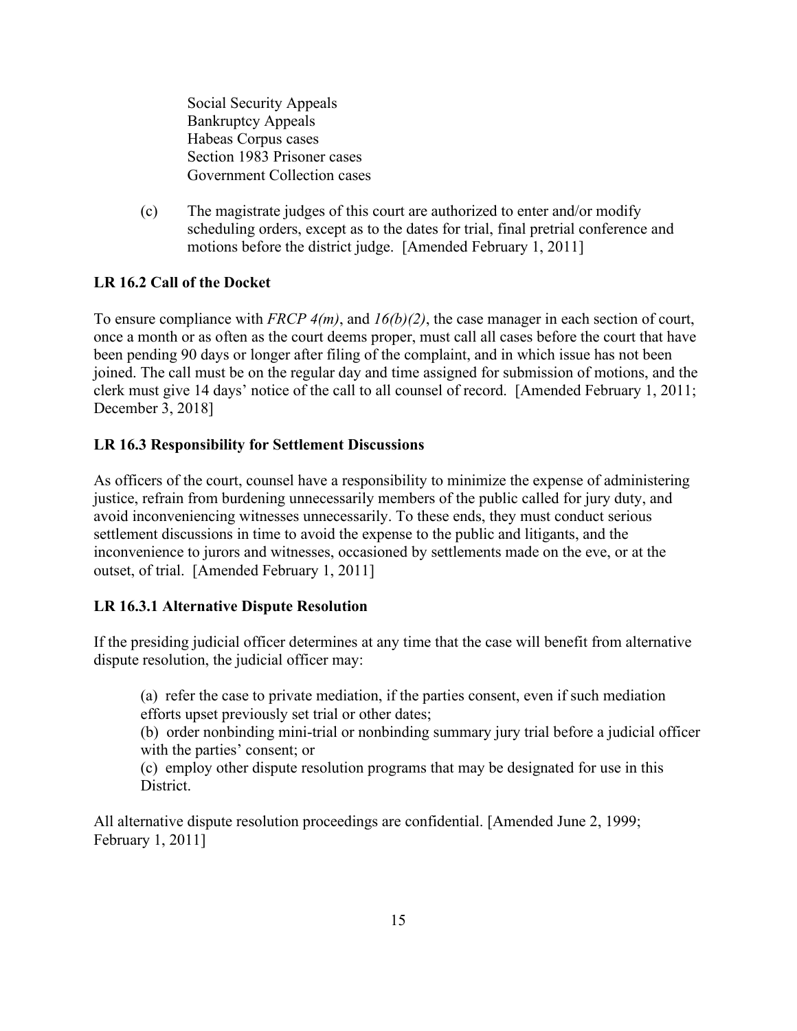Social Security Appeals
Bankruptcy Appeals
Habeas Corpus cases
Section 1983 Prisoner cases
Government Collection cases

(c) The magistrate judges of this court are authorized to enter and/or modify scheduling orders, except as to the dates for trial, final pretrial conference and motions before the district judge. [Amended February 1, 2011]

**LR 16.2 Call of the Docket**

To ensure compliance with *FRCP 4(m)*, and *16(b)(2)*, the case manager in each section of court, once a month or as often as the court deems proper, must call all cases before the court that have been pending 90 days or longer after filing of the complaint, and in which issue has not been joined. The call must be on the regular day and time assigned for submission of motions, and the clerk must give 14 days' notice of the call to all counsel of record. [Amended February 1, 2011; December 3, 2018]

**LR 16.3 Responsibility for Settlement Discussions**

As officers of the court, counsel have a responsibility to minimize the expense of administering justice, refrain from burdening unnecessarily members of the public called for jury duty, and avoid inconveniencing witnesses unnecessarily. To these ends, they must conduct serious settlement discussions in time to avoid the expense to the public and litigants, and the inconvenience to jurors and witnesses, occasioned by settlements made on the eve, or at the outset, of trial. [Amended February 1, 2011]

**LR 16.3.1 Alternative Dispute Resolution**

If the presiding judicial officer determines at any time that the case will benefit from alternative dispute resolution, the judicial officer may:

(a) refer the case to private mediation, if the parties consent, even if such mediation efforts upset previously set trial or other dates;
(b) order nonbinding mini-trial or nonbinding summary jury trial before a judicial officer with the parties' consent; or
(c) employ other dispute resolution programs that may be designated for use in this District.

All alternative dispute resolution proceedings are confidential. [Amended June 2, 1999; February 1, 2011]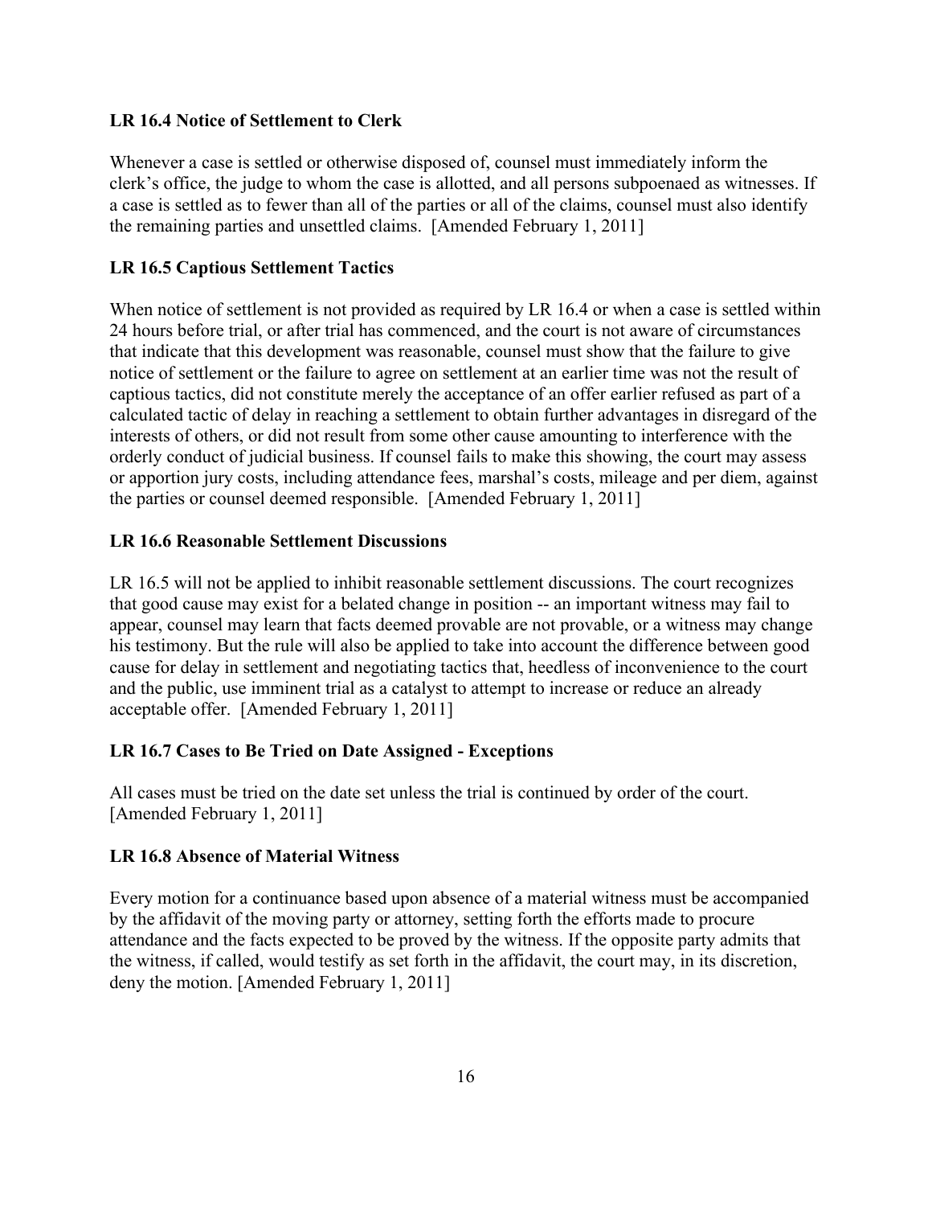**LR 16.4 Notice of Settlement to Clerk**

Whenever a case is settled or otherwise disposed of, counsel must immediately inform the clerk's office, the judge to whom the case is allotted, and all persons subpoenaed as witnesses. If a case is settled as to fewer than all of the parties or all of the claims, counsel must also identify the remaining parties and unsettled claims. [Amended February 1, 2011]

**LR 16.5 Captious Settlement Tactics**

When notice of settlement is not provided as required by LR 16.4 or when a case is settled within 24 hours before trial, or after trial has commenced, and the court is not aware of circumstances that indicate that this development was reasonable, counsel must show that the failure to give notice of settlement or the failure to agree on settlement at an earlier time was not the result of captious tactics, did not constitute merely the acceptance of an offer earlier refused as part of a calculated tactic of delay in reaching a settlement to obtain further advantages in disregard of the interests of others, or did not result from some other cause amounting to interference with the orderly conduct of judicial business. If counsel fails to make this showing, the court may assess or apportion jury costs, including attendance fees, marshal's costs, mileage and per diem, against the parties or counsel deemed responsible. [Amended February 1, 2011]

**LR 16.6 Reasonable Settlement Discussions**

LR 16.5 will not be applied to inhibit reasonable settlement discussions. The court recognizes that good cause may exist for a belated change in position -- an important witness may fail to appear, counsel may learn that facts deemed provable are not provable, or a witness may change his testimony. But the rule will also be applied to take into account the difference between good cause for delay in settlement and negotiating tactics that, heedless of inconvenience to the court and the public, use imminent trial as a catalyst to attempt to increase or reduce an already acceptable offer. [Amended February 1, 2011]

**LR 16.7 Cases to Be Tried on Date Assigned - Exceptions**

All cases must be tried on the date set unless the trial is continued by order of the court. [Amended February 1, 2011]

**LR 16.8 Absence of Material Witness**

Every motion for a continuance based upon absence of a material witness must be accompanied by the affidavit of the moving party or attorney, setting forth the efforts made to procure attendance and the facts expected to be proved by the witness. If the opposite party admits that the witness, if called, would testify as set forth in the affidavit, the court may, in its discretion, deny the motion. [Amended February 1, 2011]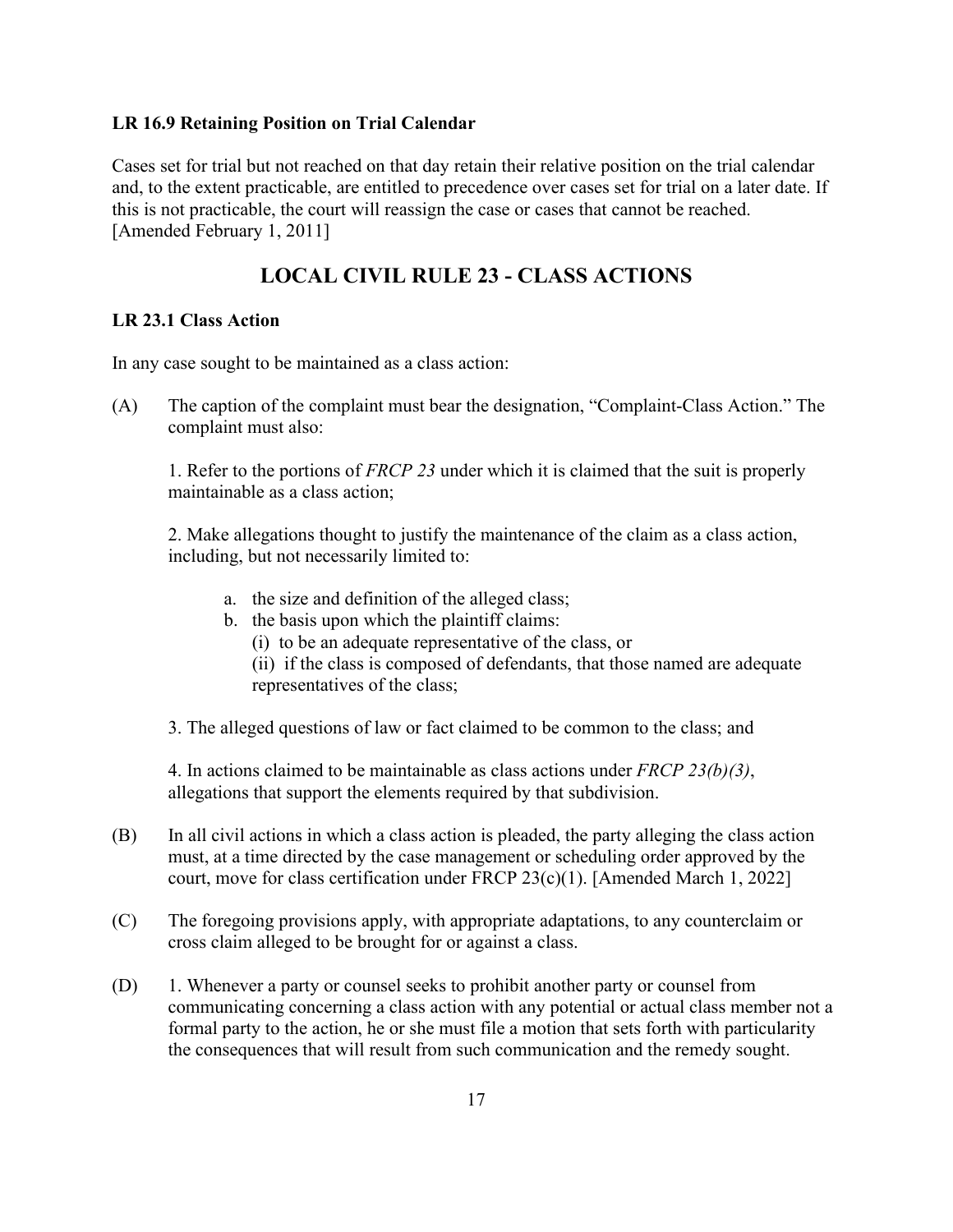**LR 16.9 Retaining Position on Trial Calendar**

Cases set for trial but not reached on that day retain their relative position on the trial calendar and, to the extent practicable, are entitled to precedence over cases set for trial on a later date. If this is not practicable, the court will reassign the case or cases that cannot be reached. [Amended February 1, 2011]

## LOCAL CIVIL RULE 23 - CLASS ACTIONS

**LR 23.1 Class Action**

In any case sought to be maintained as a class action:

(A) The caption of the complaint must bear the designation, "Complaint-Class Action." The complaint must also:

1. Refer to the portions of *FRCP 23* under which it is claimed that the suit is properly maintainable as a class action;

2. Make allegations thought to justify the maintenance of the claim as a class action, including, but not necessarily limited to:

   a. the size and definition of the alleged class;
   b. the basis upon which the plaintiff claims:
      (i) to be an adequate representative of the class, or
      (ii) if the class is composed of defendants, that those named are adequate representatives of the class;

3. The alleged questions of law or fact claimed to be common to the class; and

4. In actions claimed to be maintainable as class actions under *FRCP 23(b)(3)*, allegations that support the elements required by that subdivision.

(B) In all civil actions in which a class action is pleaded, the party alleging the class action must, at a time directed by the case management or scheduling order approved by the court, move for class certification under FRCP 23(c)(1). [Amended March 1, 2022]

(C) The foregoing provisions apply, with appropriate adaptations, to any counterclaim or cross claim alleged to be brought for or against a class.

(D) 1. Whenever a party or counsel seeks to prohibit another party or counsel from communicating concerning a class action with any potential or actual class member not a formal party to the action, he or she must file a motion that sets forth with particularity the consequences that will result from such communication and the remedy sought.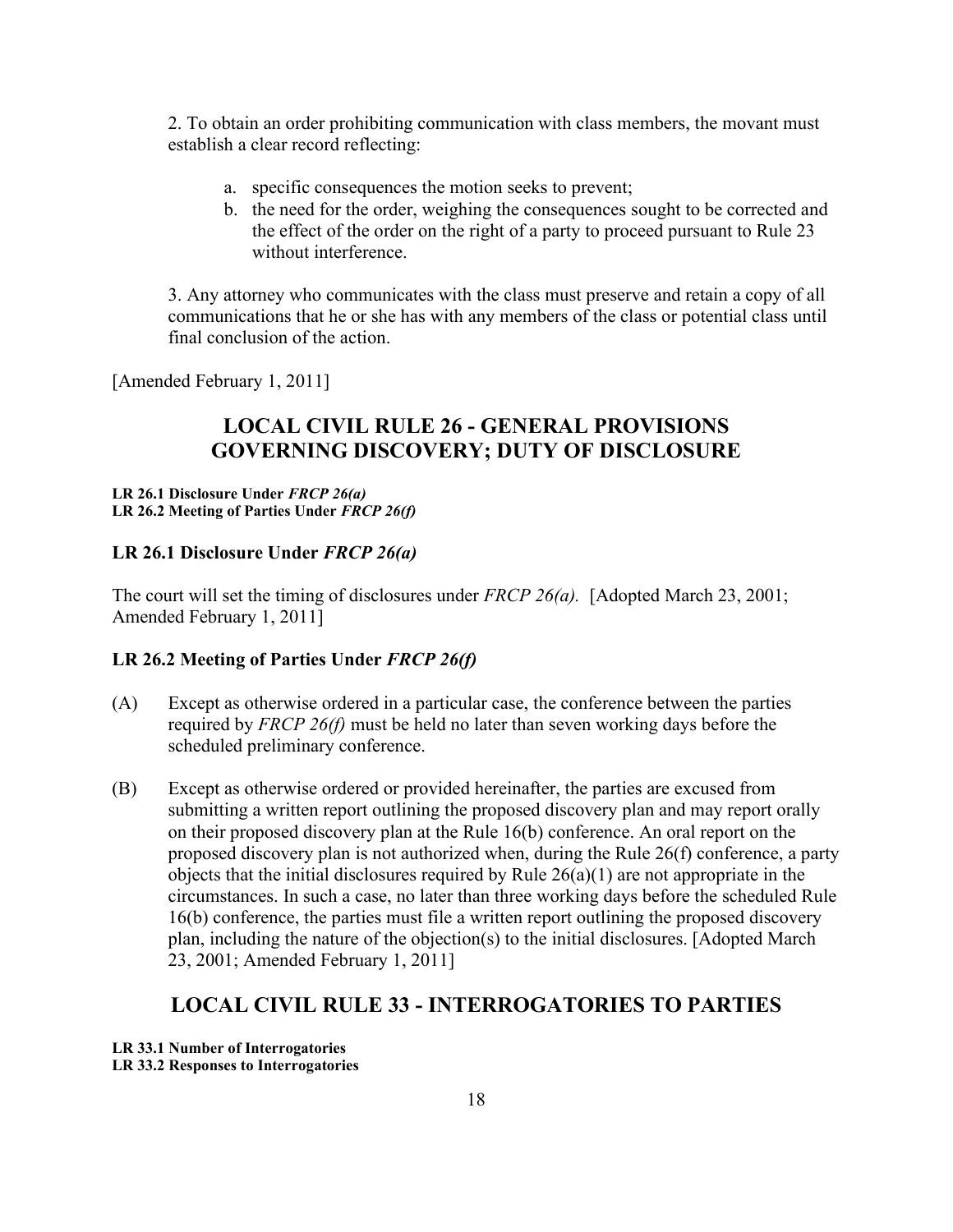2. To obtain an order prohibiting communication with class members, the movant must establish a clear record reflecting:

   a. specific consequences the motion seeks to prevent;
   b. the need for the order, weighing the consequences sought to be corrected and the effect of the order on the right of a party to proceed pursuant to Rule 23 without interference.

3. Any attorney who communicates with the class must preserve and retain a copy of all communications that he or she has with any members of the class or potential class until final conclusion of the action.

[Amended February 1, 2011]

## LOCAL CIVIL RULE 26 - GENERAL PROVISIONS GOVERNING DISCOVERY; DUTY OF DISCLOSURE

**LR 26.1 Disclosure Under *FRCP 26(a)***
**LR 26.2 Meeting of Parties Under *FRCP 26(f)***

### LR 26.1 Disclosure Under *FRCP 26(a)*

The court will set the timing of disclosures under *FRCP 26(a).* [Adopted March 23, 2001; Amended February 1, 2011]

### LR 26.2 Meeting of Parties Under *FRCP 26(f)*

(A) Except as otherwise ordered in a particular case, the conference between the parties required by *FRCP 26(f)* must be held no later than seven working days before the scheduled preliminary conference.

(B) Except as otherwise ordered or provided hereinafter, the parties are excused from submitting a written report outlining the proposed discovery plan and may report orally on their proposed discovery plan at the Rule 16(b) conference. An oral report on the proposed discovery plan is not authorized when, during the Rule 26(f) conference, a party objects that the initial disclosures required by Rule 26(a)(1) are not appropriate in the circumstances. In such a case, no later than three working days before the scheduled Rule 16(b) conference, the parties must file a written report outlining the proposed discovery plan, including the nature of the objection(s) to the initial disclosures. [Adopted March 23, 2001; Amended February 1, 2011]

## LOCAL CIVIL RULE 33 - INTERROGATORIES TO PARTIES

**LR 33.1 Number of Interrogatories**
**LR 33.2 Responses to Interrogatories**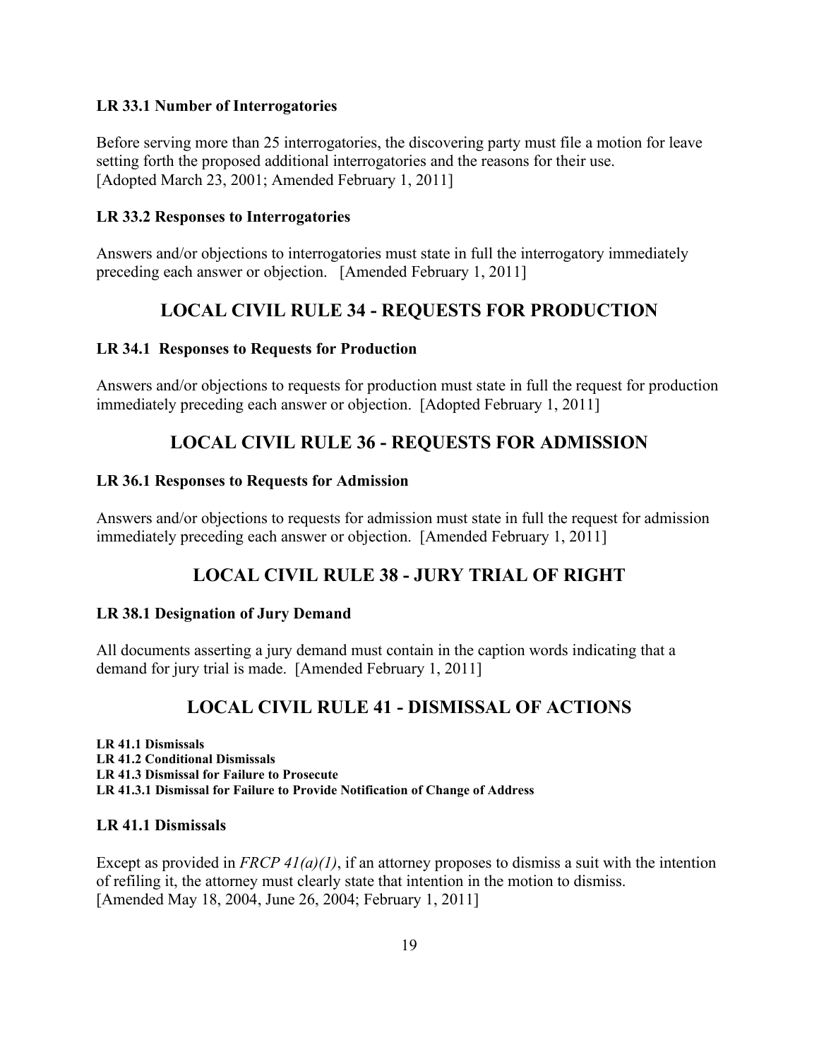### LR 33.1 Number of Interrogatories

Before serving more than 25 interrogatories, the discovering party must file a motion for leave setting forth the proposed additional interrogatories and the reasons for their use.
[Adopted March 23, 2001; Amended February 1, 2011]

### LR 33.2 Responses to Interrogatories

Answers and/or objections to interrogatories must state in full the interrogatory immediately preceding each answer or objection. [Amended February 1, 2011]

## LOCAL CIVIL RULE 34 - REQUESTS FOR PRODUCTION

### LR 34.1 Responses to Requests for Production

Answers and/or objections to requests for production must state in full the request for production immediately preceding each answer or objection. [Adopted February 1, 2011]

## LOCAL CIVIL RULE 36 - REQUESTS FOR ADMISSION

### LR 36.1 Responses to Requests for Admission

Answers and/or objections to requests for admission must state in full the request for admission immediately preceding each answer or objection. [Amended February 1, 2011]

## LOCAL CIVIL RULE 38 - JURY TRIAL OF RIGHT

### LR 38.1 Designation of Jury Demand

All documents asserting a jury demand must contain in the caption words indicating that a demand for jury trial is made. [Amended February 1, 2011]

## LOCAL CIVIL RULE 41 - DISMISSAL OF ACTIONS

**LR 41.1 Dismissals**
**LR 41.2 Conditional Dismissals**
**LR 41.3 Dismissal for Failure to Prosecute**
**LR 41.3.1 Dismissal for Failure to Provide Notification of Change of Address**

### LR 41.1 Dismissals

Except as provided in *FRCP 41(a)(1)*, if an attorney proposes to dismiss a suit with the intention of refiling it, the attorney must clearly state that intention in the motion to dismiss.
[Amended May 18, 2004, June 26, 2004; February 1, 2011]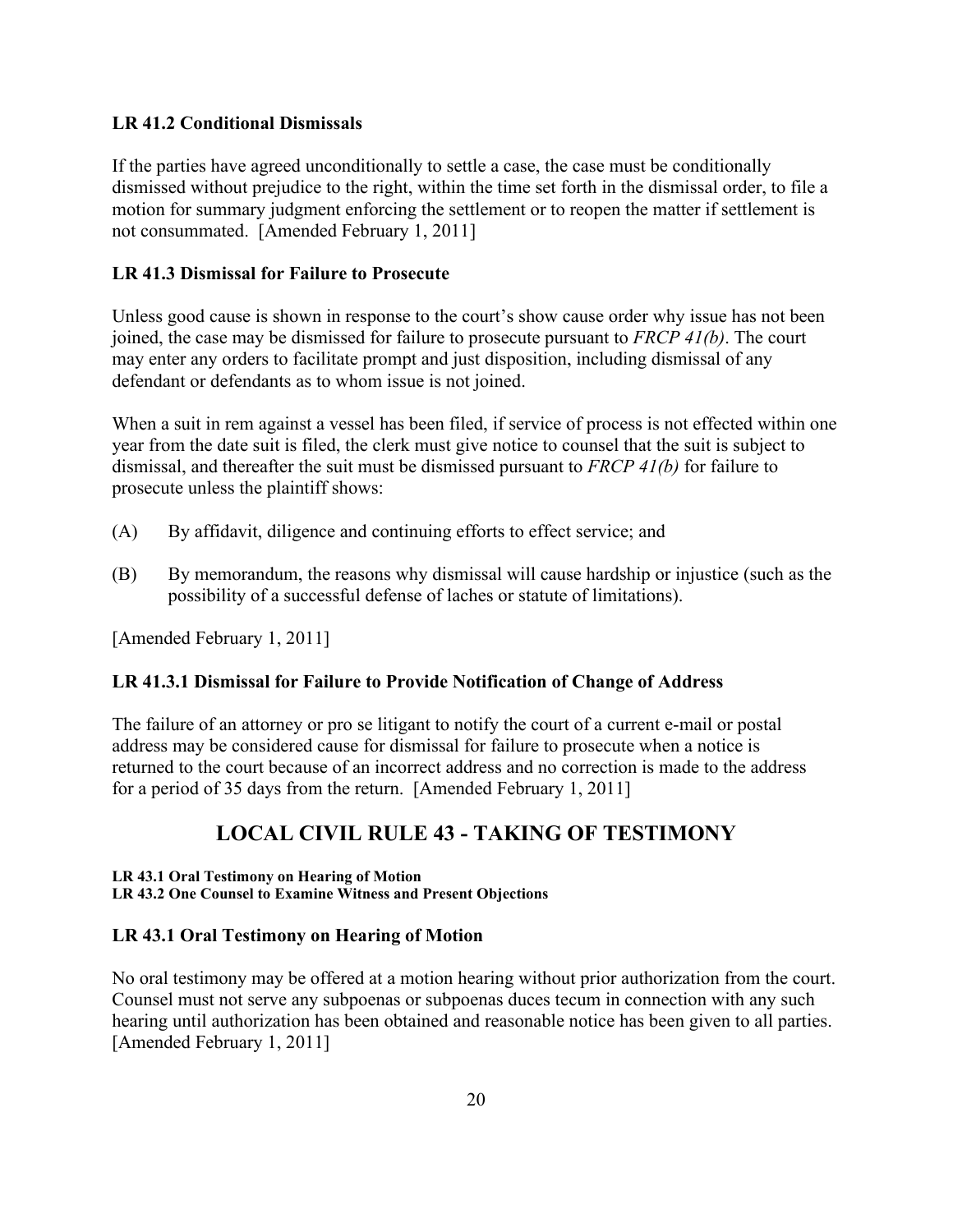### LR 41.2 Conditional Dismissals

If the parties have agreed unconditionally to settle a case, the case must be conditionally dismissed without prejudice to the right, within the time set forth in the dismissal order, to file a motion for summary judgment enforcing the settlement or to reopen the matter if settlement is not consummated. [Amended February 1, 2011]

### LR 41.3 Dismissal for Failure to Prosecute

Unless good cause is shown in response to the court's show cause order why issue has not been joined, the case may be dismissed for failure to prosecute pursuant to *FRCP 41(b)*. The court may enter any orders to facilitate prompt and just disposition, including dismissal of any defendant or defendants as to whom issue is not joined.

When a suit in rem against a vessel has been filed, if service of process is not effected within one year from the date suit is filed, the clerk must give notice to counsel that the suit is subject to dismissal, and thereafter the suit must be dismissed pursuant to *FRCP 41(b)* for failure to prosecute unless the plaintiff shows:

(A) By affidavit, diligence and continuing efforts to effect service; and

(B) By memorandum, the reasons why dismissal will cause hardship or injustice (such as the possibility of a successful defense of laches or statute of limitations).

[Amended February 1, 2011]

### LR 41.3.1 Dismissal for Failure to Provide Notification of Change of Address

The failure of an attorney or pro se litigant to notify the court of a current e-mail or postal address may be considered cause for dismissal for failure to prosecute when a notice is returned to the court because of an incorrect address and no correction is made to the address for a period of 35 days from the return. [Amended February 1, 2011]

## LOCAL CIVIL RULE 43 - TAKING OF TESTIMONY

**LR 43.1 Oral Testimony on Hearing of Motion**
**LR 43.2 One Counsel to Examine Witness and Present Objections**

### LR 43.1 Oral Testimony on Hearing of Motion

No oral testimony may be offered at a motion hearing without prior authorization from the court. Counsel must not serve any subpoenas or subpoenas duces tecum in connection with any such hearing until authorization has been obtained and reasonable notice has been given to all parties. [Amended February 1, 2011]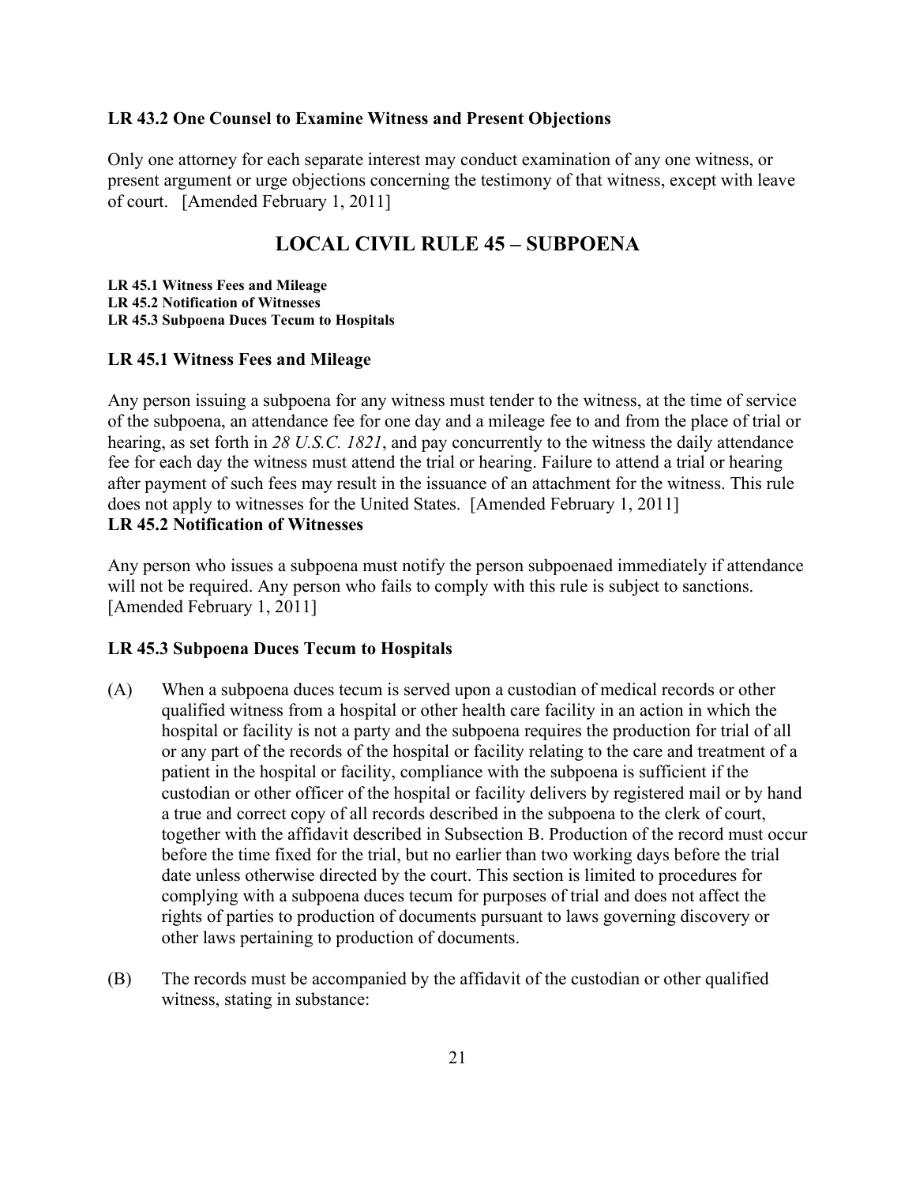### LR 43.2 One Counsel to Examine Witness and Present Objections

Only one attorney for each separate interest may conduct examination of any one witness, or present argument or urge objections concerning the testimony of that witness, except with leave of court. [Amended February 1, 2011]

## LOCAL CIVIL RULE 45 – SUBPOENA

**LR 45.1 Witness Fees and Mileage**
**LR 45.2 Notification of Witnesses**
**LR 45.3 Subpoena Duces Tecum to Hospitals**

### LR 45.1 Witness Fees and Mileage

Any person issuing a subpoena for any witness must tender to the witness, at the time of service of the subpoena, an attendance fee for one day and a mileage fee to and from the place of trial or hearing, as set forth in *28 U.S.C. 1821*, and pay concurrently to the witness the daily attendance fee for each day the witness must attend the trial or hearing. Failure to attend a trial or hearing after payment of such fees may result in the issuance of an attachment for the witness. This rule does not apply to witnesses for the United States. [Amended February 1, 2011]

### LR 45.2 Notification of Witnesses

Any person who issues a subpoena must notify the person subpoenaed immediately if attendance will not be required. Any person who fails to comply with this rule is subject to sanctions. [Amended February 1, 2011]

### LR 45.3 Subpoena Duces Tecum to Hospitals

(A) When a subpoena duces tecum is served upon a custodian of medical records or other qualified witness from a hospital or other health care facility in an action in which the hospital or facility is not a party and the subpoena requires the production for trial of all or any part of the records of the hospital or facility relating to the care and treatment of a patient in the hospital or facility, compliance with the subpoena is sufficient if the custodian or other officer of the hospital or facility delivers by registered mail or by hand a true and correct copy of all records described in the subpoena to the clerk of court, together with the affidavit described in Subsection B. Production of the record must occur before the time fixed for the trial, but no earlier than two working days before the trial date unless otherwise directed by the court. This section is limited to procedures for complying with a subpoena duces tecum for purposes of trial and does not affect the rights of parties to production of documents pursuant to laws governing discovery or other laws pertaining to production of documents.

(B) The records must be accompanied by the affidavit of the custodian or other qualified witness, stating in substance: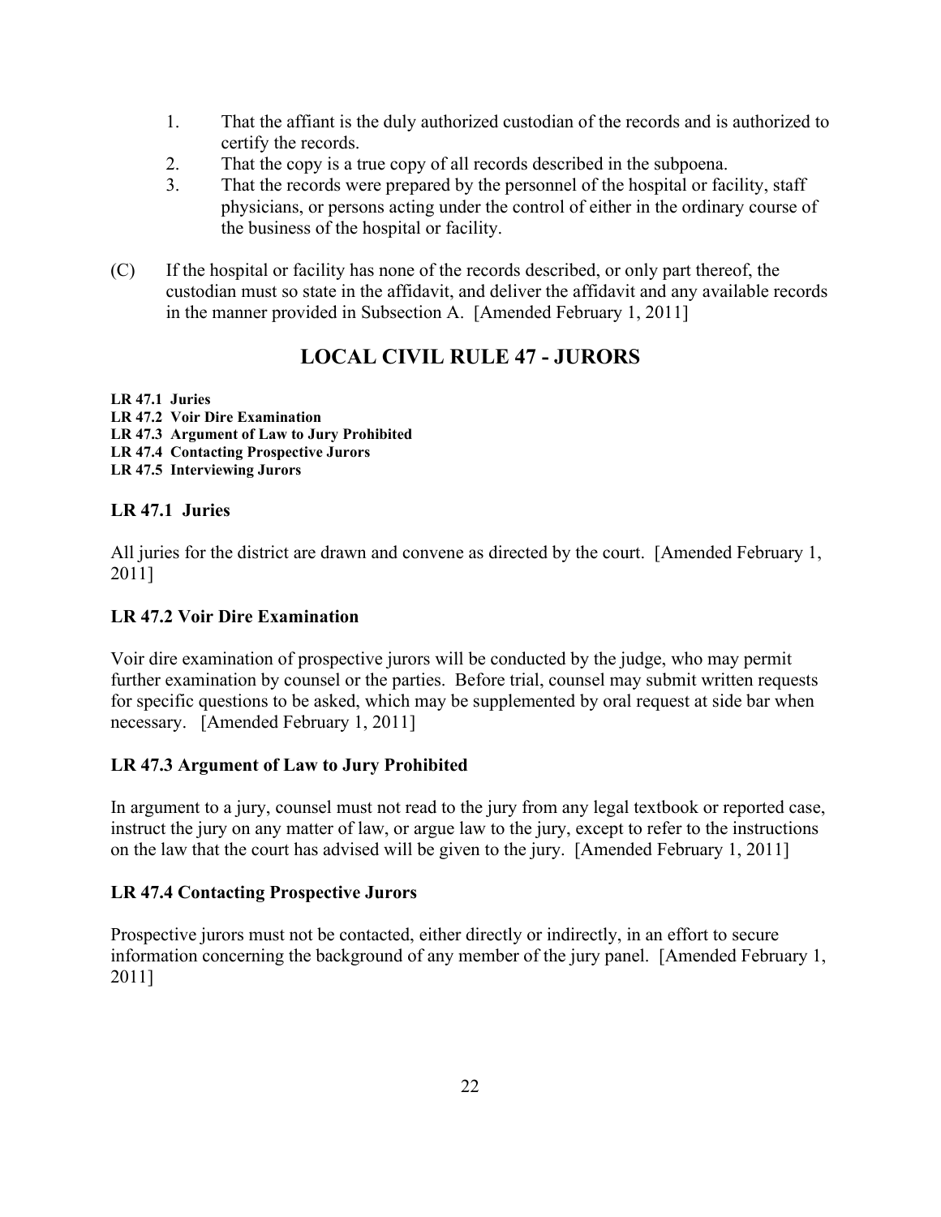1. That the affiant is the duly authorized custodian of the records and is authorized to certify the records.
2. That the copy is a true copy of all records described in the subpoena.
3. That the records were prepared by the personnel of the hospital or facility, staff physicians, or persons acting under the control of either in the ordinary course of the business of the hospital or facility.

(C) If the hospital or facility has none of the records described, or only part thereof, the custodian must so state in the affidavit, and deliver the affidavit and any available records in the manner provided in Subsection A. [Amended February 1, 2011]

## LOCAL CIVIL RULE 47 - JURORS

**LR 47.1 Juries**
**LR 47.2 Voir Dire Examination**
**LR 47.3 Argument of Law to Jury Prohibited**
**LR 47.4 Contacting Prospective Jurors**
**LR 47.5 Interviewing Jurors**

### LR 47.1 Juries

All juries for the district are drawn and convene as directed by the court. [Amended February 1, 2011]

### LR 47.2 Voir Dire Examination

Voir dire examination of prospective jurors will be conducted by the judge, who may permit further examination by counsel or the parties. Before trial, counsel may submit written requests for specific questions to be asked, which may be supplemented by oral request at side bar when necessary. [Amended February 1, 2011]

### LR 47.3 Argument of Law to Jury Prohibited

In argument to a jury, counsel must not read to the jury from any legal textbook or reported case, instruct the jury on any matter of law, or argue law to the jury, except to refer to the instructions on the law that the court has advised will be given to the jury. [Amended February 1, 2011]

### LR 47.4 Contacting Prospective Jurors

Prospective jurors must not be contacted, either directly or indirectly, in an effort to secure information concerning the background of any member of the jury panel. [Amended February 1, 2011]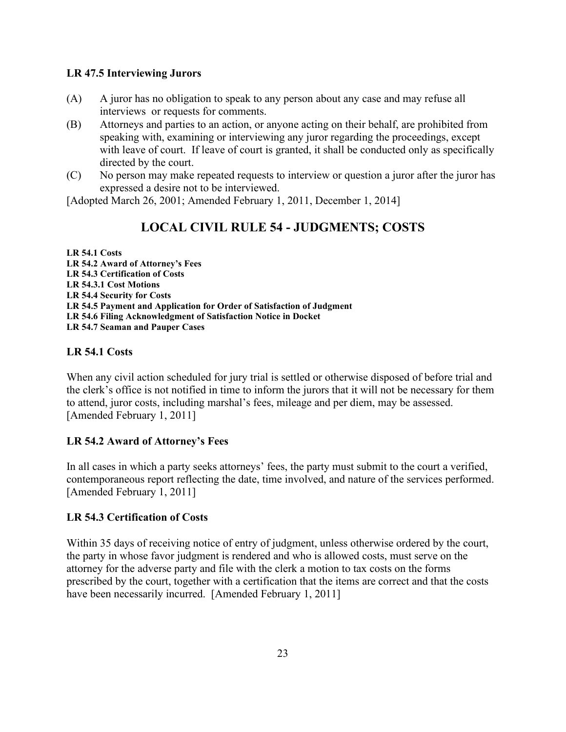### LR 47.5 Interviewing Jurors

(A) A juror has no obligation to speak to any person about any case and may refuse all interviews or requests for comments.

(B) Attorneys and parties to an action, or anyone acting on their behalf, are prohibited from speaking with, examining or interviewing any juror regarding the proceedings, except with leave of court. If leave of court is granted, it shall be conducted only as specifically directed by the court.

(C) No person may make repeated requests to interview or question a juror after the juror has expressed a desire not to be interviewed.

[Adopted March 26, 2001; Amended February 1, 2011, December 1, 2014]

## LOCAL CIVIL RULE 54 - JUDGMENTS; COSTS

**LR 54.1 Costs**
**LR 54.2 Award of Attorney's Fees**
**LR 54.3 Certification of Costs**
**LR 54.3.1 Cost Motions**
**LR 54.4 Security for Costs**
**LR 54.5 Payment and Application for Order of Satisfaction of Judgment**
**LR 54.6 Filing Acknowledgment of Satisfaction Notice in Docket**
**LR 54.7 Seaman and Pauper Cases**

### LR 54.1 Costs

When any civil action scheduled for jury trial is settled or otherwise disposed of before trial and the clerk's office is not notified in time to inform the jurors that it will not be necessary for them to attend, juror costs, including marshal's fees, mileage and per diem, may be assessed. [Amended February 1, 2011]

### LR 54.2 Award of Attorney's Fees

In all cases in which a party seeks attorneys' fees, the party must submit to the court a verified, contemporaneous report reflecting the date, time involved, and nature of the services performed. [Amended February 1, 2011]

### LR 54.3 Certification of Costs

Within 35 days of receiving notice of entry of judgment, unless otherwise ordered by the court, the party in whose favor judgment is rendered and who is allowed costs, must serve on the attorney for the adverse party and file with the clerk a motion to tax costs on the forms prescribed by the court, together with a certification that the items are correct and that the costs have been necessarily incurred. [Amended February 1, 2011]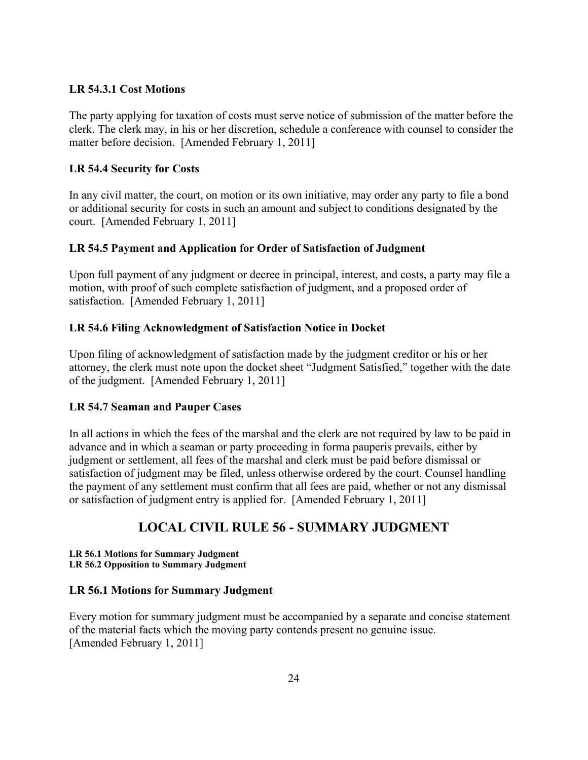### LR 54.3.1 Cost Motions

The party applying for taxation of costs must serve notice of submission of the matter before the clerk. The clerk may, in his or her discretion, schedule a conference with counsel to consider the matter before decision. [Amended February 1, 2011]

### LR 54.4 Security for Costs

In any civil matter, the court, on motion or its own initiative, may order any party to file a bond or additional security for costs in such an amount and subject to conditions designated by the court. [Amended February 1, 2011]

### LR 54.5 Payment and Application for Order of Satisfaction of Judgment

Upon full payment of any judgment or decree in principal, interest, and costs, a party may file a motion, with proof of such complete satisfaction of judgment, and a proposed order of satisfaction. [Amended February 1, 2011]

### LR 54.6 Filing Acknowledgment of Satisfaction Notice in Docket

Upon filing of acknowledgment of satisfaction made by the judgment creditor or his or her attorney, the clerk must note upon the docket sheet "Judgment Satisfied," together with the date of the judgment. [Amended February 1, 2011]

### LR 54.7 Seaman and Pauper Cases

In all actions in which the fees of the marshal and the clerk are not required by law to be paid in advance and in which a seaman or party proceeding in forma pauperis prevails, either by judgment or settlement, all fees of the marshal and clerk must be paid before dismissal or satisfaction of judgment may be filed, unless otherwise ordered by the court. Counsel handling the payment of any settlement must confirm that all fees are paid, whether or not any dismissal or satisfaction of judgment entry is applied for. [Amended February 1, 2011]

## LOCAL CIVIL RULE 56 - SUMMARY JUDGMENT

**LR 56.1 Motions for Summary Judgment**
**LR 56.2 Opposition to Summary Judgment**

### LR 56.1 Motions for Summary Judgment

Every motion for summary judgment must be accompanied by a separate and concise statement of the material facts which the moving party contends present no genuine issue.
[Amended February 1, 2011]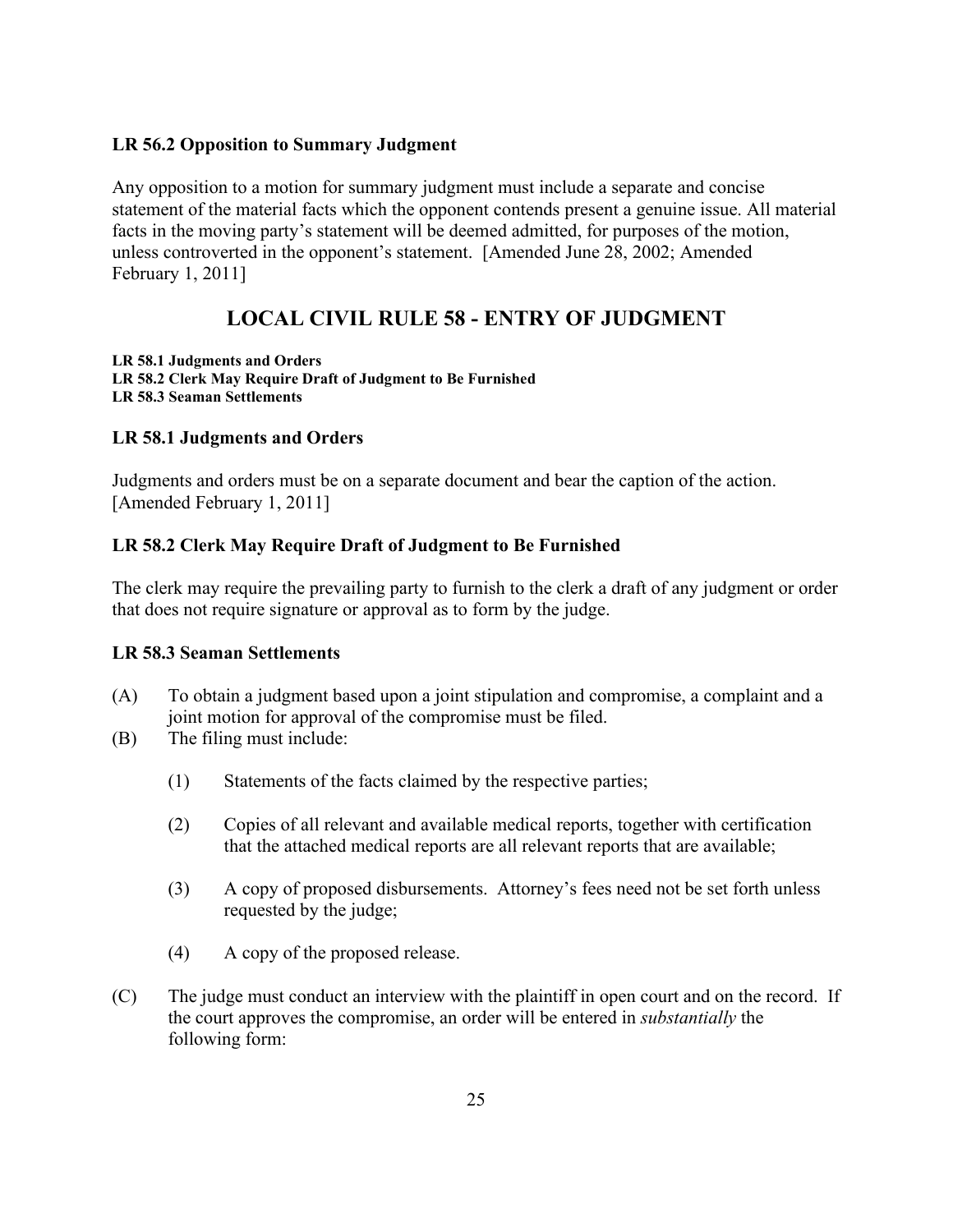### LR 56.2 Opposition to Summary Judgment

Any opposition to a motion for summary judgment must include a separate and concise statement of the material facts which the opponent contends present a genuine issue. All material facts in the moving party's statement will be deemed admitted, for purposes of the motion, unless controverted in the opponent's statement. [Amended June 28, 2002; Amended February 1, 2011]

## LOCAL CIVIL RULE 58 - ENTRY OF JUDGMENT

**LR 58.1 Judgments and Orders**
**LR 58.2 Clerk May Require Draft of Judgment to Be Furnished**
**LR 58.3 Seaman Settlements**

### LR 58.1 Judgments and Orders

Judgments and orders must be on a separate document and bear the caption of the action. [Amended February 1, 2011]

### LR 58.2 Clerk May Require Draft of Judgment to Be Furnished

The clerk may require the prevailing party to furnish to the clerk a draft of any judgment or order that does not require signature or approval as to form by the judge.

### LR 58.3 Seaman Settlements

(A) To obtain a judgment based upon a joint stipulation and compromise, a complaint and a joint motion for approval of the compromise must be filed.

(B) The filing must include:

(1) Statements of the facts claimed by the respective parties;

(2) Copies of all relevant and available medical reports, together with certification that the attached medical reports are all relevant reports that are available;

(3) A copy of proposed disbursements. Attorney's fees need not be set forth unless requested by the judge;

(4) A copy of the proposed release.

(C) The judge must conduct an interview with the plaintiff in open court and on the record. If the court approves the compromise, an order will be entered in *substantially* the following form: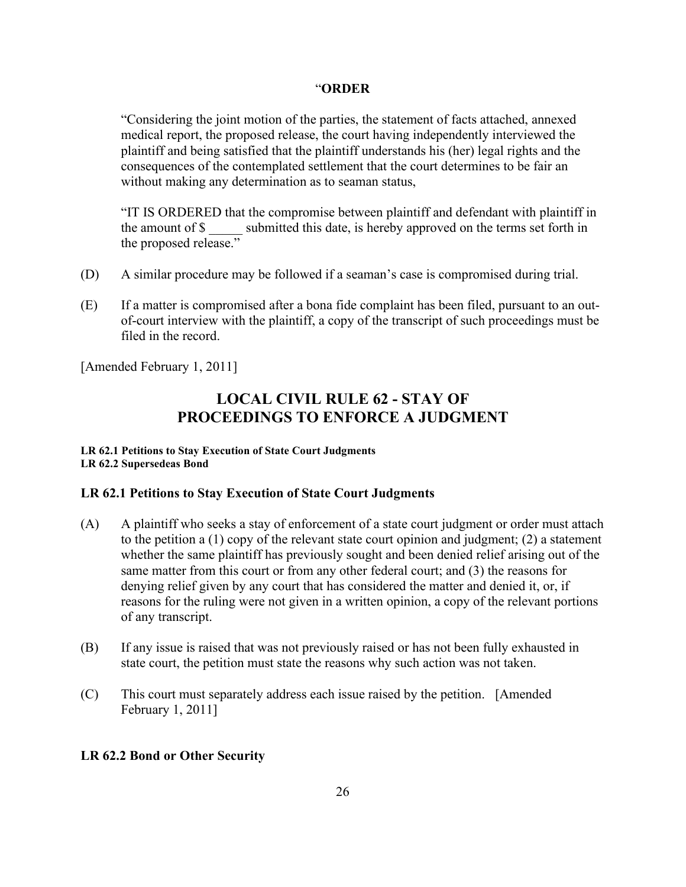“**ORDER**

“Considering the joint motion of the parties, the statement of facts attached, annexed medical report, the proposed release, the court having independently interviewed the plaintiff and being satisfied that the plaintiff understands his (her) legal rights and the consequences of the contemplated settlement that the court determines to be fair an without making any determination as to seaman status,

“IT IS ORDERED that the compromise between plaintiff and defendant with plaintiff in the amount of $ _____ submitted this date, is hereby approved on the terms set forth in the proposed release.”

(D) A similar procedure may be followed if a seaman’s case is compromised during trial.

(E) If a matter is compromised after a bona fide complaint has been filed, pursuant to an out-of-court interview with the plaintiff, a copy of the transcript of such proceedings must be filed in the record.

[Amended February 1, 2011]

## LOCAL CIVIL RULE 62 - STAY OF PROCEEDINGS TO ENFORCE A JUDGMENT

**LR 62.1 Petitions to Stay Execution of State Court Judgments**
**LR 62.2 Supersedeas Bond**

### LR 62.1 Petitions to Stay Execution of State Court Judgments

(A) A plaintiff who seeks a stay of enforcement of a state court judgment or order must attach to the petition a (1) copy of the relevant state court opinion and judgment; (2) a statement whether the same plaintiff has previously sought and been denied relief arising out of the same matter from this court or from any other federal court; and (3) the reasons for denying relief given by any court that has considered the matter and denied it, or, if reasons for the ruling were not given in a written opinion, a copy of the relevant portions of any transcript.

(B) If any issue is raised that was not previously raised or has not been fully exhausted in state court, the petition must state the reasons why such action was not taken.

(C) This court must separately address each issue raised by the petition. [Amended February 1, 2011]

### LR 62.2 Bond or Other Security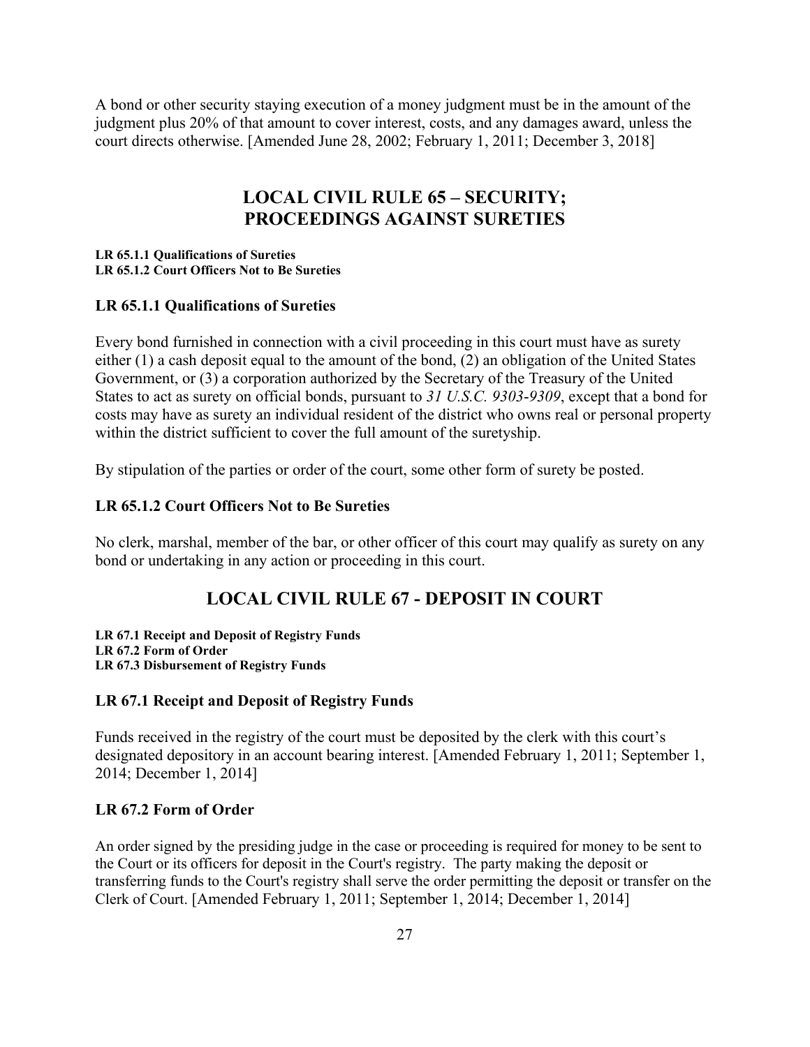A bond or other security staying execution of a money judgment must be in the amount of the judgment plus 20% of that amount to cover interest, costs, and any damages award, unless the court directs otherwise. [Amended June 28, 2002; February 1, 2011; December 3, 2018]

## LOCAL CIVIL RULE 65 – SECURITY; PROCEEDINGS AGAINST SURETIES

**LR 65.1.1 Qualifications of Sureties**
**LR 65.1.2 Court Officers Not to Be Sureties**

### LR 65.1.1 Qualifications of Sureties

Every bond furnished in connection with a civil proceeding in this court must have as surety either (1) a cash deposit equal to the amount of the bond, (2) an obligation of the United States Government, or (3) a corporation authorized by the Secretary of the Treasury of the United States to act as surety on official bonds, pursuant to *31 U.S.C. 9303-9309*, except that a bond for costs may have as surety an individual resident of the district who owns real or personal property within the district sufficient to cover the full amount of the suretyship.

By stipulation of the parties or order of the court, some other form of surety be posted.

### LR 65.1.2 Court Officers Not to Be Sureties

No clerk, marshal, member of the bar, or other officer of this court may qualify as surety on any bond or undertaking in any action or proceeding in this court.

## LOCAL CIVIL RULE 67 - DEPOSIT IN COURT

**LR 67.1 Receipt and Deposit of Registry Funds**
**LR 67.2 Form of Order**
**LR 67.3 Disbursement of Registry Funds**

### LR 67.1 Receipt and Deposit of Registry Funds

Funds received in the registry of the court must be deposited by the clerk with this court's designated depository in an account bearing interest. [Amended February 1, 2011; September 1, 2014; December 1, 2014]

### LR 67.2 Form of Order

An order signed by the presiding judge in the case or proceeding is required for money to be sent to the Court or its officers for deposit in the Court's registry. The party making the deposit or transferring funds to the Court's registry shall serve the order permitting the deposit or transfer on the Clerk of Court. [Amended February 1, 2011; September 1, 2014; December 1, 2014]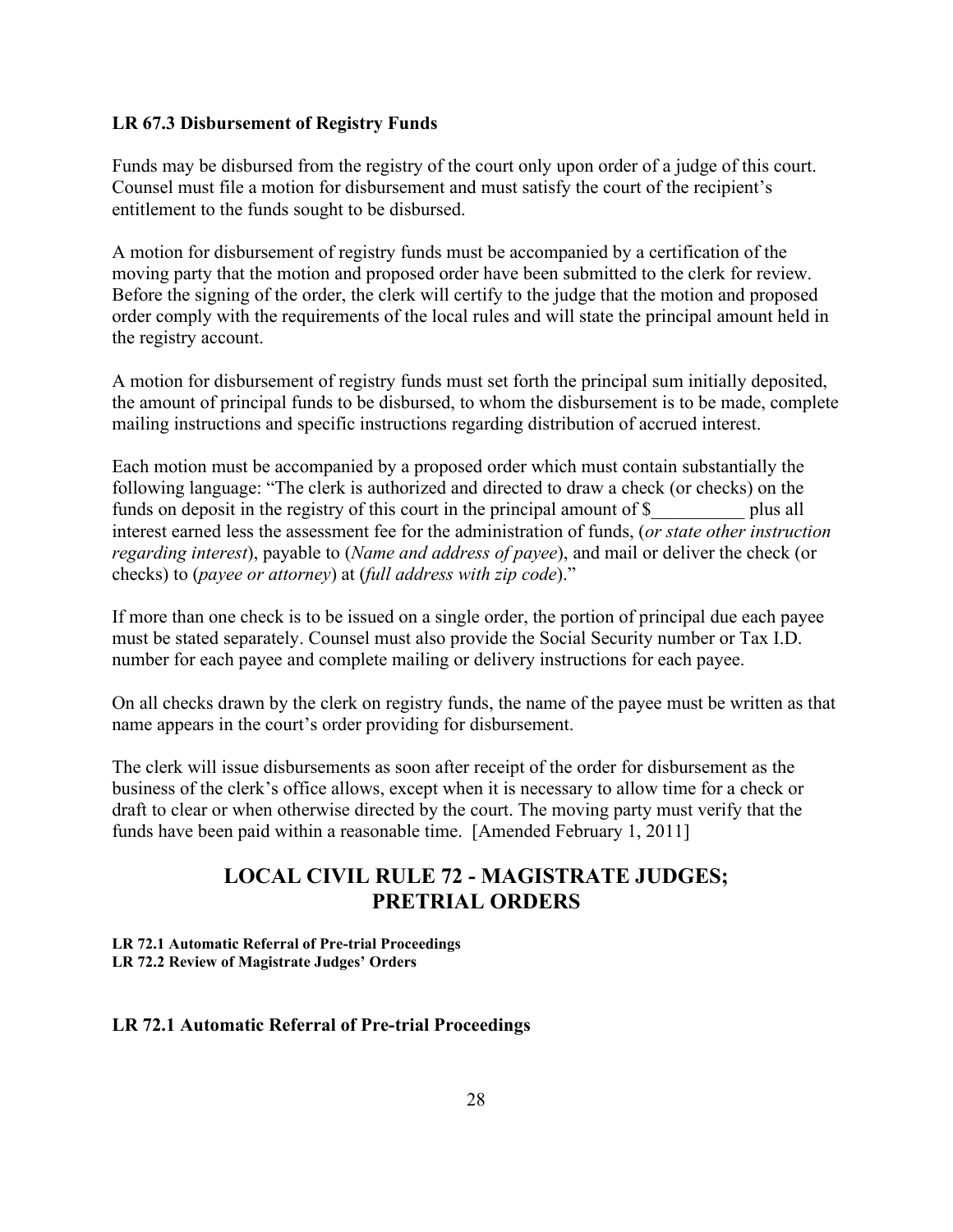### LR 67.3 Disbursement of Registry Funds

Funds may be disbursed from the registry of the court only upon order of a judge of this court. Counsel must file a motion for disbursement and must satisfy the court of the recipient's entitlement to the funds sought to be disbursed.

A motion for disbursement of registry funds must be accompanied by a certification of the moving party that the motion and proposed order have been submitted to the clerk for review. Before the signing of the order, the clerk will certify to the judge that the motion and proposed order comply with the requirements of the local rules and will state the principal amount held in the registry account.

A motion for disbursement of registry funds must set forth the principal sum initially deposited, the amount of principal funds to be disbursed, to whom the disbursement is to be made, complete mailing instructions and specific instructions regarding distribution of accrued interest.

Each motion must be accompanied by a proposed order which must contain substantially the following language: "The clerk is authorized and directed to draw a check (or checks) on the funds on deposit in the registry of this court in the principal amount of $__________ plus all interest earned less the assessment fee for the administration of funds, (*or state other instruction regarding interest*), payable to (*Name and address of payee*), and mail or deliver the check (or checks) to (*payee or attorney*) at (*full address with zip code*)."

If more than one check is to be issued on a single order, the portion of principal due each payee must be stated separately. Counsel must also provide the Social Security number or Tax I.D. number for each payee and complete mailing or delivery instructions for each payee.

On all checks drawn by the clerk on registry funds, the name of the payee must be written as that name appears in the court's order providing for disbursement.

The clerk will issue disbursements as soon after receipt of the order for disbursement as the business of the clerk's office allows, except when it is necessary to allow time for a check or draft to clear or when otherwise directed by the court. The moving party must verify that the funds have been paid within a reasonable time. [Amended February 1, 2011]

## LOCAL CIVIL RULE 72 - MAGISTRATE JUDGES; PRETRIAL ORDERS

**LR 72.1 Automatic Referral of Pre-trial Proceedings**
**LR 72.2 Review of Magistrate Judges' Orders**

### LR 72.1 Automatic Referral of Pre-trial Proceedings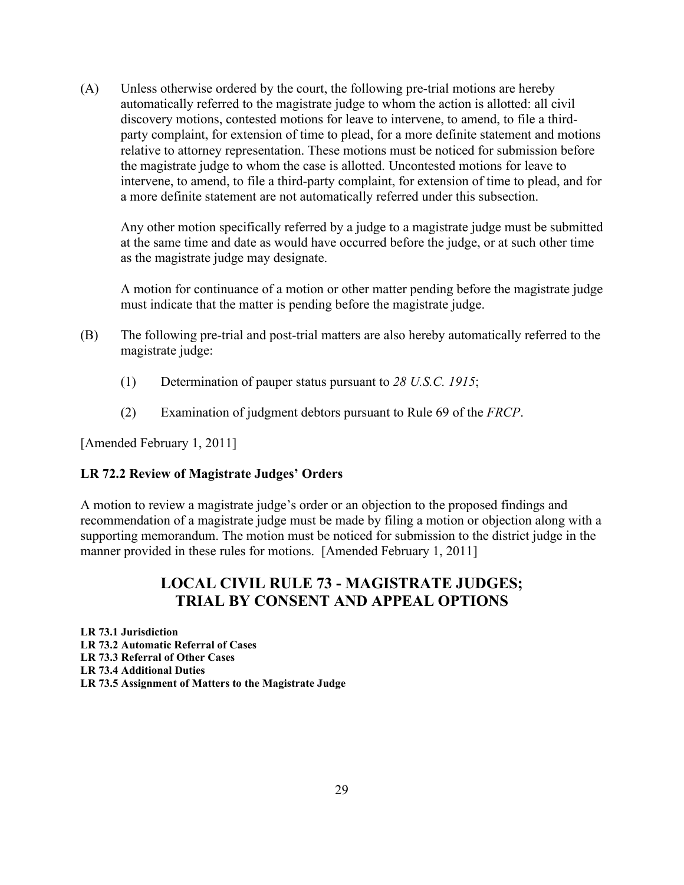(A) Unless otherwise ordered by the court, the following pre-trial motions are hereby automatically referred to the magistrate judge to whom the action is allotted: all civil discovery motions, contested motions for leave to intervene, to amend, to file a third-party complaint, for extension of time to plead, for a more definite statement and motions relative to attorney representation. These motions must be noticed for submission before the magistrate judge to whom the case is allotted. Uncontested motions for leave to intervene, to amend, to file a third-party complaint, for extension of time to plead, and for a more definite statement are not automatically referred under this subsection.

Any other motion specifically referred by a judge to a magistrate judge must be submitted at the same time and date as would have occurred before the judge, or at such other time as the magistrate judge may designate.

A motion for continuance of a motion or other matter pending before the magistrate judge must indicate that the matter is pending before the magistrate judge.

(B) The following pre-trial and post-trial matters are also hereby automatically referred to the magistrate judge:

(1) Determination of pauper status pursuant to *28 U.S.C. 1915*;

(2) Examination of judgment debtors pursuant to Rule 69 of the *FRCP*.

[Amended February 1, 2011]

**LR 72.2 Review of Magistrate Judges' Orders**

A motion to review a magistrate judge's order or an objection to the proposed findings and recommendation of a magistrate judge must be made by filing a motion or objection along with a supporting memorandum. The motion must be noticed for submission to the district judge in the manner provided in these rules for motions. [Amended February 1, 2011]

## LOCAL CIVIL RULE 73 - MAGISTRATE JUDGES; TRIAL BY CONSENT AND APPEAL OPTIONS

**LR 73.1 Jurisdiction**
**LR 73.2 Automatic Referral of Cases**
**LR 73.3 Referral of Other Cases**
**LR 73.4 Additional Duties**
**LR 73.5 Assignment of Matters to the Magistrate Judge**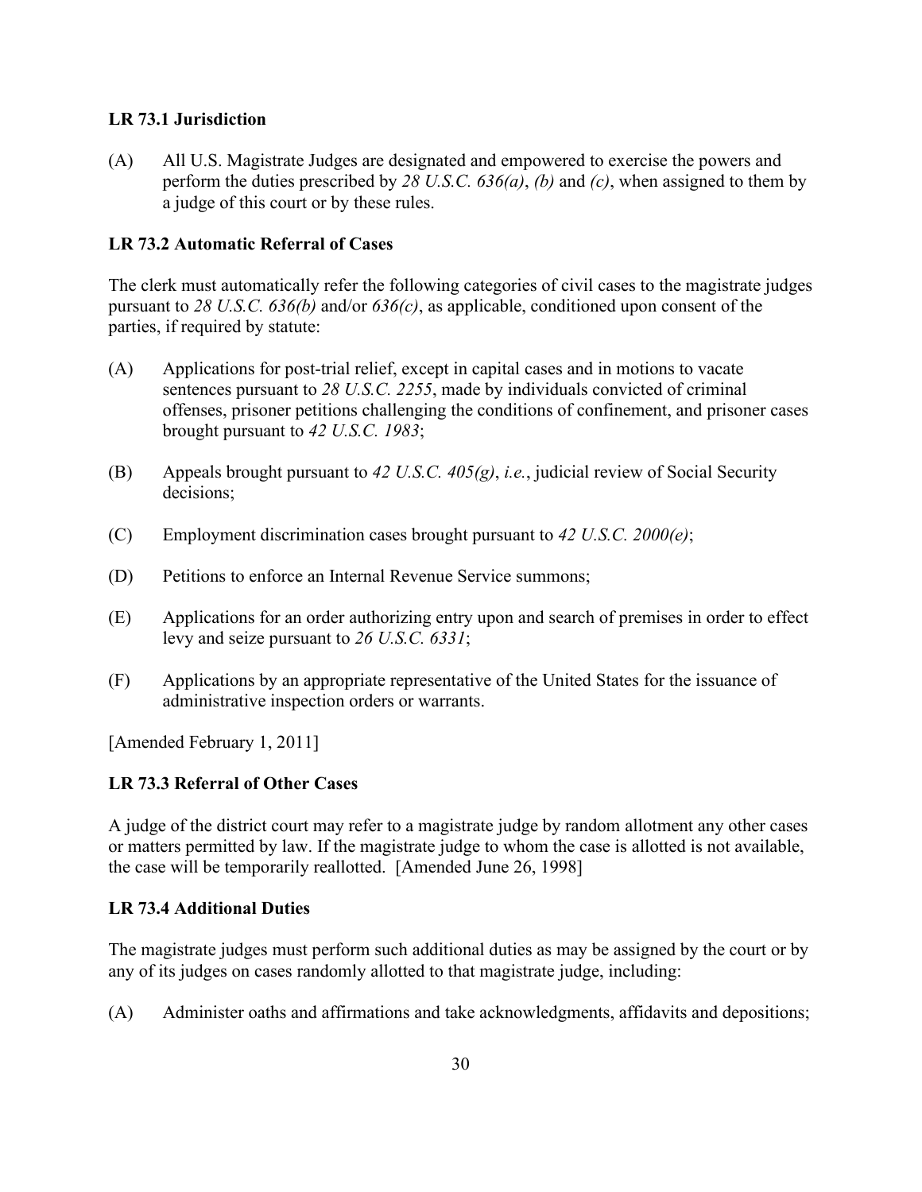**LR 73.1 Jurisdiction**

(A) All U.S. Magistrate Judges are designated and empowered to exercise the powers and perform the duties prescribed by *28 U.S.C. 636(a)*, *(b)* and *(c)*, when assigned to them by a judge of this court or by these rules.

**LR 73.2 Automatic Referral of Cases**

The clerk must automatically refer the following categories of civil cases to the magistrate judges pursuant to *28 U.S.C. 636(b)* and/or *636(c)*, as applicable, conditioned upon consent of the parties, if required by statute:

(A) Applications for post-trial relief, except in capital cases and in motions to vacate sentences pursuant to *28 U.S.C. 2255*, made by individuals convicted of criminal offenses, prisoner petitions challenging the conditions of confinement, and prisoner cases brought pursuant to *42 U.S.C. 1983*;

(B) Appeals brought pursuant to *42 U.S.C. 405(g)*, *i.e.*, judicial review of Social Security decisions;

(C) Employment discrimination cases brought pursuant to *42 U.S.C. 2000(e)*;

(D) Petitions to enforce an Internal Revenue Service summons;

(E) Applications for an order authorizing entry upon and search of premises in order to effect levy and seize pursuant to *26 U.S.C. 6331*;

(F) Applications by an appropriate representative of the United States for the issuance of administrative inspection orders or warrants.

[Amended February 1, 2011]

**LR 73.3 Referral of Other Cases**

A judge of the district court may refer to a magistrate judge by random allotment any other cases or matters permitted by law. If the magistrate judge to whom the case is allotted is not available, the case will be temporarily reallotted. [Amended June 26, 1998]

**LR 73.4 Additional Duties**

The magistrate judges must perform such additional duties as may be assigned by the court or by any of its judges on cases randomly allotted to that magistrate judge, including:

(A) Administer oaths and affirmations and take acknowledgments, affidavits and depositions;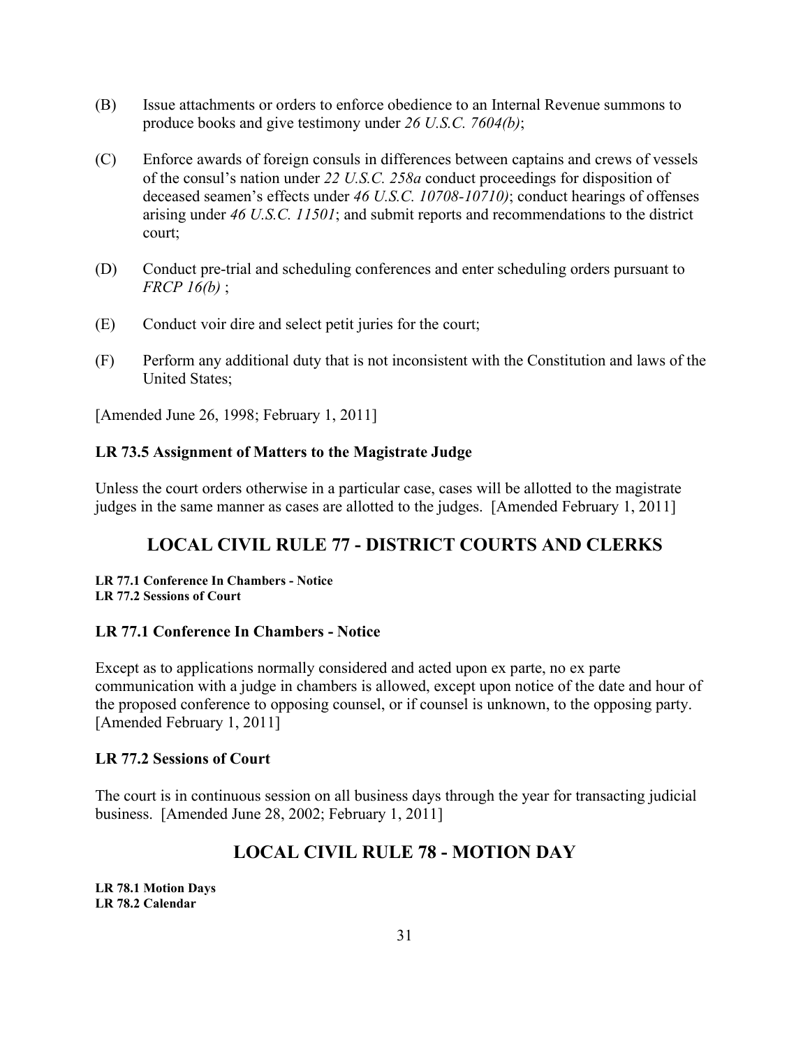(B) Issue attachments or orders to enforce obedience to an Internal Revenue summons to produce books and give testimony under *26 U.S.C. 7604(b)*;

(C) Enforce awards of foreign consuls in differences between captains and crews of vessels of the consul's nation under *22 U.S.C. 258a* conduct proceedings for disposition of deceased seamen's effects under *46 U.S.C. 10708-10710)*; conduct hearings of offenses arising under *46 U.S.C. 11501*; and submit reports and recommendations to the district court;

(D) Conduct pre-trial and scheduling conferences and enter scheduling orders pursuant to *FRCP 16(b)* ;

(E) Conduct voir dire and select petit juries for the court;

(F) Perform any additional duty that is not inconsistent with the Constitution and laws of the United States;

[Amended June 26, 1998; February 1, 2011]

### LR 73.5 Assignment of Matters to the Magistrate Judge

Unless the court orders otherwise in a particular case, cases will be allotted to the magistrate judges in the same manner as cases are allotted to the judges. [Amended February 1, 2011]

## LOCAL CIVIL RULE 77 - DISTRICT COURTS AND CLERKS

**LR 77.1 Conference In Chambers - Notice**
**LR 77.2 Sessions of Court**

### LR 77.1 Conference In Chambers - Notice

Except as to applications normally considered and acted upon ex parte, no ex parte communication with a judge in chambers is allowed, except upon notice of the date and hour of the proposed conference to opposing counsel, or if counsel is unknown, to the opposing party. [Amended February 1, 2011]

### LR 77.2 Sessions of Court

The court is in continuous session on all business days through the year for transacting judicial business. [Amended June 28, 2002; February 1, 2011]

## LOCAL CIVIL RULE 78 - MOTION DAY

**LR 78.1 Motion Days**
**LR 78.2 Calendar**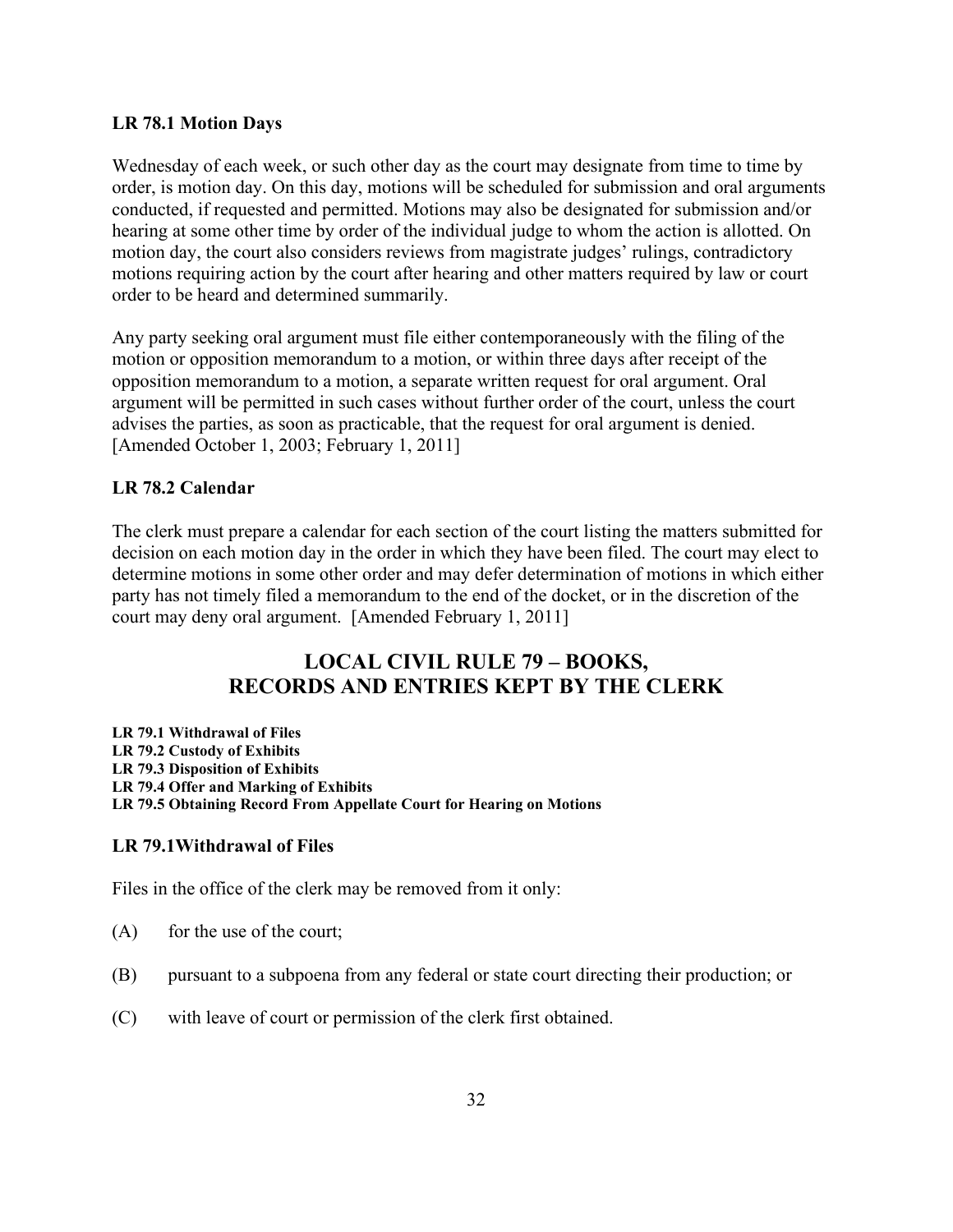### LR 78.1 Motion Days

Wednesday of each week, or such other day as the court may designate from time to time by order, is motion day. On this day, motions will be scheduled for submission and oral arguments conducted, if requested and permitted. Motions may also be designated for submission and/or hearing at some other time by order of the individual judge to whom the action is allotted. On motion day, the court also considers reviews from magistrate judges' rulings, contradictory motions requiring action by the court after hearing and other matters required by law or court order to be heard and determined summarily.

Any party seeking oral argument must file either contemporaneously with the filing of the motion or opposition memorandum to a motion, or within three days after receipt of the opposition memorandum to a motion, a separate written request for oral argument. Oral argument will be permitted in such cases without further order of the court, unless the court advises the parties, as soon as practicable, that the request for oral argument is denied. [Amended October 1, 2003; February 1, 2011]

### LR 78.2 Calendar

The clerk must prepare a calendar for each section of the court listing the matters submitted for decision on each motion day in the order in which they have been filed. The court may elect to determine motions in some other order and may defer determination of motions in which either party has not timely filed a memorandum to the end of the docket, or in the discretion of the court may deny oral argument. [Amended February 1, 2011]

## LOCAL CIVIL RULE 79 – BOOKS, RECORDS AND ENTRIES KEPT BY THE CLERK

**LR 79.1 Withdrawal of Files**
**LR 79.2 Custody of Exhibits**
**LR 79.3 Disposition of Exhibits**
**LR 79.4 Offer and Marking of Exhibits**
**LR 79.5 Obtaining Record From Appellate Court for Hearing on Motions**

### LR 79.1Withdrawal of Files

Files in the office of the clerk may be removed from it only:

(A) for the use of the court;

(B) pursuant to a subpoena from any federal or state court directing their production; or

(C) with leave of court or permission of the clerk first obtained.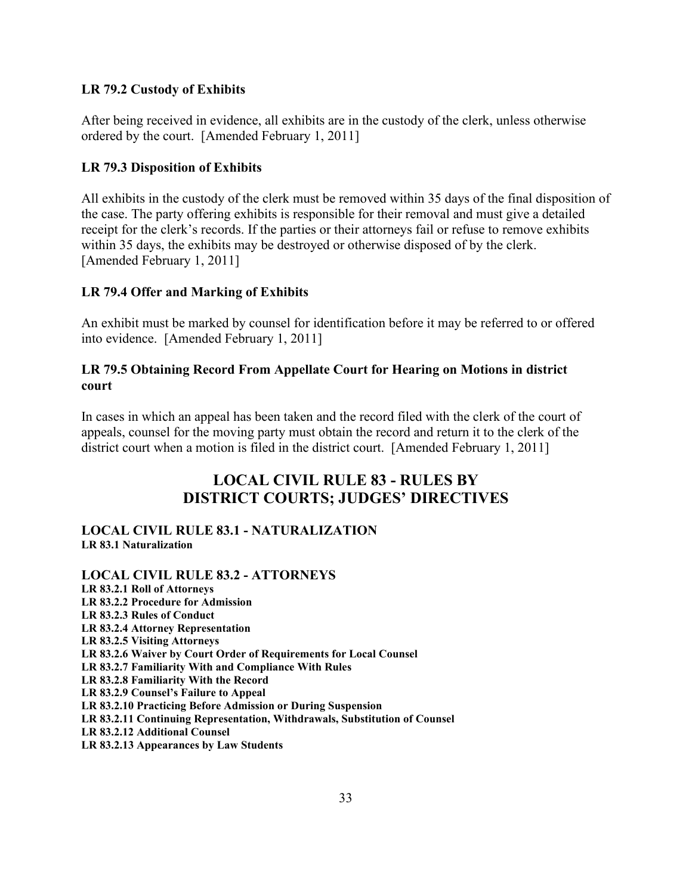### LR 79.2 Custody of Exhibits

After being received in evidence, all exhibits are in the custody of the clerk, unless otherwise ordered by the court. [Amended February 1, 2011]

### LR 79.3 Disposition of Exhibits

All exhibits in the custody of the clerk must be removed within 35 days of the final disposition of the case. The party offering exhibits is responsible for their removal and must give a detailed receipt for the clerk's records. If the parties or their attorneys fail or refuse to remove exhibits within 35 days, the exhibits may be destroyed or otherwise disposed of by the clerk. [Amended February 1, 2011]

### LR 79.4 Offer and Marking of Exhibits

An exhibit must be marked by counsel for identification before it may be referred to or offered into evidence. [Amended February 1, 2011]

### LR 79.5 Obtaining Record From Appellate Court for Hearing on Motions in district court

In cases in which an appeal has been taken and the record filed with the clerk of the court of appeals, counsel for the moving party must obtain the record and return it to the clerk of the district court when a motion is filed in the district court. [Amended February 1, 2011]

# LOCAL CIVIL RULE 83 - RULES BY DISTRICT COURTS; JUDGES' DIRECTIVES

## LOCAL CIVIL RULE 83.1 - NATURALIZATION

**LR 83.1 Naturalization**

## LOCAL CIVIL RULE 83.2 - ATTORNEYS

**LR 83.2.1 Roll of Attorneys**
**LR 83.2.2 Procedure for Admission**
**LR 83.2.3 Rules of Conduct**
**LR 83.2.4 Attorney Representation**
**LR 83.2.5 Visiting Attorneys**
**LR 83.2.6 Waiver by Court Order of Requirements for Local Counsel**
**LR 83.2.7 Familiarity With and Compliance With Rules**
**LR 83.2.8 Familiarity With the Record**
**LR 83.2.9 Counsel's Failure to Appeal**
**LR 83.2.10 Practicing Before Admission or During Suspension**
**LR 83.2.11 Continuing Representation, Withdrawals, Substitution of Counsel**
**LR 83.2.12 Additional Counsel**
**LR 83.2.13 Appearances by Law Students**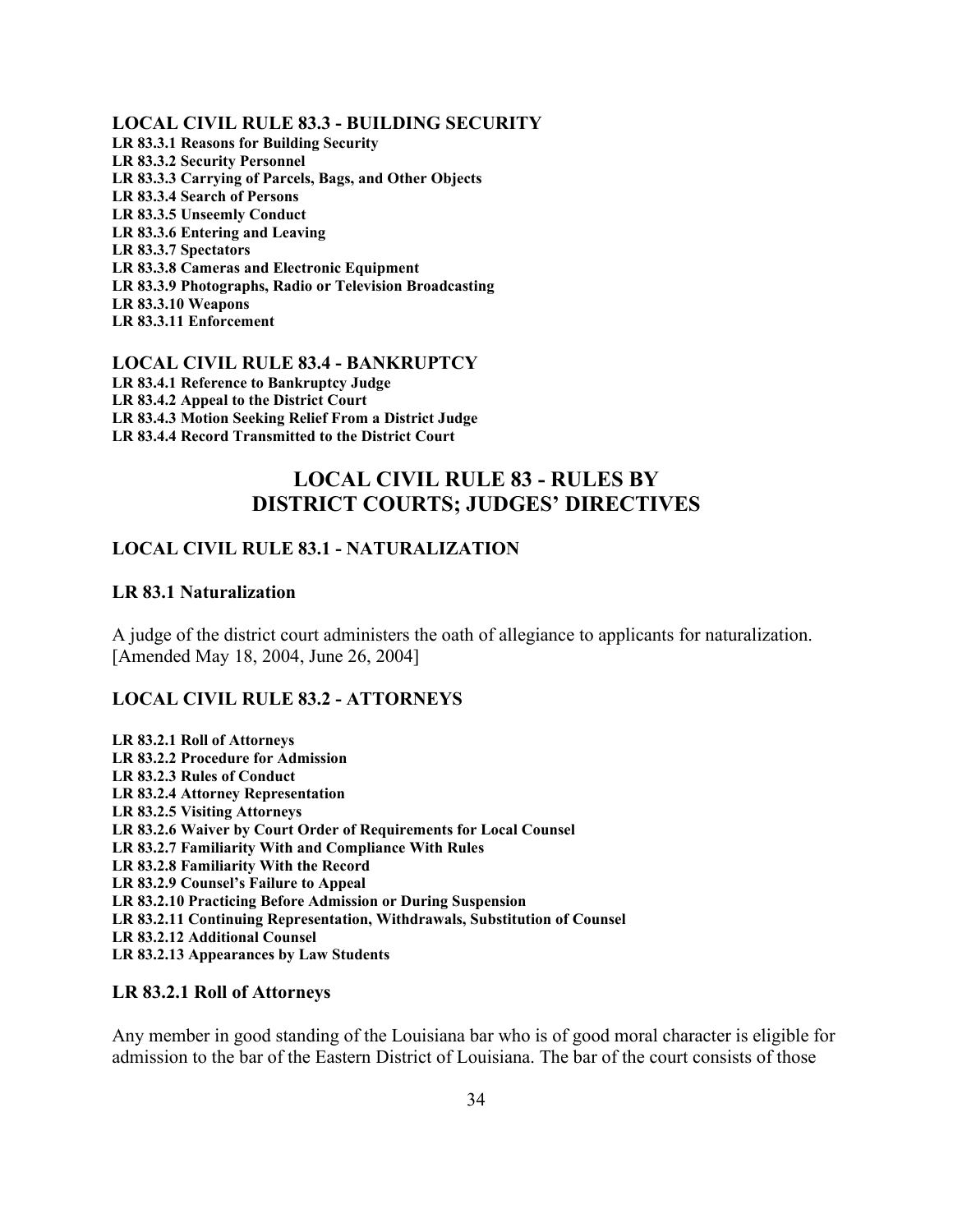**LOCAL CIVIL RULE 83.3 - BUILDING SECURITY**

**LR 83.3.1 Reasons for Building Security**
**LR 83.3.2 Security Personnel**
**LR 83.3.3 Carrying of Parcels, Bags, and Other Objects**
**LR 83.3.4 Search of Persons**
**LR 83.3.5 Unseemly Conduct**
**LR 83.3.6 Entering and Leaving**
**LR 83.3.7 Spectators**
**LR 83.3.8 Cameras and Electronic Equipment**
**LR 83.3.9 Photographs, Radio or Television Broadcasting**
**LR 83.3.10 Weapons**
**LR 83.3.11 Enforcement**

**LOCAL CIVIL RULE 83.4 - BANKRUPTCY**

**LR 83.4.1 Reference to Bankruptcy Judge**
**LR 83.4.2 Appeal to the District Court**
**LR 83.4.3 Motion Seeking Relief From a District Judge**
**LR 83.4.4 Record Transmitted to the District Court**

# LOCAL CIVIL RULE 83 - RULES BY DISTRICT COURTS; JUDGES' DIRECTIVES

## LOCAL CIVIL RULE 83.1 - NATURALIZATION

### LR 83.1 Naturalization

A judge of the district court administers the oath of allegiance to applicants for naturalization. [Amended May 18, 2004, June 26, 2004]

## LOCAL CIVIL RULE 83.2 - ATTORNEYS

**LR 83.2.1 Roll of Attorneys**
**LR 83.2.2 Procedure for Admission**
**LR 83.2.3 Rules of Conduct**
**LR 83.2.4 Attorney Representation**
**LR 83.2.5 Visiting Attorneys**
**LR 83.2.6 Waiver by Court Order of Requirements for Local Counsel**
**LR 83.2.7 Familiarity With and Compliance With Rules**
**LR 83.2.8 Familiarity With the Record**
**LR 83.2.9 Counsel's Failure to Appeal**
**LR 83.2.10 Practicing Before Admission or During Suspension**
**LR 83.2.11 Continuing Representation, Withdrawals, Substitution of Counsel**
**LR 83.2.12 Additional Counsel**
**LR 83.2.13 Appearances by Law Students**

### LR 83.2.1 Roll of Attorneys

Any member in good standing of the Louisiana bar who is of good moral character is eligible for admission to the bar of the Eastern District of Louisiana. The bar of the court consists of those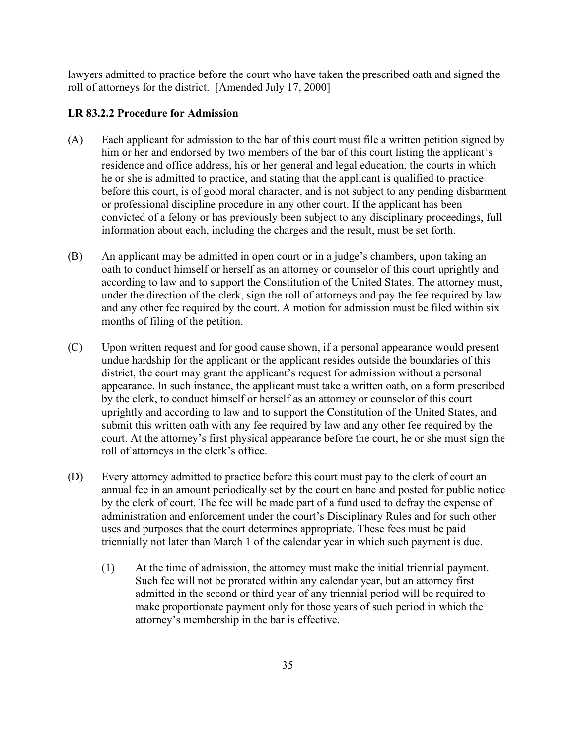lawyers admitted to practice before the court who have taken the prescribed oath and signed the roll of attorneys for the district. [Amended July 17, 2000]

**LR 83.2.2 Procedure for Admission**

(A) Each applicant for admission to the bar of this court must file a written petition signed by him or her and endorsed by two members of the bar of this court listing the applicant's residence and office address, his or her general and legal education, the courts in which he or she is admitted to practice, and stating that the applicant is qualified to practice before this court, is of good moral character, and is not subject to any pending disbarment or professional discipline procedure in any other court. If the applicant has been convicted of a felony or has previously been subject to any disciplinary proceedings, full information about each, including the charges and the result, must be set forth.

(B) An applicant may be admitted in open court or in a judge's chambers, upon taking an oath to conduct himself or herself as an attorney or counselor of this court uprightly and according to law and to support the Constitution of the United States. The attorney must, under the direction of the clerk, sign the roll of attorneys and pay the fee required by law and any other fee required by the court. A motion for admission must be filed within six months of filing of the petition.

(C) Upon written request and for good cause shown, if a personal appearance would present undue hardship for the applicant or the applicant resides outside the boundaries of this district, the court may grant the applicant's request for admission without a personal appearance. In such instance, the applicant must take a written oath, on a form prescribed by the clerk, to conduct himself or herself as an attorney or counselor of this court uprightly and according to law and to support the Constitution of the United States, and submit this written oath with any fee required by law and any other fee required by the court. At the attorney's first physical appearance before the court, he or she must sign the roll of attorneys in the clerk's office.

(D) Every attorney admitted to practice before this court must pay to the clerk of court an annual fee in an amount periodically set by the court en banc and posted for public notice by the clerk of court. The fee will be made part of a fund used to defray the expense of administration and enforcement under the court's Disciplinary Rules and for such other uses and purposes that the court determines appropriate. These fees must be paid triennially not later than March 1 of the calendar year in which such payment is due.

   (1) At the time of admission, the attorney must make the initial triennial payment. Such fee will not be prorated within any calendar year, but an attorney first admitted in the second or third year of any triennial period will be required to make proportionate payment only for those years of such period in which the attorney's membership in the bar is effective.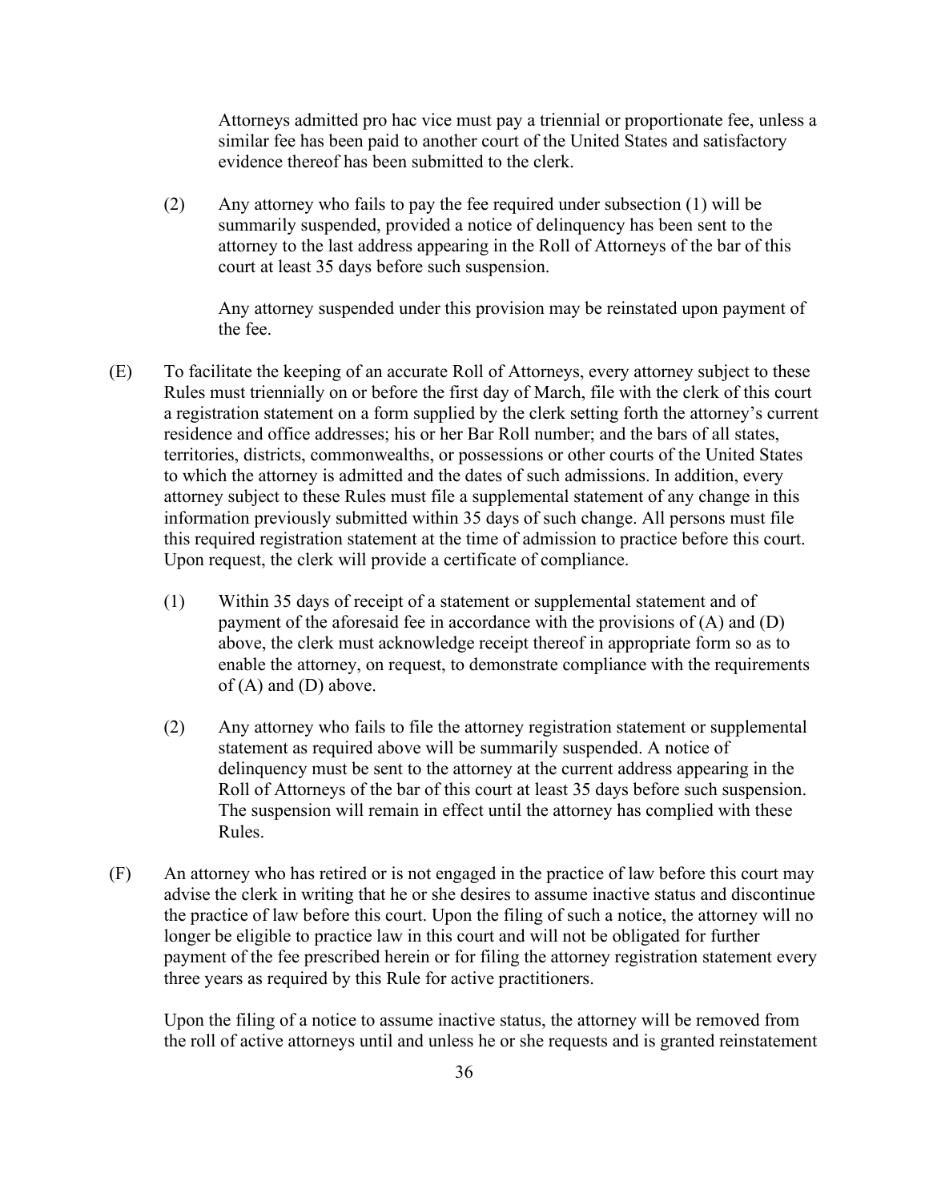Attorneys admitted pro hac vice must pay a triennial or proportionate fee, unless a similar fee has been paid to another court of the United States and satisfactory evidence thereof has been submitted to the clerk.

(2) Any attorney who fails to pay the fee required under subsection (1) will be summarily suspended, provided a notice of delinquency has been sent to the attorney to the last address appearing in the Roll of Attorneys of the bar of this court at least 35 days before such suspension.

Any attorney suspended under this provision may be reinstated upon payment of the fee.

(E) To facilitate the keeping of an accurate Roll of Attorneys, every attorney subject to these Rules must triennially on or before the first day of March, file with the clerk of this court a registration statement on a form supplied by the clerk setting forth the attorney's current residence and office addresses; his or her Bar Roll number; and the bars of all states, territories, districts, commonwealths, or possessions or other courts of the United States to which the attorney is admitted and the dates of such admissions. In addition, every attorney subject to these Rules must file a supplemental statement of any change in this information previously submitted within 35 days of such change. All persons must file this required registration statement at the time of admission to practice before this court. Upon request, the clerk will provide a certificate of compliance.

(1) Within 35 days of receipt of a statement or supplemental statement and of payment of the aforesaid fee in accordance with the provisions of (A) and (D) above, the clerk must acknowledge receipt thereof in appropriate form so as to enable the attorney, on request, to demonstrate compliance with the requirements of (A) and (D) above.

(2) Any attorney who fails to file the attorney registration statement or supplemental statement as required above will be summarily suspended. A notice of delinquency must be sent to the attorney at the current address appearing in the Roll of Attorneys of the bar of this court at least 35 days before such suspension. The suspension will remain in effect until the attorney has complied with these Rules.

(F) An attorney who has retired or is not engaged in the practice of law before this court may advise the clerk in writing that he or she desires to assume inactive status and discontinue the practice of law before this court. Upon the filing of such a notice, the attorney will no longer be eligible to practice law in this court and will not be obligated for further payment of the fee prescribed herein or for filing the attorney registration statement every three years as required by this Rule for active practitioners.

Upon the filing of a notice to assume inactive status, the attorney will be removed from the roll of active attorneys until and unless he or she requests and is granted reinstatement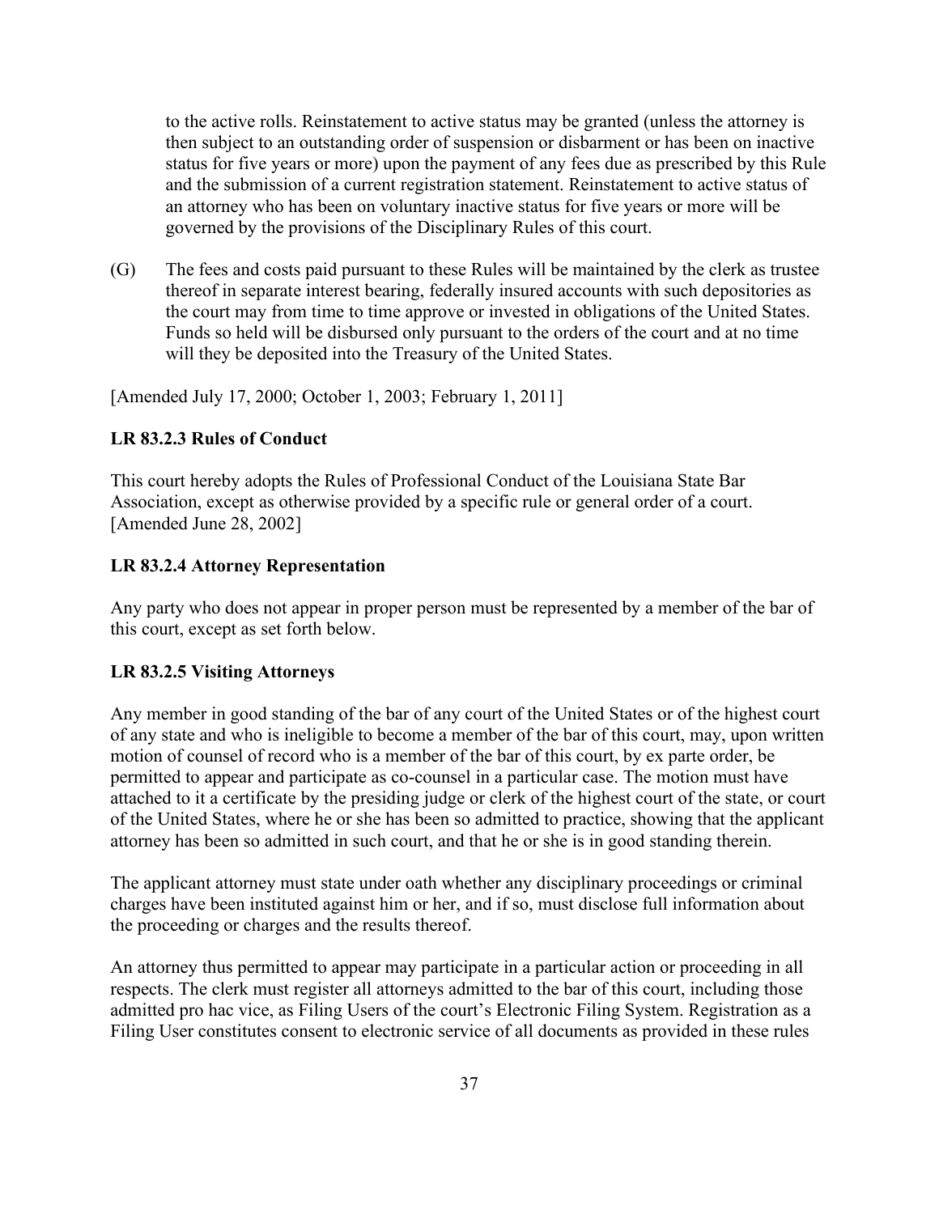to the active rolls. Reinstatement to active status may be granted (unless the attorney is then subject to an outstanding order of suspension or disbarment or has been on inactive status for five years or more) upon the payment of any fees due as prescribed by this Rule and the submission of a current registration statement. Reinstatement to active status of an attorney who has been on voluntary inactive status for five years or more will be governed by the provisions of the Disciplinary Rules of this court.

(G) The fees and costs paid pursuant to these Rules will be maintained by the clerk as trustee thereof in separate interest bearing, federally insured accounts with such depositories as the court may from time to time approve or invested in obligations of the United States. Funds so held will be disbursed only pursuant to the orders of the court and at no time will they be deposited into the Treasury of the United States.

[Amended July 17, 2000; October 1, 2003; February 1, 2011]

**LR 83.2.3 Rules of Conduct**

This court hereby adopts the Rules of Professional Conduct of the Louisiana State Bar Association, except as otherwise provided by a specific rule or general order of a court. [Amended June 28, 2002]

**LR 83.2.4 Attorney Representation**

Any party who does not appear in proper person must be represented by a member of the bar of this court, except as set forth below.

**LR 83.2.5 Visiting Attorneys**

Any member in good standing of the bar of any court of the United States or of the highest court of any state and who is ineligible to become a member of the bar of this court, may, upon written motion of counsel of record who is a member of the bar of this court, by ex parte order, be permitted to appear and participate as co-counsel in a particular case. The motion must have attached to it a certificate by the presiding judge or clerk of the highest court of the state, or court of the United States, where he or she has been so admitted to practice, showing that the applicant attorney has been so admitted in such court, and that he or she is in good standing therein.

The applicant attorney must state under oath whether any disciplinary proceedings or criminal charges have been instituted against him or her, and if so, must disclose full information about the proceeding or charges and the results thereof.

An attorney thus permitted to appear may participate in a particular action or proceeding in all respects. The clerk must register all attorneys admitted to the bar of this court, including those admitted pro hac vice, as Filing Users of the court's Electronic Filing System. Registration as a Filing User constitutes consent to electronic service of all documents as provided in these rules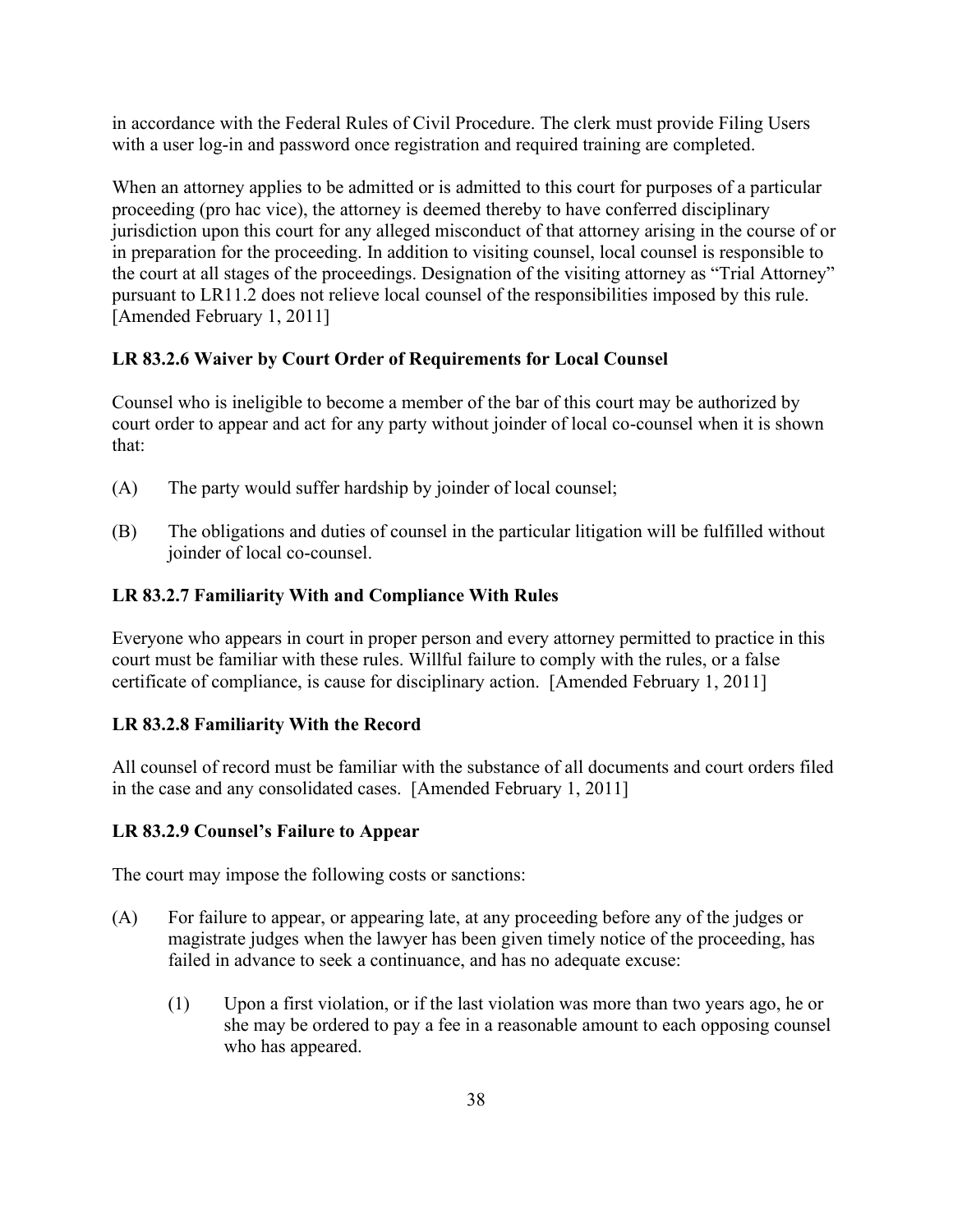in accordance with the Federal Rules of Civil Procedure. The clerk must provide Filing Users with a user log-in and password once registration and required training are completed.

When an attorney applies to be admitted or is admitted to this court for purposes of a particular proceeding (pro hac vice), the attorney is deemed thereby to have conferred disciplinary jurisdiction upon this court for any alleged misconduct of that attorney arising in the course of or in preparation for the proceeding. In addition to visiting counsel, local counsel is responsible to the court at all stages of the proceedings. Designation of the visiting attorney as "Trial Attorney" pursuant to LR11.2 does not relieve local counsel of the responsibilities imposed by this rule. [Amended February 1, 2011]

### LR 83.2.6 Waiver by Court Order of Requirements for Local Counsel

Counsel who is ineligible to become a member of the bar of this court may be authorized by court order to appear and act for any party without joinder of local co-counsel when it is shown that:

(A) The party would suffer hardship by joinder of local counsel;

(B) The obligations and duties of counsel in the particular litigation will be fulfilled without joinder of local co-counsel.

### LR 83.2.7 Familiarity With and Compliance With Rules

Everyone who appears in court in proper person and every attorney permitted to practice in this court must be familiar with these rules. Willful failure to comply with the rules, or a false certificate of compliance, is cause for disciplinary action. [Amended February 1, 2011]

### LR 83.2.8 Familiarity With the Record

All counsel of record must be familiar with the substance of all documents and court orders filed in the case and any consolidated cases. [Amended February 1, 2011]

### LR 83.2.9 Counsel's Failure to Appear

The court may impose the following costs or sanctions:

(A) For failure to appear, or appearing late, at any proceeding before any of the judges or magistrate judges when the lawyer has been given timely notice of the proceeding, has failed in advance to seek a continuance, and has no adequate excuse:

   (1) Upon a first violation, or if the last violation was more than two years ago, he or she may be ordered to pay a fee in a reasonable amount to each opposing counsel who has appeared.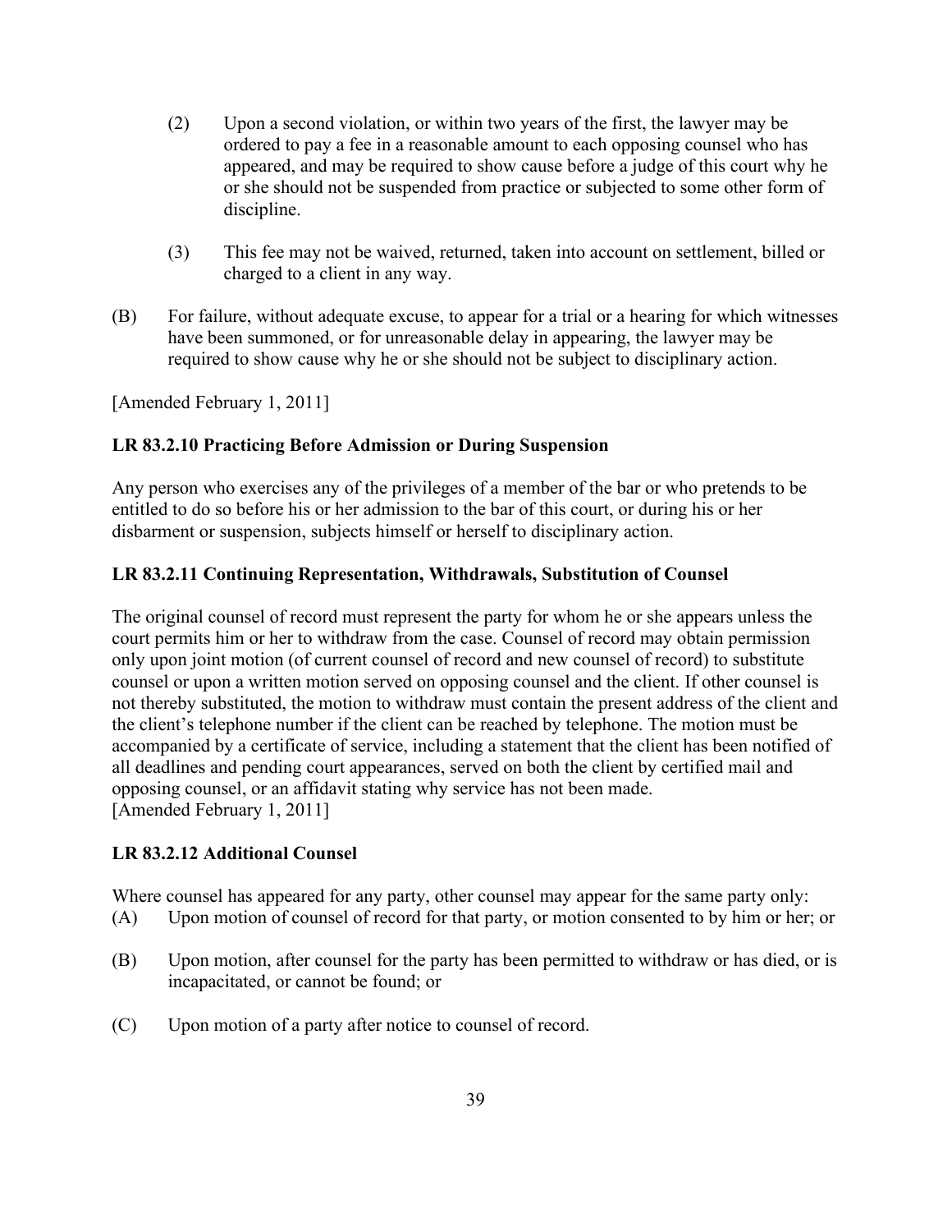(2) Upon a second violation, or within two years of the first, the lawyer may be ordered to pay a fee in a reasonable amount to each opposing counsel who has appeared, and may be required to show cause before a judge of this court why he or she should not be suspended from practice or subjected to some other form of discipline.

(3) This fee may not be waived, returned, taken into account on settlement, billed or charged to a client in any way.

(B) For failure, without adequate excuse, to appear for a trial or a hearing for which witnesses have been summoned, or for unreasonable delay in appearing, the lawyer may be required to show cause why he or she should not be subject to disciplinary action.

[Amended February 1, 2011]

**LR 83.2.10 Practicing Before Admission or During Suspension**

Any person who exercises any of the privileges of a member of the bar or who pretends to be entitled to do so before his or her admission to the bar of this court, or during his or her disbarment or suspension, subjects himself or herself to disciplinary action.

**LR 83.2.11 Continuing Representation, Withdrawals, Substitution of Counsel**

The original counsel of record must represent the party for whom he or she appears unless the court permits him or her to withdraw from the case. Counsel of record may obtain permission only upon joint motion (of current counsel of record and new counsel of record) to substitute counsel or upon a written motion served on opposing counsel and the client. If other counsel is not thereby substituted, the motion to withdraw must contain the present address of the client and the client's telephone number if the client can be reached by telephone. The motion must be accompanied by a certificate of service, including a statement that the client has been notified of all deadlines and pending court appearances, served on both the client by certified mail and opposing counsel, or an affidavit stating why service has not been made.
[Amended February 1, 2011]

**LR 83.2.12 Additional Counsel**

Where counsel has appeared for any party, other counsel may appear for the same party only:

(A) Upon motion of counsel of record for that party, or motion consented to by him or her; or

(B) Upon motion, after counsel for the party has been permitted to withdraw or has died, or is incapacitated, or cannot be found; or

(C) Upon motion of a party after notice to counsel of record.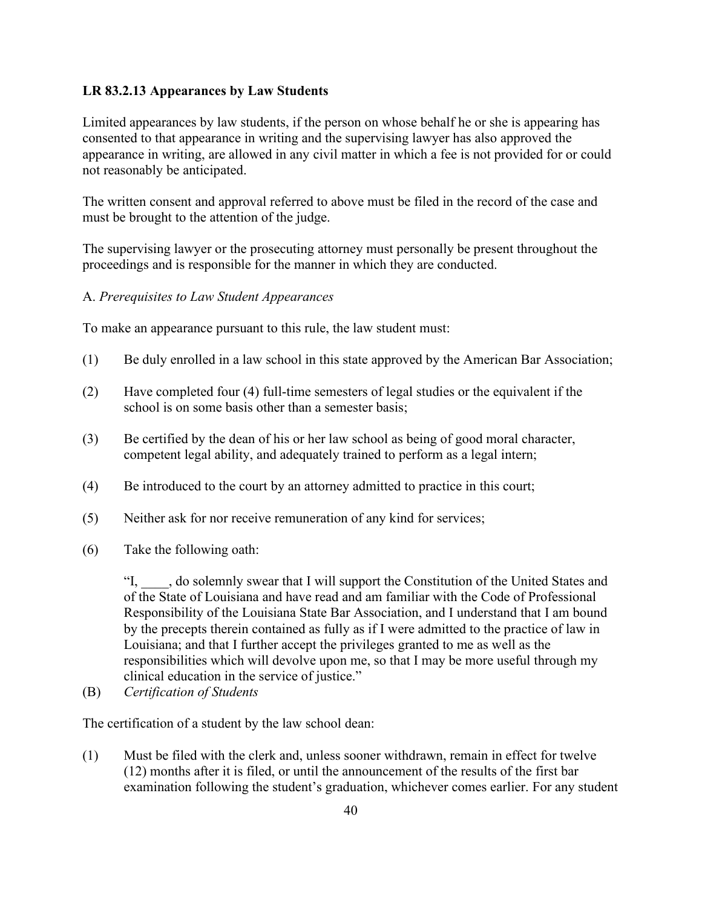**LR 83.2.13 Appearances by Law Students**

Limited appearances by law students, if the person on whose behalf he or she is appearing has consented to that appearance in writing and the supervising lawyer has also approved the appearance in writing, are allowed in any civil matter in which a fee is not provided for or could not reasonably be anticipated.

The written consent and approval referred to above must be filed in the record of the case and must be brought to the attention of the judge.

The supervising lawyer or the prosecuting attorney must personally be present throughout the proceedings and is responsible for the manner in which they are conducted.

A. *Prerequisites to Law Student Appearances*

To make an appearance pursuant to this rule, the law student must:

(1) Be duly enrolled in a law school in this state approved by the American Bar Association;

(2) Have completed four (4) full-time semesters of legal studies or the equivalent if the school is on some basis other than a semester basis;

(3) Be certified by the dean of his or her law school as being of good moral character, competent legal ability, and adequately trained to perform as a legal intern;

(4) Be introduced to the court by an attorney admitted to practice in this court;

(5) Neither ask for nor receive remuneration of any kind for services;

(6) Take the following oath:

> "I, ____, do solemnly swear that I will support the Constitution of the United States and of the State of Louisiana and have read and am familiar with the Code of Professional Responsibility of the Louisiana State Bar Association, and I understand that I am bound by the precepts therein contained as fully as if I were admitted to the practice of law in Louisiana; and that I further accept the privileges granted to me as well as the responsibilities which will devolve upon me, so that I may be more useful through my clinical education in the service of justice."

(B) *Certification of Students*

The certification of a student by the law school dean:

(1) Must be filed with the clerk and, unless sooner withdrawn, remain in effect for twelve (12) months after it is filed, or until the announcement of the results of the first bar examination following the student's graduation, whichever comes earlier. For any student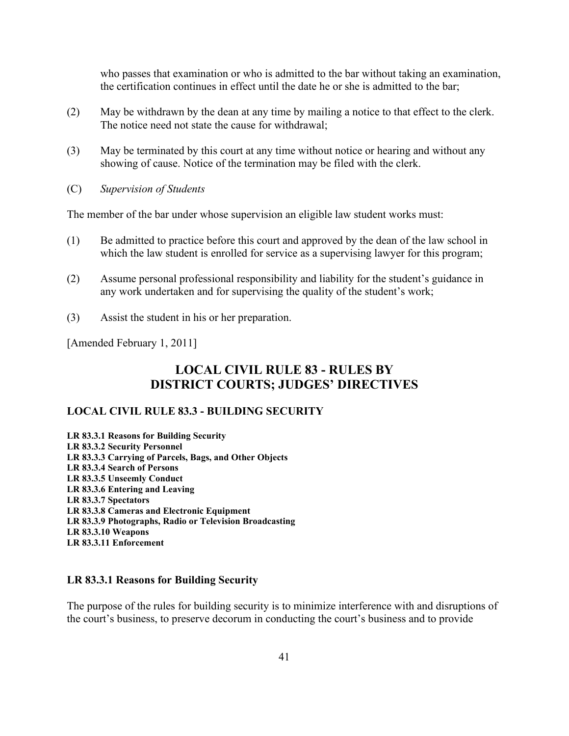who passes that examination or who is admitted to the bar without taking an examination, the certification continues in effect until the date he or she is admitted to the bar;

(2) May be withdrawn by the dean at any time by mailing a notice to that effect to the clerk. The notice need not state the cause for withdrawal;

(3) May be terminated by this court at any time without notice or hearing and without any showing of cause. Notice of the termination may be filed with the clerk.

(C) *Supervision of Students*

The member of the bar under whose supervision an eligible law student works must:

(1) Be admitted to practice before this court and approved by the dean of the law school in which the law student is enrolled for service as a supervising lawyer for this program;

(2) Assume personal professional responsibility and liability for the student's guidance in any work undertaken and for supervising the quality of the student's work;

(3) Assist the student in his or her preparation.

[Amended February 1, 2011]

# LOCAL CIVIL RULE 83 - RULES BY DISTRICT COURTS; JUDGES' DIRECTIVES

## LOCAL CIVIL RULE 83.3 - BUILDING SECURITY

**LR 83.3.1 Reasons for Building Security**
**LR 83.3.2 Security Personnel**
**LR 83.3.3 Carrying of Parcels, Bags, and Other Objects**
**LR 83.3.4 Search of Persons**
**LR 83.3.5 Unseemly Conduct**
**LR 83.3.6 Entering and Leaving**
**LR 83.3.7 Spectators**
**LR 83.3.8 Cameras and Electronic Equipment**
**LR 83.3.9 Photographs, Radio or Television Broadcasting**
**LR 83.3.10 Weapons**
**LR 83.3.11 Enforcement**

### LR 83.3.1 Reasons for Building Security

The purpose of the rules for building security is to minimize interference with and disruptions of the court's business, to preserve decorum in conducting the court's business and to provide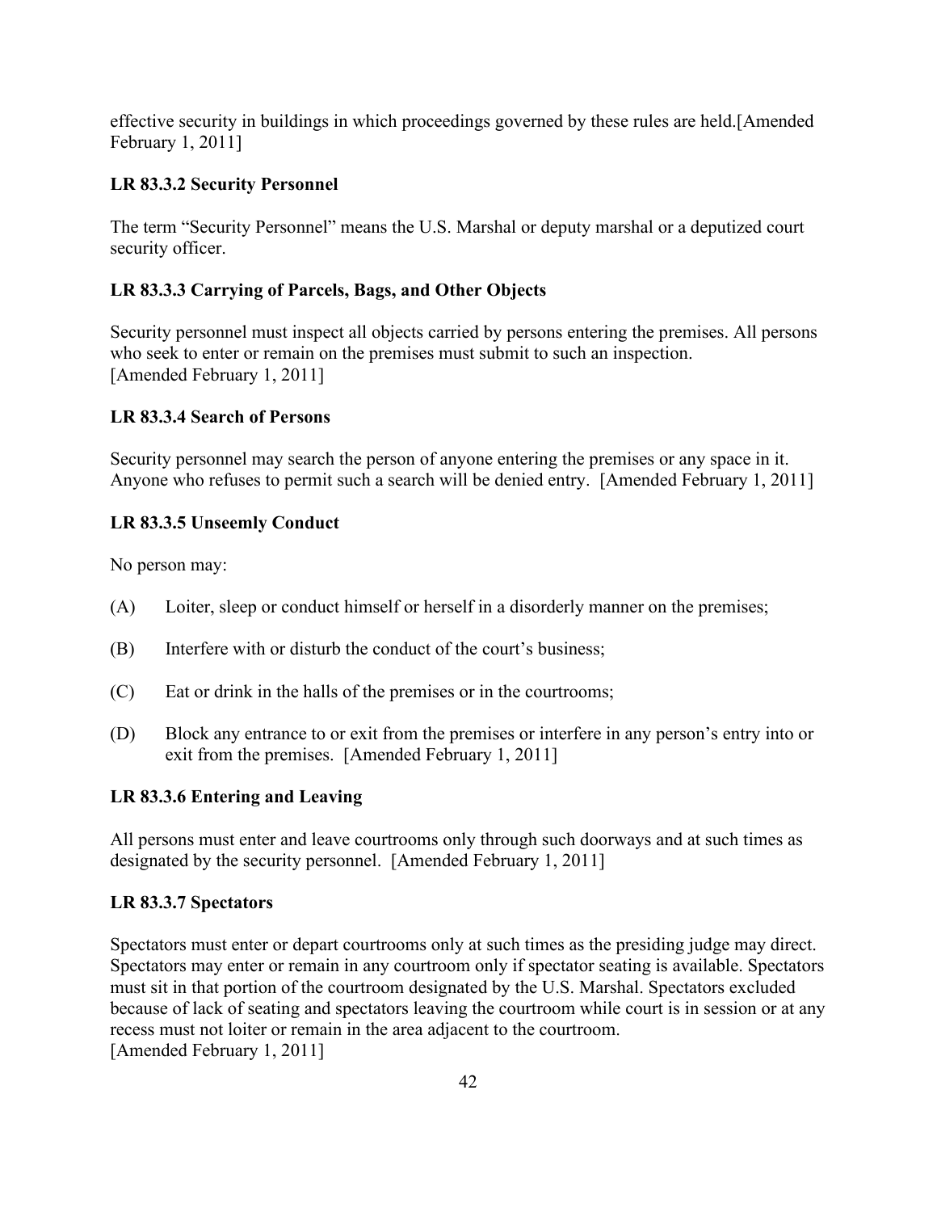effective security in buildings in which proceedings governed by these rules are held.[Amended February 1, 2011]

### LR 83.3.2 Security Personnel

The term "Security Personnel" means the U.S. Marshal or deputy marshal or a deputized court security officer.

### LR 83.3.3 Carrying of Parcels, Bags, and Other Objects

Security personnel must inspect all objects carried by persons entering the premises. All persons who seek to enter or remain on the premises must submit to such an inspection. [Amended February 1, 2011]

### LR 83.3.4 Search of Persons

Security personnel may search the person of anyone entering the premises or any space in it. Anyone who refuses to permit such a search will be denied entry. [Amended February 1, 2011]

### LR 83.3.5 Unseemly Conduct

No person may:

(A) Loiter, sleep or conduct himself or herself in a disorderly manner on the premises;

(B) Interfere with or disturb the conduct of the court's business;

(C) Eat or drink in the halls of the premises or in the courtrooms;

(D) Block any entrance to or exit from the premises or interfere in any person's entry into or exit from the premises. [Amended February 1, 2011]

### LR 83.3.6 Entering and Leaving

All persons must enter and leave courtrooms only through such doorways and at such times as designated by the security personnel. [Amended February 1, 2011]

### LR 83.3.7 Spectators

Spectators must enter or depart courtrooms only at such times as the presiding judge may direct. Spectators may enter or remain in any courtroom only if spectator seating is available. Spectators must sit in that portion of the courtroom designated by the U.S. Marshal. Spectators excluded because of lack of seating and spectators leaving the courtroom while court is in session or at any recess must not loiter or remain in the area adjacent to the courtroom.
[Amended February 1, 2011]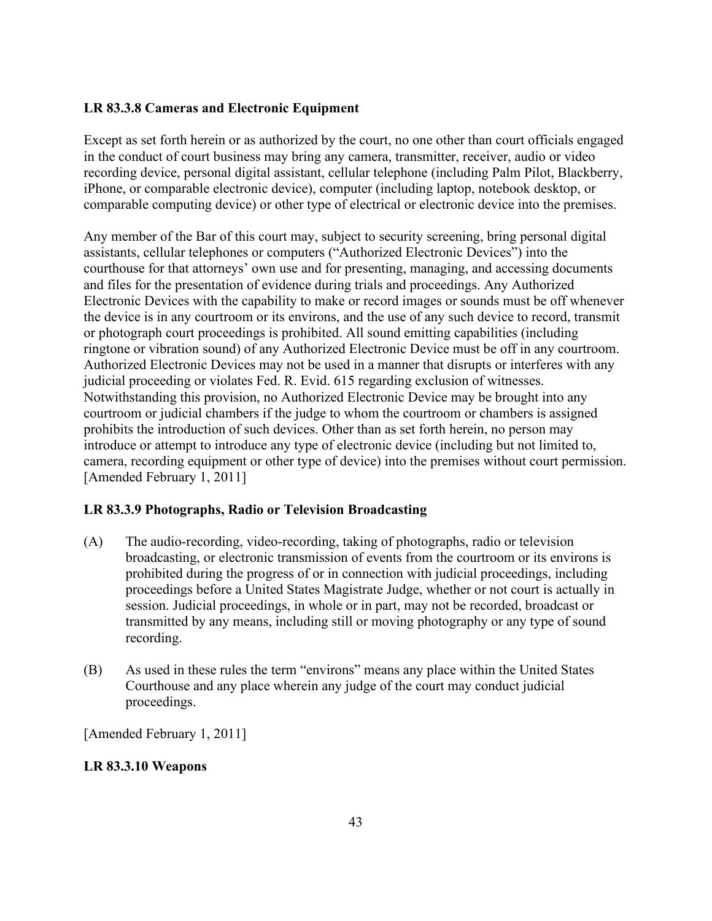**LR 83.3.8 Cameras and Electronic Equipment**

Except as set forth herein or as authorized by the court, no one other than court officials engaged in the conduct of court business may bring any camera, transmitter, receiver, audio or video recording device, personal digital assistant, cellular telephone (including Palm Pilot, Blackberry, iPhone, or comparable electronic device), computer (including laptop, notebook desktop, or comparable computing device) or other type of electrical or electronic device into the premises.

Any member of the Bar of this court may, subject to security screening, bring personal digital assistants, cellular telephones or computers ("Authorized Electronic Devices") into the courthouse for that attorneys' own use and for presenting, managing, and accessing documents and files for the presentation of evidence during trials and proceedings. Any Authorized Electronic Devices with the capability to make or record images or sounds must be off whenever the device is in any courtroom or its environs, and the use of any such device to record, transmit or photograph court proceedings is prohibited. All sound emitting capabilities (including ringtone or vibration sound) of any Authorized Electronic Device must be off in any courtroom. Authorized Electronic Devices may not be used in a manner that disrupts or interferes with any judicial proceeding or violates Fed. R. Evid. 615 regarding exclusion of witnesses. Notwithstanding this provision, no Authorized Electronic Device may be brought into any courtroom or judicial chambers if the judge to whom the courtroom or chambers is assigned prohibits the introduction of such devices. Other than as set forth herein, no person may introduce or attempt to introduce any type of electronic device (including but not limited to, camera, recording equipment or other type of device) into the premises without court permission. [Amended February 1, 2011]

**LR 83.3.9 Photographs, Radio or Television Broadcasting**

(A) The audio-recording, video-recording, taking of photographs, radio or television broadcasting, or electronic transmission of events from the courtroom or its environs is prohibited during the progress of or in connection with judicial proceedings, including proceedings before a United States Magistrate Judge, whether or not court is actually in session. Judicial proceedings, in whole or in part, may not be recorded, broadcast or transmitted by any means, including still or moving photography or any type of sound recording.

(B) As used in these rules the term "environs" means any place within the United States Courthouse and any place wherein any judge of the court may conduct judicial proceedings.

[Amended February 1, 2011]

**LR 83.3.10 Weapons**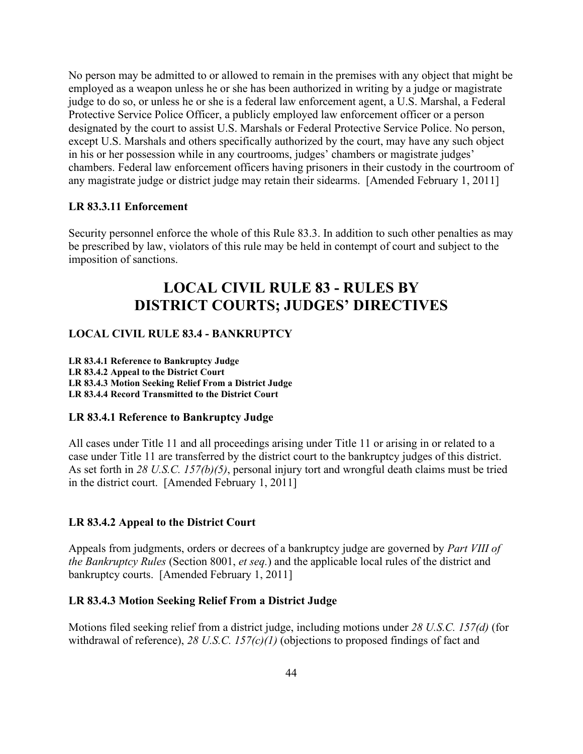No person may be admitted to or allowed to remain in the premises with any object that might be employed as a weapon unless he or she has been authorized in writing by a judge or magistrate judge to do so, or unless he or she is a federal law enforcement agent, a U.S. Marshal, a Federal Protective Service Police Officer, a publicly employed law enforcement officer or a person designated by the court to assist U.S. Marshals or Federal Protective Service Police. No person, except U.S. Marshals and others specifically authorized by the court, may have any such object in his or her possession while in any courtrooms, judges' chambers or magistrate judges' chambers. Federal law enforcement officers having prisoners in their custody in the courtroom of any magistrate judge or district judge may retain their sidearms. [Amended February 1, 2011]

### LR 83.3.11 Enforcement

Security personnel enforce the whole of this Rule 83.3. In addition to such other penalties as may be prescribed by law, violators of this rule may be held in contempt of court and subject to the imposition of sanctions.

# LOCAL CIVIL RULE 83 - RULES BY DISTRICT COURTS; JUDGES' DIRECTIVES

## LOCAL CIVIL RULE 83.4 - BANKRUPTCY

**LR 83.4.1 Reference to Bankruptcy Judge**
**LR 83.4.2 Appeal to the District Court**
**LR 83.4.3 Motion Seeking Relief From a District Judge**
**LR 83.4.4 Record Transmitted to the District Court**

### LR 83.4.1 Reference to Bankruptcy Judge

All cases under Title 11 and all proceedings arising under Title 11 or arising in or related to a case under Title 11 are transferred by the district court to the bankruptcy judges of this district. As set forth in *28 U.S.C. 157(b)(5)*, personal injury tort and wrongful death claims must be tried in the district court. [Amended February 1, 2011]

### LR 83.4.2 Appeal to the District Court

Appeals from judgments, orders or decrees of a bankruptcy judge are governed by *Part VIII of the Bankruptcy Rules* (Section 8001, *et seq.*) and the applicable local rules of the district and bankruptcy courts. [Amended February 1, 2011]

### LR 83.4.3 Motion Seeking Relief From a District Judge

Motions filed seeking relief from a district judge, including motions under *28 U.S.C. 157(d)* (for withdrawal of reference), *28 U.S.C. 157(c)(1)* (objections to proposed findings of fact and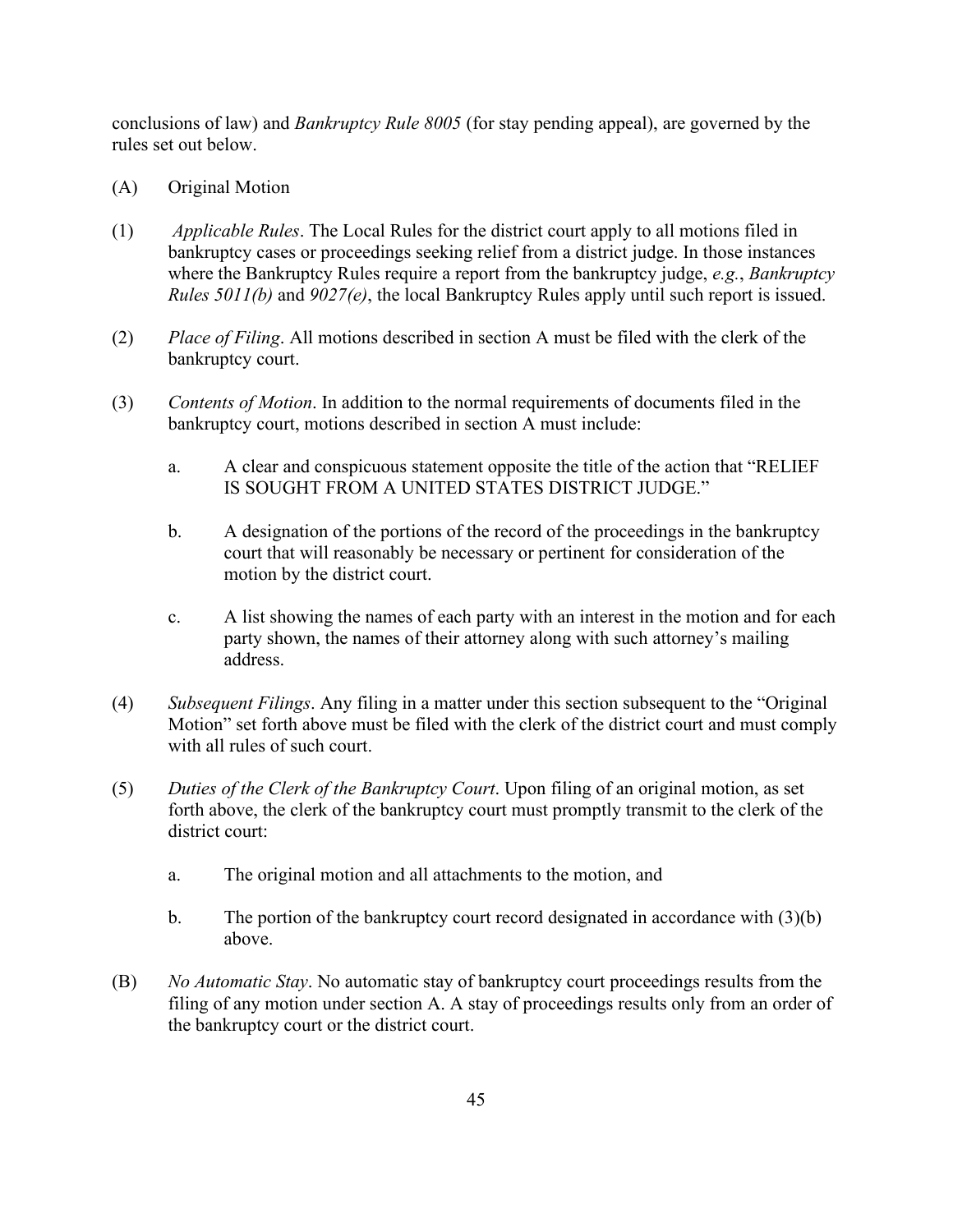conclusions of law) and *Bankruptcy Rule 8005* (for stay pending appeal), are governed by the rules set out below.

(A) Original Motion

(1) *Applicable Rules*. The Local Rules for the district court apply to all motions filed in bankruptcy cases or proceedings seeking relief from a district judge. In those instances where the Bankruptcy Rules require a report from the bankruptcy judge, *e.g.*, *Bankruptcy Rules 5011(b)* and *9027(e)*, the local Bankruptcy Rules apply until such report is issued.

(2) *Place of Filing*. All motions described in section A must be filed with the clerk of the bankruptcy court.

(3) *Contents of Motion*. In addition to the normal requirements of documents filed in the bankruptcy court, motions described in section A must include:

  a. A clear and conspicuous statement opposite the title of the action that "RELIEF IS SOUGHT FROM A UNITED STATES DISTRICT JUDGE."

  b. A designation of the portions of the record of the proceedings in the bankruptcy court that will reasonably be necessary or pertinent for consideration of the motion by the district court.

  c. A list showing the names of each party with an interest in the motion and for each party shown, the names of their attorney along with such attorney's mailing address.

(4) *Subsequent Filings*. Any filing in a matter under this section subsequent to the "Original Motion" set forth above must be filed with the clerk of the district court and must comply with all rules of such court.

(5) *Duties of the Clerk of the Bankruptcy Court*. Upon filing of an original motion, as set forth above, the clerk of the bankruptcy court must promptly transmit to the clerk of the district court:

  a. The original motion and all attachments to the motion, and

  b. The portion of the bankruptcy court record designated in accordance with (3)(b) above.

(B) *No Automatic Stay*. No automatic stay of bankruptcy court proceedings results from the filing of any motion under section A. A stay of proceedings results only from an order of the bankruptcy court or the district court.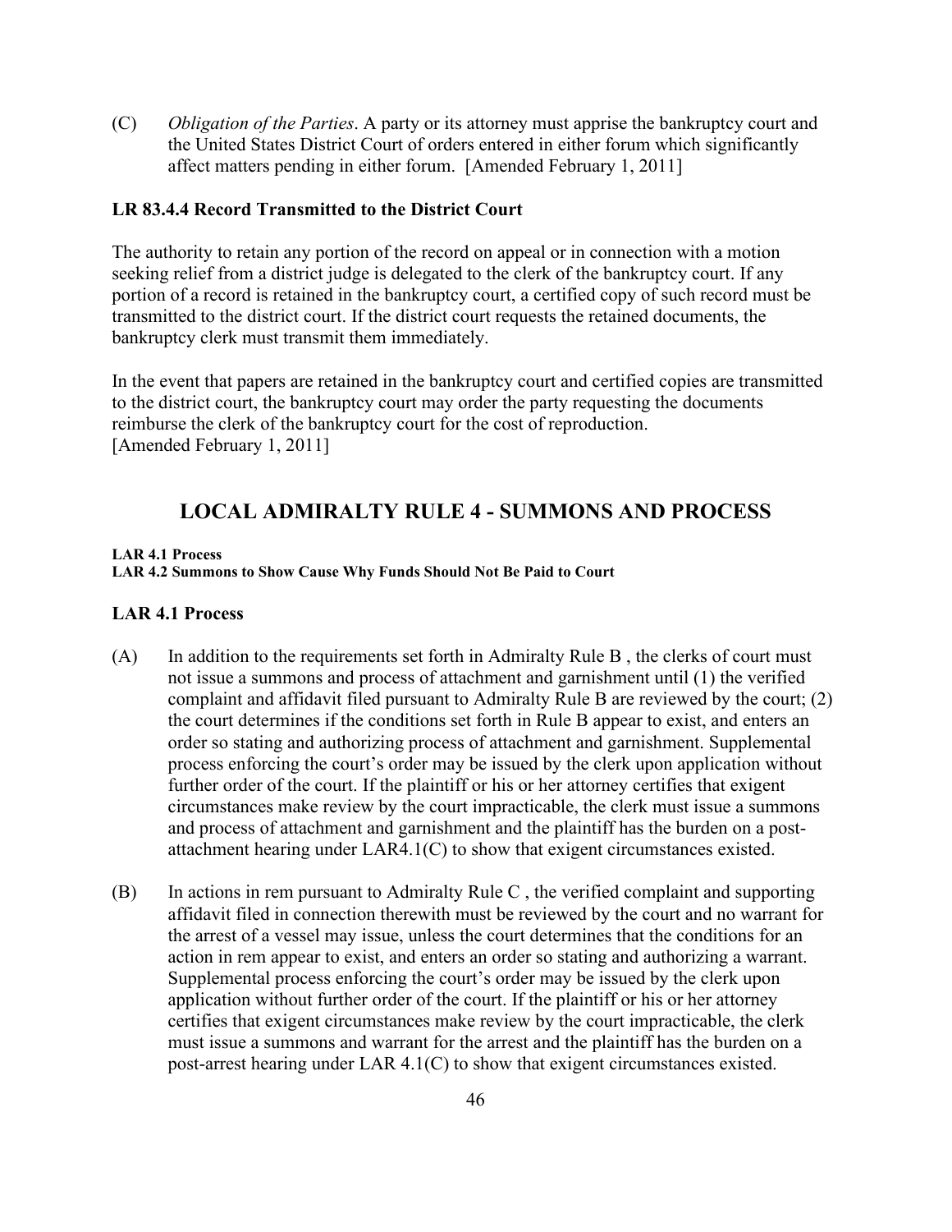(C) *Obligation of the Parties*. A party or its attorney must apprise the bankruptcy court and the United States District Court of orders entered in either forum which significantly affect matters pending in either forum. [Amended February 1, 2011]

### LR 83.4.4 Record Transmitted to the District Court

The authority to retain any portion of the record on appeal or in connection with a motion seeking relief from a district judge is delegated to the clerk of the bankruptcy court. If any portion of a record is retained in the bankruptcy court, a certified copy of such record must be transmitted to the district court. If the district court requests the retained documents, the bankruptcy clerk must transmit them immediately.

In the event that papers are retained in the bankruptcy court and certified copies are transmitted to the district court, the bankruptcy court may order the party requesting the documents reimburse the clerk of the bankruptcy court for the cost of reproduction.
[Amended February 1, 2011]

## LOCAL ADMIRALTY RULE 4 - SUMMONS AND PROCESS

**LAR 4.1 Process**
**LAR 4.2 Summons to Show Cause Why Funds Should Not Be Paid to Court**

### LAR 4.1 Process

(A) In addition to the requirements set forth in Admiralty Rule B , the clerks of court must not issue a summons and process of attachment and garnishment until (1) the verified complaint and affidavit filed pursuant to Admiralty Rule B are reviewed by the court; (2) the court determines if the conditions set forth in Rule B appear to exist, and enters an order so stating and authorizing process of attachment and garnishment. Supplemental process enforcing the court's order may be issued by the clerk upon application without further order of the court. If the plaintiff or his or her attorney certifies that exigent circumstances make review by the court impracticable, the clerk must issue a summons and process of attachment and garnishment and the plaintiff has the burden on a post-attachment hearing under LAR4.1(C) to show that exigent circumstances existed.

(B) In actions in rem pursuant to Admiralty Rule C , the verified complaint and supporting affidavit filed in connection therewith must be reviewed by the court and no warrant for the arrest of a vessel may issue, unless the court determines that the conditions for an action in rem appear to exist, and enters an order so stating and authorizing a warrant. Supplemental process enforcing the court's order may be issued by the clerk upon application without further order of the court. If the plaintiff or his or her attorney certifies that exigent circumstances make review by the court impracticable, the clerk must issue a summons and warrant for the arrest and the plaintiff has the burden on a post-arrest hearing under LAR 4.1(C) to show that exigent circumstances existed.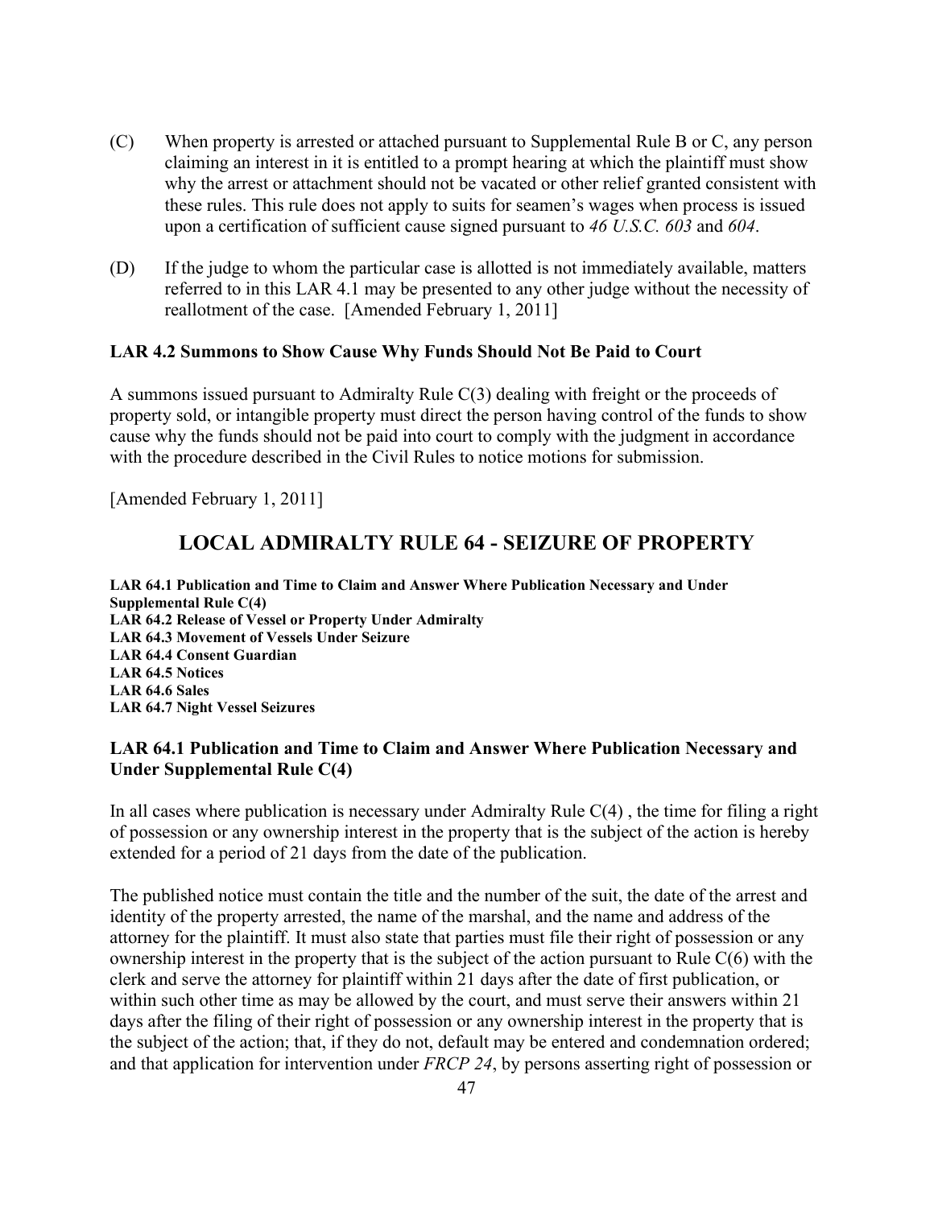(C) When property is arrested or attached pursuant to Supplemental Rule B or C, any person claiming an interest in it is entitled to a prompt hearing at which the plaintiff must show why the arrest or attachment should not be vacated or other relief granted consistent with these rules. This rule does not apply to suits for seamen's wages when process is issued upon a certification of sufficient cause signed pursuant to *46 U.S.C. 603* and *604*.

(D) If the judge to whom the particular case is allotted is not immediately available, matters referred to in this LAR 4.1 may be presented to any other judge without the necessity of reallotment of the case. [Amended February 1, 2011]

### LAR 4.2 Summons to Show Cause Why Funds Should Not Be Paid to Court

A summons issued pursuant to Admiralty Rule C(3) dealing with freight or the proceeds of property sold, or intangible property must direct the person having control of the funds to show cause why the funds should not be paid into court to comply with the judgment in accordance with the procedure described in the Civil Rules to notice motions for submission.

[Amended February 1, 2011]

## LOCAL ADMIRALTY RULE 64 - SEIZURE OF PROPERTY

**LAR 64.1 Publication and Time to Claim and Answer Where Publication Necessary and Under Supplemental Rule C(4)**
**LAR 64.2 Release of Vessel or Property Under Admiralty**
**LAR 64.3 Movement of Vessels Under Seizure**
**LAR 64.4 Consent Guardian**
**LAR 64.5 Notices**
**LAR 64.6 Sales**
**LAR 64.7 Night Vessel Seizures**

### LAR 64.1 Publication and Time to Claim and Answer Where Publication Necessary and Under Supplemental Rule C(4)

In all cases where publication is necessary under Admiralty Rule C(4) , the time for filing a right of possession or any ownership interest in the property that is the subject of the action is hereby extended for a period of 21 days from the date of the publication.

The published notice must contain the title and the number of the suit, the date of the arrest and identity of the property arrested, the name of the marshal, and the name and address of the attorney for the plaintiff. It must also state that parties must file their right of possession or any ownership interest in the property that is the subject of the action pursuant to Rule C(6) with the clerk and serve the attorney for plaintiff within 21 days after the date of first publication, or within such other time as may be allowed by the court, and must serve their answers within 21 days after the filing of their right of possession or any ownership interest in the property that is the subject of the action; that, if they do not, default may be entered and condemnation ordered; and that application for intervention under *FRCP 24*, by persons asserting right of possession or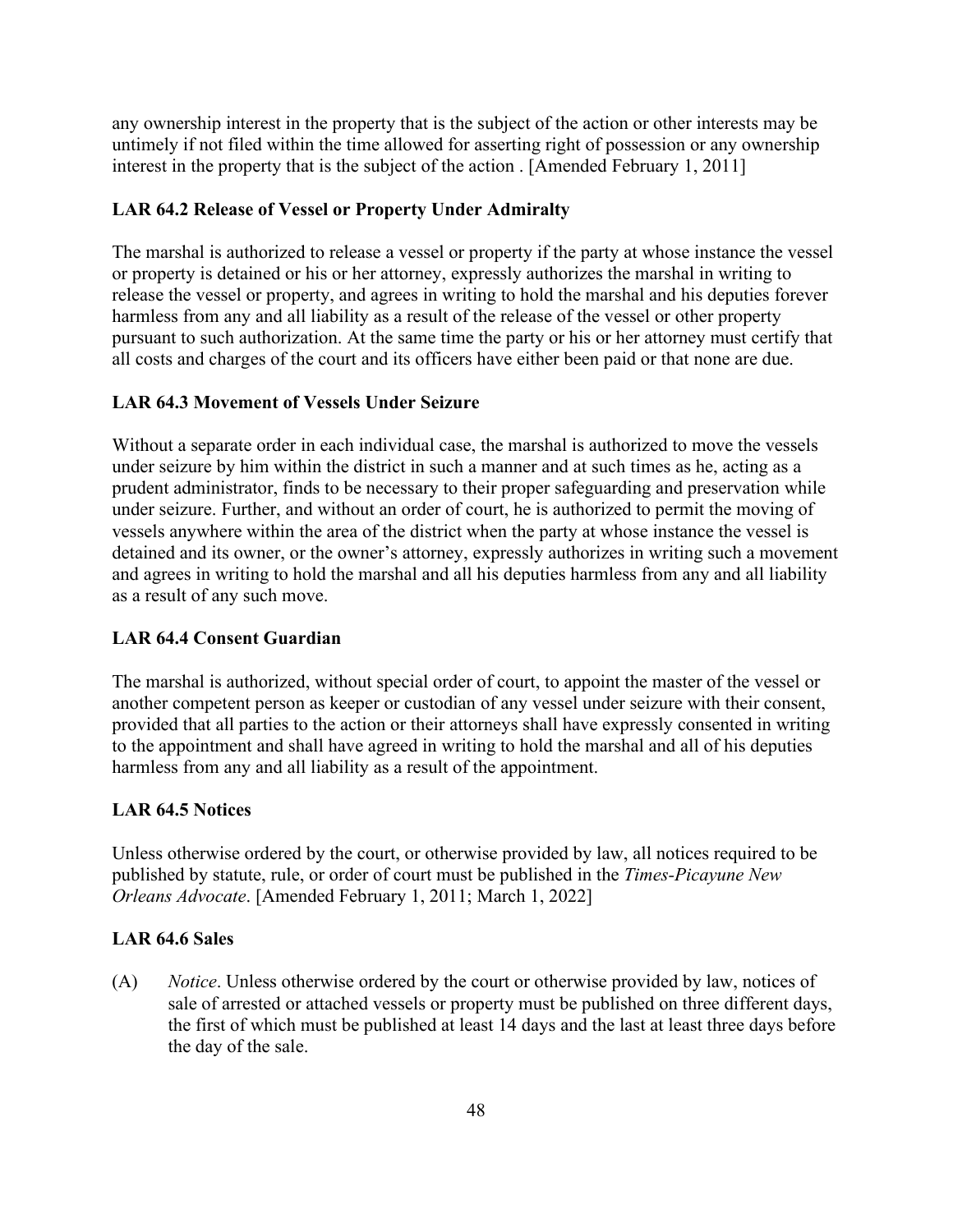any ownership interest in the property that is the subject of the action or other interests may be untimely if not filed within the time allowed for asserting right of possession or any ownership interest in the property that is the subject of the action . [Amended February 1, 2011]

### LAR 64.2 Release of Vessel or Property Under Admiralty

The marshal is authorized to release a vessel or property if the party at whose instance the vessel or property is detained or his or her attorney, expressly authorizes the marshal in writing to release the vessel or property, and agrees in writing to hold the marshal and his deputies forever harmless from any and all liability as a result of the release of the vessel or other property pursuant to such authorization. At the same time the party or his or her attorney must certify that all costs and charges of the court and its officers have either been paid or that none are due.

### LAR 64.3 Movement of Vessels Under Seizure

Without a separate order in each individual case, the marshal is authorized to move the vessels under seizure by him within the district in such a manner and at such times as he, acting as a prudent administrator, finds to be necessary to their proper safeguarding and preservation while under seizure. Further, and without an order of court, he is authorized to permit the moving of vessels anywhere within the area of the district when the party at whose instance the vessel is detained and its owner, or the owner's attorney, expressly authorizes in writing such a movement and agrees in writing to hold the marshal and all his deputies harmless from any and all liability as a result of any such move.

### LAR 64.4 Consent Guardian

The marshal is authorized, without special order of court, to appoint the master of the vessel or another competent person as keeper or custodian of any vessel under seizure with their consent, provided that all parties to the action or their attorneys shall have expressly consented in writing to the appointment and shall have agreed in writing to hold the marshal and all of his deputies harmless from any and all liability as a result of the appointment.

### LAR 64.5 Notices

Unless otherwise ordered by the court, or otherwise provided by law, all notices required to be published by statute, rule, or order of court must be published in the *Times-Picayune New Orleans Advocate*. [Amended February 1, 2011; March 1, 2022]

### LAR 64.6 Sales

(A) *Notice*. Unless otherwise ordered by the court or otherwise provided by law, notices of sale of arrested or attached vessels or property must be published on three different days, the first of which must be published at least 14 days and the last at least three days before the day of the sale.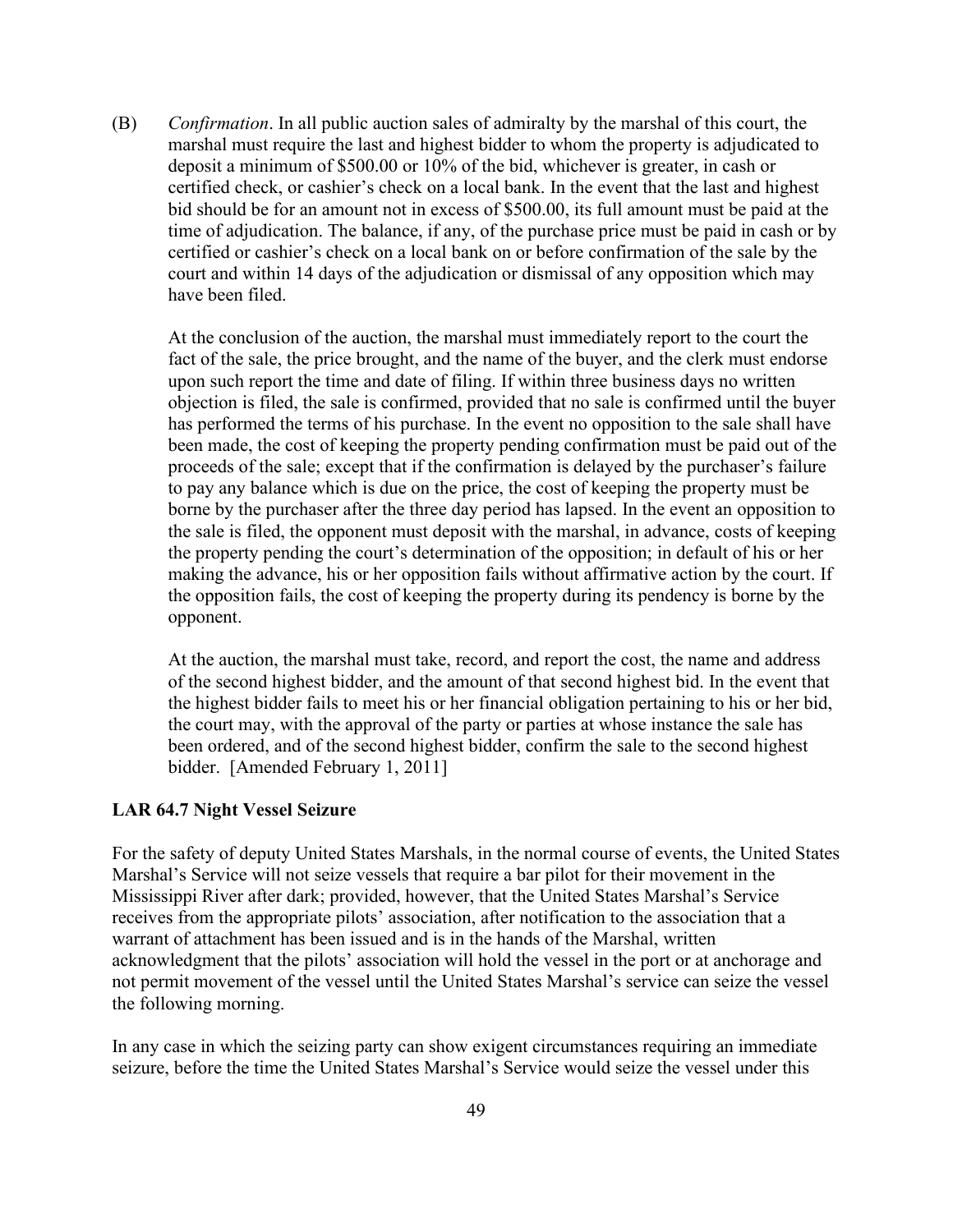(B) *Confirmation*. In all public auction sales of admiralty by the marshal of this court, the marshal must require the last and highest bidder to whom the property is adjudicated to deposit a minimum of $500.00 or 10% of the bid, whichever is greater, in cash or certified check, or cashier's check on a local bank. In the event that the last and highest bid should be for an amount not in excess of $500.00, its full amount must be paid at the time of adjudication. The balance, if any, of the purchase price must be paid in cash or by certified or cashier's check on a local bank on or before confirmation of the sale by the court and within 14 days of the adjudication or dismissal of any opposition which may have been filed.

At the conclusion of the auction, the marshal must immediately report to the court the fact of the sale, the price brought, and the name of the buyer, and the clerk must endorse upon such report the time and date of filing. If within three business days no written objection is filed, the sale is confirmed, provided that no sale is confirmed until the buyer has performed the terms of his purchase. In the event no opposition to the sale shall have been made, the cost of keeping the property pending confirmation must be paid out of the proceeds of the sale; except that if the confirmation is delayed by the purchaser's failure to pay any balance which is due on the price, the cost of keeping the property must be borne by the purchaser after the three day period has lapsed. In the event an opposition to the sale is filed, the opponent must deposit with the marshal, in advance, costs of keeping the property pending the court's determination of the opposition; in default of his or her making the advance, his or her opposition fails without affirmative action by the court. If the opposition fails, the cost of keeping the property during its pendency is borne by the opponent.

At the auction, the marshal must take, record, and report the cost, the name and address of the second highest bidder, and the amount of that second highest bid. In the event that the highest bidder fails to meet his or her financial obligation pertaining to his or her bid, the court may, with the approval of the party or parties at whose instance the sale has been ordered, and of the second highest bidder, confirm the sale to the second highest bidder. [Amended February 1, 2011]

**LAR 64.7 Night Vessel Seizure**

For the safety of deputy United States Marshals, in the normal course of events, the United States Marshal's Service will not seize vessels that require a bar pilot for their movement in the Mississippi River after dark; provided, however, that the United States Marshal's Service receives from the appropriate pilots' association, after notification to the association that a warrant of attachment has been issued and is in the hands of the Marshal, written acknowledgment that the pilots' association will hold the vessel in the port or at anchorage and not permit movement of the vessel until the United States Marshal's service can seize the vessel the following morning.

In any case in which the seizing party can show exigent circumstances requiring an immediate seizure, before the time the United States Marshal's Service would seize the vessel under this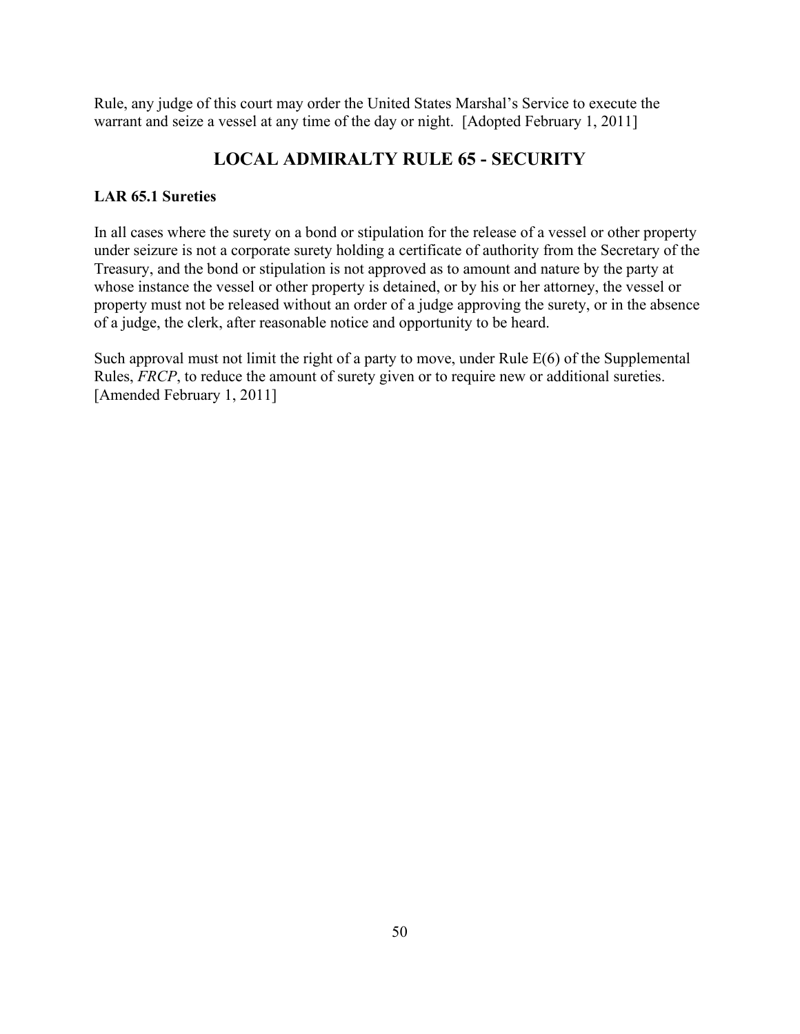Rule, any judge of this court may order the United States Marshal's Service to execute the warrant and seize a vessel at any time of the day or night. [Adopted February 1, 2011]

## LOCAL ADMIRALTY RULE 65 - SECURITY

**LAR 65.1 Sureties**

In all cases where the surety on a bond or stipulation for the release of a vessel or other property under seizure is not a corporate surety holding a certificate of authority from the Secretary of the Treasury, and the bond or stipulation is not approved as to amount and nature by the party at whose instance the vessel or other property is detained, or by his or her attorney, the vessel or property must not be released without an order of a judge approving the surety, or in the absence of a judge, the clerk, after reasonable notice and opportunity to be heard.

Such approval must not limit the right of a party to move, under Rule E(6) of the Supplemental Rules, *FRCP*, to reduce the amount of surety given or to require new or additional sureties. [Amended February 1, 2011]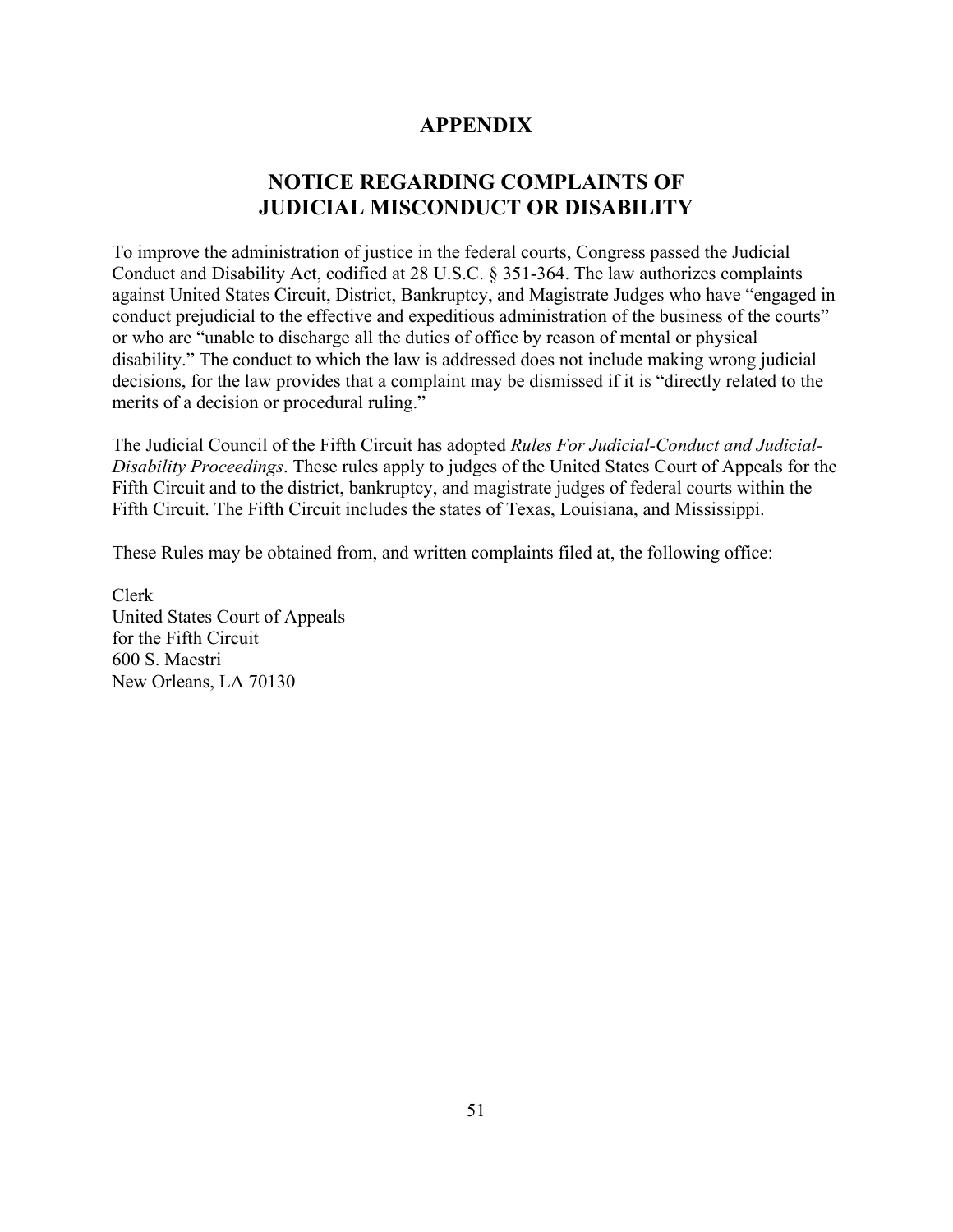# APPENDIX

## NOTICE REGARDING COMPLAINTS OF JUDICIAL MISCONDUCT OR DISABILITY

To improve the administration of justice in the federal courts, Congress passed the Judicial Conduct and Disability Act, codified at 28 U.S.C. § 351-364. The law authorizes complaints against United States Circuit, District, Bankruptcy, and Magistrate Judges who have "engaged in conduct prejudicial to the effective and expeditious administration of the business of the courts" or who are "unable to discharge all the duties of office by reason of mental or physical disability." The conduct to which the law is addressed does not include making wrong judicial decisions, for the law provides that a complaint may be dismissed if it is "directly related to the merits of a decision or procedural ruling."

The Judicial Council of the Fifth Circuit has adopted *Rules For Judicial-Conduct and Judicial-Disability Proceedings*. These rules apply to judges of the United States Court of Appeals for the Fifth Circuit and to the district, bankruptcy, and magistrate judges of federal courts within the Fifth Circuit. The Fifth Circuit includes the states of Texas, Louisiana, and Mississippi.

These Rules may be obtained from, and written complaints filed at, the following office:

Clerk  
United States Court of Appeals  
for the Fifth Circuit  
600 S. Maestri  
New Orleans, LA 70130